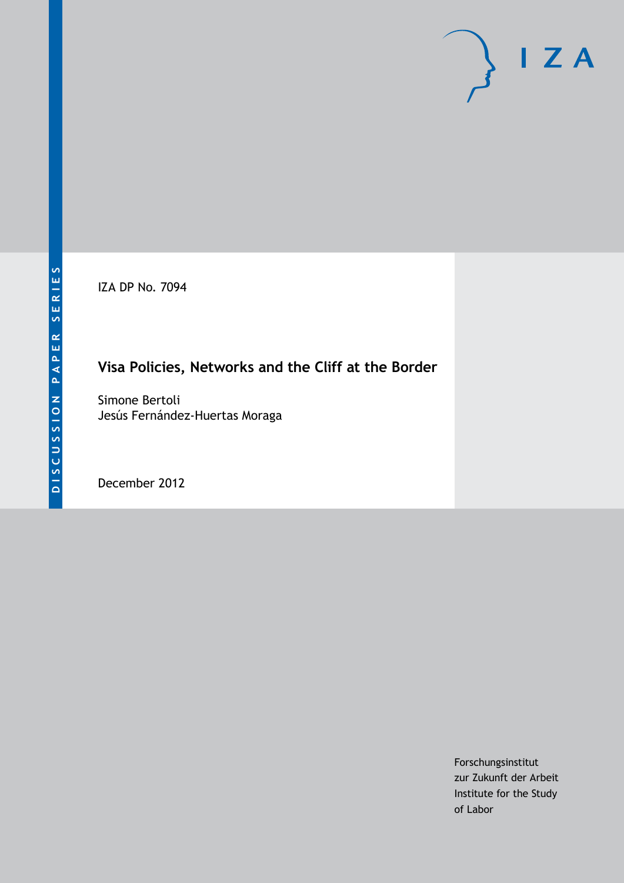DISCUSSION PAPER SERIES

IZA DP No. 7094

# Visa Policies, Networks and the Cliff at the Border

Simone Bertoli
Jesús Fernández-Huertas Moraga

December 2012

Forschungsinstitut
zur Zukunft der Arbeit
Institute for the Study
of Labor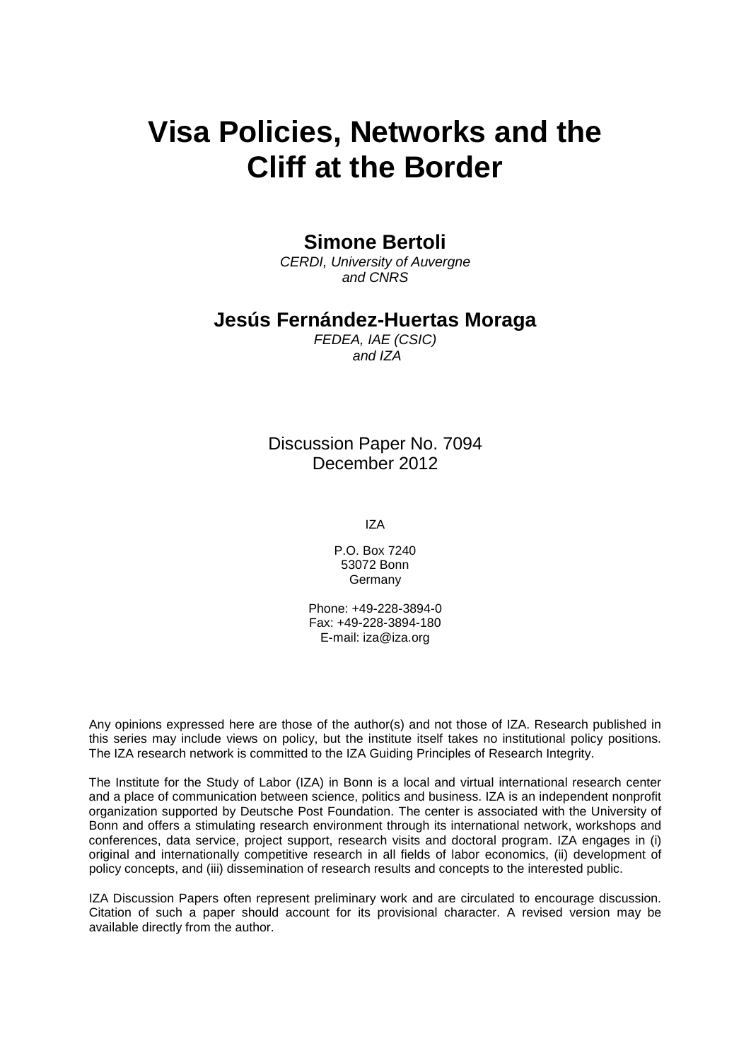# Visa Policies, Networks and the Cliff at the Border

**Simone Bertoli**

*CERDI, University of Auvergne and CNRS*

**Jesús Fernández-Huertas Moraga**

*FEDEA, IAE (CSIC) and IZA*

Discussion Paper No. 7094
December 2012

IZA

P.O. Box 7240
53072 Bonn
Germany

Phone: +49-228-3894-0
Fax: +49-228-3894-180
E-mail: iza@iza.org

Any opinions expressed here are those of the author(s) and not those of IZA. Research published in this series may include views on policy, but the institute itself takes no institutional policy positions. The IZA research network is committed to the IZA Guiding Principles of Research Integrity.

The Institute for the Study of Labor (IZA) in Bonn is a local and virtual international research center and a place of communication between science, politics and business. IZA is an independent nonprofit organization supported by Deutsche Post Foundation. The center is associated with the University of Bonn and offers a stimulating research environment through its international network, workshops and conferences, data service, project support, research visits and doctoral program. IZA engages in (i) original and internationally competitive research in all fields of labor economics, (ii) development of policy concepts, and (iii) dissemination of research results and concepts to the interested public.

IZA Discussion Papers often represent preliminary work and are circulated to encourage discussion. Citation of such a paper should account for its provisional character. A revised version may be available directly from the author.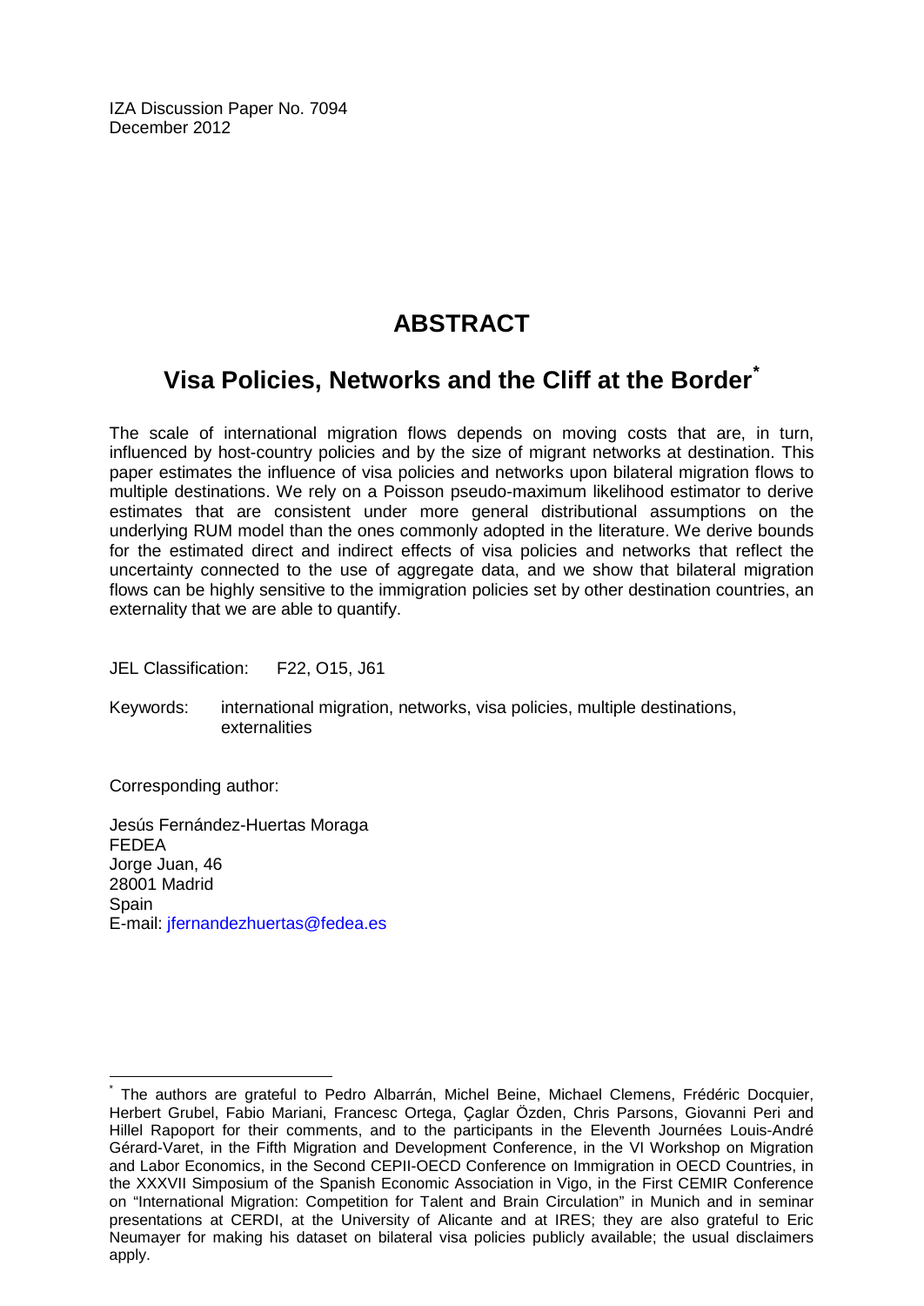IZA Discussion Paper No. 7094
December 2012

# ABSTRACT

## Visa Policies, Networks and the Cliff at the Border*

The scale of international migration flows depends on moving costs that are, in turn, influenced by host-country policies and by the size of migrant networks at destination. This paper estimates the influence of visa policies and networks upon bilateral migration flows to multiple destinations. We rely on a Poisson pseudo-maximum likelihood estimator to derive estimates that are consistent under more general distributional assumptions on the underlying RUM model than the ones commonly adopted in the literature. We derive bounds for the estimated direct and indirect effects of visa policies and networks that reflect the uncertainty connected to the use of aggregate data, and we show that bilateral migration flows can be highly sensitive to the immigration policies set by other destination countries, an externality that we are able to quantify.

JEL Classification: F22, O15, J61

Keywords: international migration, networks, visa policies, multiple destinations, externalities

Corresponding author:

Jesús Fernández-Huertas Moraga
FEDEA
Jorge Juan, 46
28001 Madrid
Spain
E-mail: jfernandezhuertas@fedea.es

---

* The authors are grateful to Pedro Albarrán, Michel Beine, Michael Clemens, Frédéric Docquier, Herbert Grubel, Fabio Mariani, Francesc Ortega, Çaglar Özden, Chris Parsons, Giovanni Peri and Hillel Rapoport for their comments, and to the participants in the Eleventh Journées Louis-André Gérard-Varet, in the Fifth Migration and Development Conference, in the VI Workshop on Migration and Labor Economics, in the Second CEPII-OECD Conference on Immigration in OECD Countries, in the XXXVII Simposium of the Spanish Economic Association in Vigo, in the First CEMIR Conference on "International Migration: Competition for Talent and Brain Circulation" in Munich and in seminar presentations at CERDI, at the University of Alicante and at IRES; they are also grateful to Eric Neumayer for making his dataset on bilateral visa policies publicly available; the usual disclaimers apply.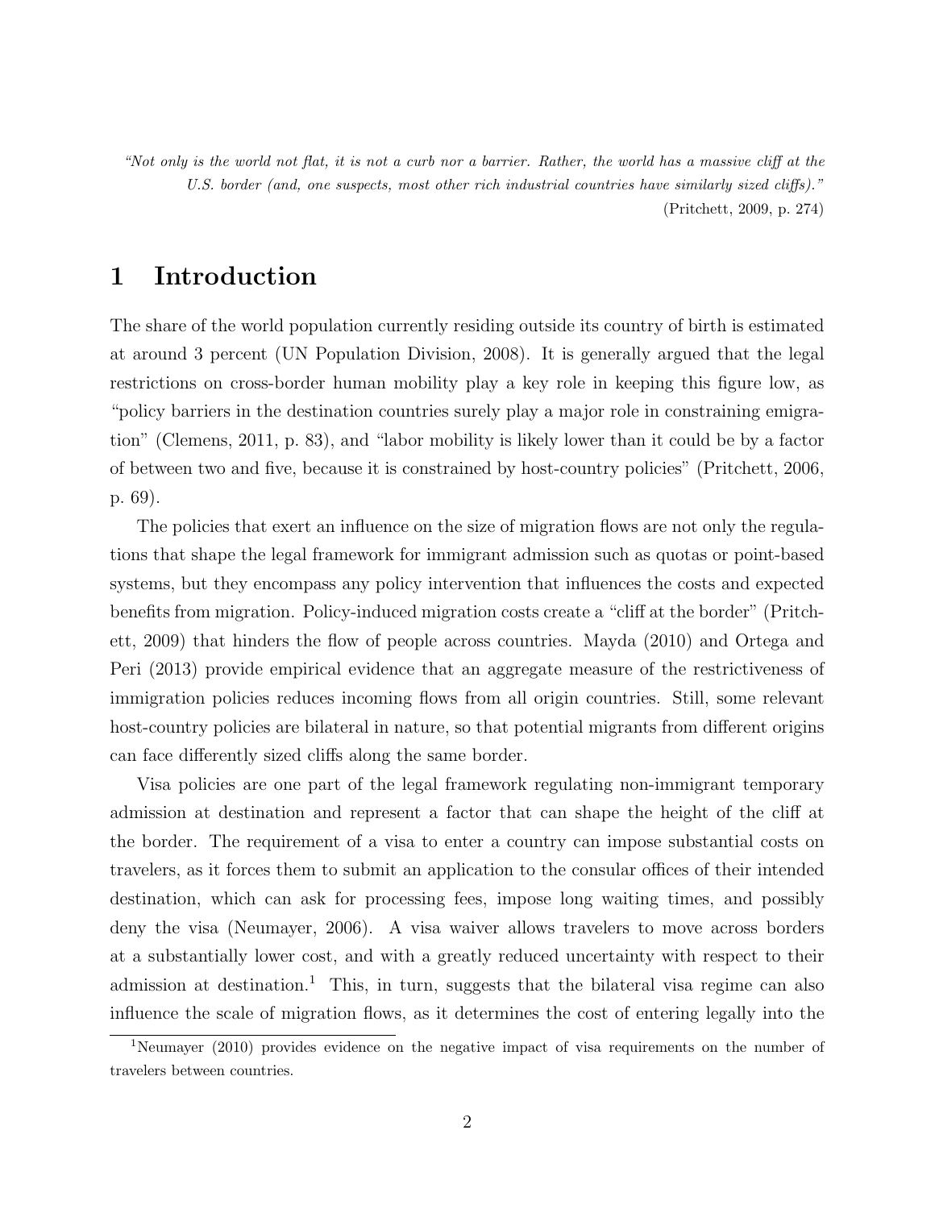*"Not only is the world not flat, it is not a curb nor a barrier. Rather, the world has a massive cliff at the U.S. border (and, one suspects, most other rich industrial countries have similarly sized cliffs)."* (Pritchett, 2009, p. 274)

# 1 Introduction

The share of the world population currently residing outside its country of birth is estimated at around 3 percent (UN Population Division, 2008). It is generally argued that the legal restrictions on cross-border human mobility play a key role in keeping this figure low, as "policy barriers in the destination countries surely play a major role in constraining emigration" (Clemens, 2011, p. 83), and "labor mobility is likely lower than it could be by a factor of between two and five, because it is constrained by host-country policies" (Pritchett, 2006, p. 69).

The policies that exert an influence on the size of migration flows are not only the regulations that shape the legal framework for immigrant admission such as quotas or point-based systems, but they encompass any policy intervention that influences the costs and expected benefits from migration. Policy-induced migration costs create a "cliff at the border" (Pritchett, 2009) that hinders the flow of people across countries. Mayda (2010) and Ortega and Peri (2013) provide empirical evidence that an aggregate measure of the restrictiveness of immigration policies reduces incoming flows from all origin countries. Still, some relevant host-country policies are bilateral in nature, so that potential migrants from different origins can face differently sized cliffs along the same border.

Visa policies are one part of the legal framework regulating non-immigrant temporary admission at destination and represent a factor that can shape the height of the cliff at the border. The requirement of a visa to enter a country can impose substantial costs on travelers, as it forces them to submit an application to the consular offices of their intended destination, which can ask for processing fees, impose long waiting times, and possibly deny the visa (Neumayer, 2006). A visa waiver allows travelers to move across borders at a substantially lower cost, and with a greatly reduced uncertainty with respect to their admission at destination.[1] This, in turn, suggests that the bilateral visa regime can also influence the scale of migration flows, as it determines the cost of entering legally into the

[1] Neumayer (2010) provides evidence on the negative impact of visa requirements on the number of travelers between countries.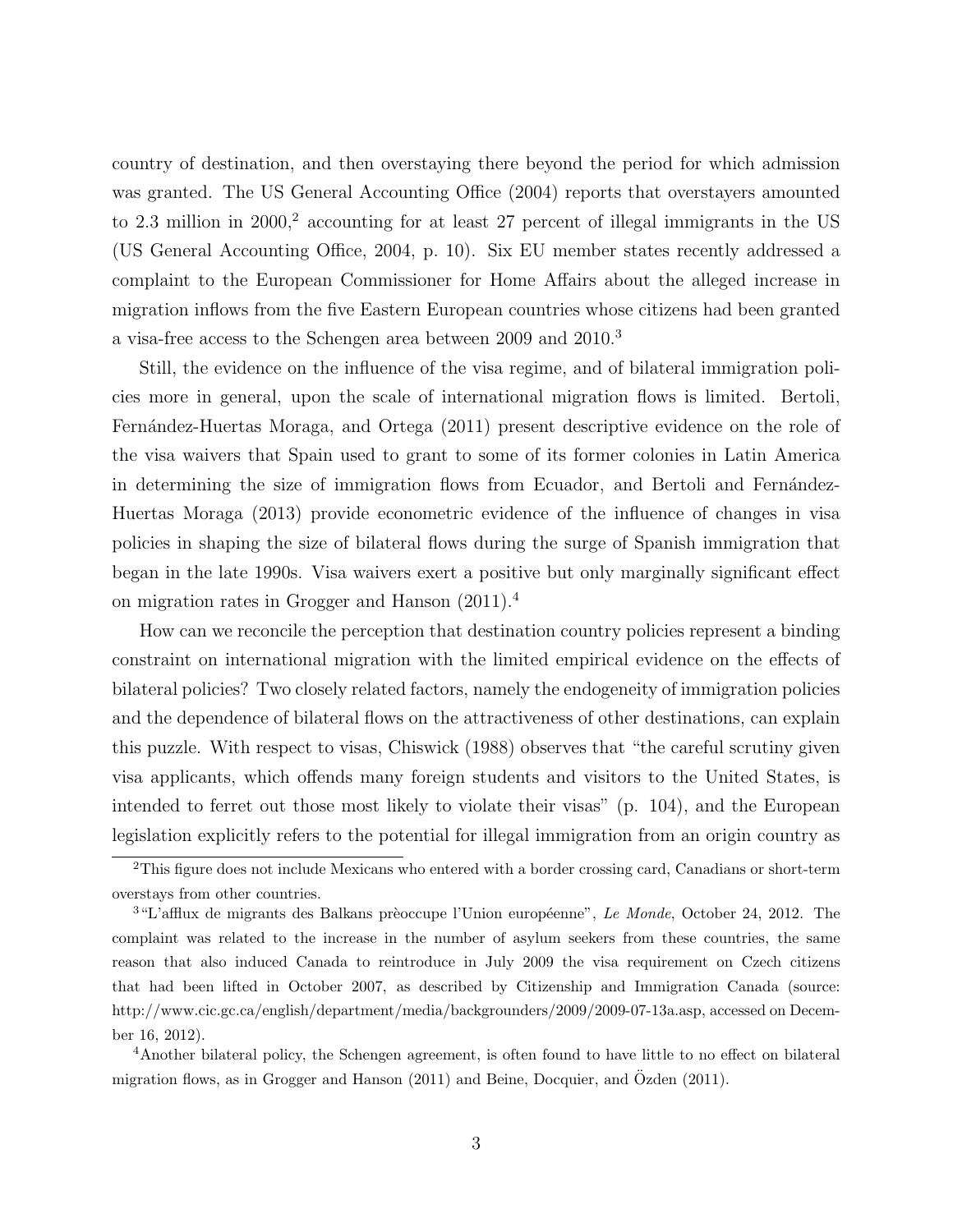country of destination, and then overstaying there beyond the period for which admission was granted. The US General Accounting Office (2004) reports that overstayers amounted to 2.3 million in 2000,[2] accounting for at least 27 percent of illegal immigrants in the US (US General Accounting Office, 2004, p. 10). Six EU member states recently addressed a complaint to the European Commissioner for Home Affairs about the alleged increase in migration inflows from the five Eastern European countries whose citizens had been granted a visa-free access to the Schengen area between 2009 and 2010.[3]

Still, the evidence on the influence of the visa regime, and of bilateral immigration policies more in general, upon the scale of international migration flows is limited. Bertoli, Fernández-Huertas Moraga, and Ortega (2011) present descriptive evidence on the role of the visa waivers that Spain used to grant to some of its former colonies in Latin America in determining the size of immigration flows from Ecuador, and Bertoli and Fernández-Huertas Moraga (2013) provide econometric evidence of the influence of changes in visa policies in shaping the size of bilateral flows during the surge of Spanish immigration that began in the late 1990s. Visa waivers exert a positive but only marginally significant effect on migration rates in Grogger and Hanson (2011).[4]

How can we reconcile the perception that destination country policies represent a binding constraint on international migration with the limited empirical evidence on the effects of bilateral policies? Two closely related factors, namely the endogeneity of immigration policies and the dependence of bilateral flows on the attractiveness of other destinations, can explain this puzzle. With respect to visas, Chiswick (1988) observes that "the careful scrutiny given visa applicants, which offends many foreign students and visitors to the United States, is intended to ferret out those most likely to violate their visas" (p. 104), and the European legislation explicitly refers to the potential for illegal immigration from an origin country as

[2] This figure does not include Mexicans who entered with a border crossing card, Canadians or short-term overstays from other countries.

[3] "L'afflux de migrants des Balkans prèoccupe l'Union européenne", *Le Monde*, October 24, 2012. The complaint was related to the increase in the number of asylum seekers from these countries, the same reason that also induced Canada to reintroduce in July 2009 the visa requirement on Czech citizens that had been lifted in October 2007, as described by Citizenship and Immigration Canada (source: http://www.cic.gc.ca/english/department/media/backgrounders/2009/2009-07-13a.asp, accessed on December 16, 2012).

[4] Another bilateral policy, the Schengen agreement, is often found to have little to no effect on bilateral migration flows, as in Grogger and Hanson (2011) and Beine, Docquier, and Özden (2011).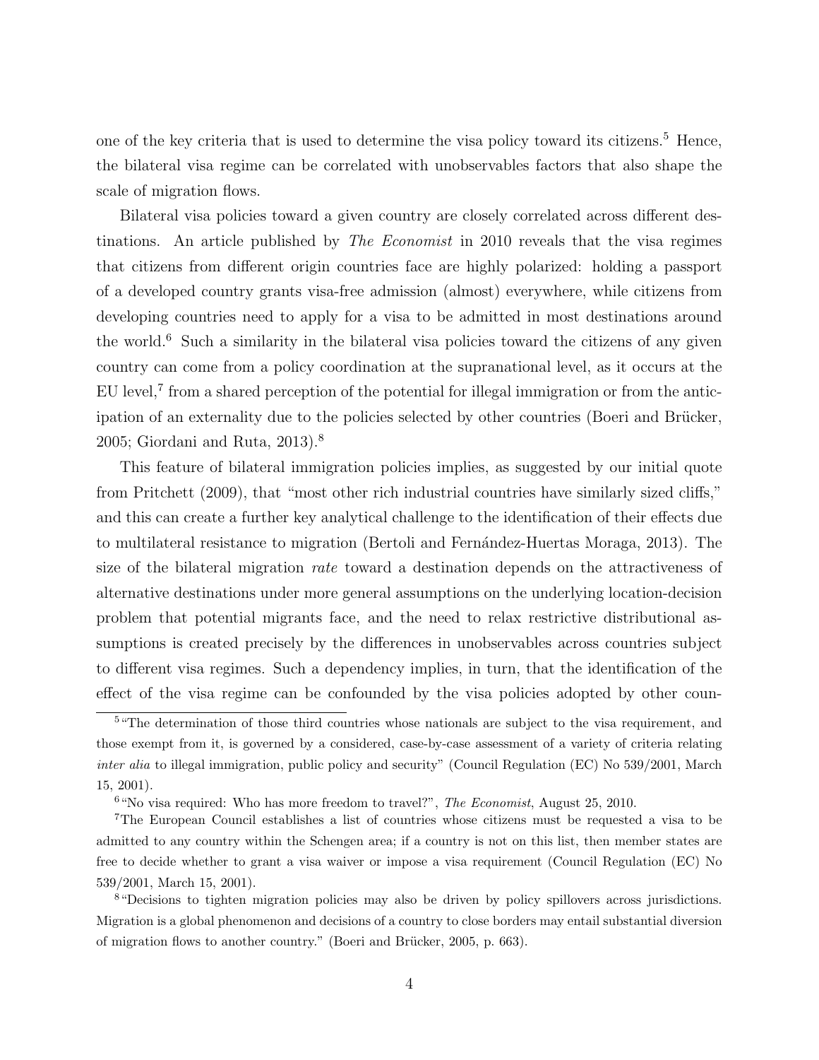one of the key criteria that is used to determine the visa policy toward its citizens.[5] Hence, the bilateral visa regime can be correlated with unobservables factors that also shape the scale of migration flows.

Bilateral visa policies toward a given country are closely correlated across different destinations. An article published by *The Economist* in 2010 reveals that the visa regimes that citizens from different origin countries face are highly polarized: holding a passport of a developed country grants visa-free admission (almost) everywhere, while citizens from developing countries need to apply for a visa to be admitted in most destinations around the world.[6] Such a similarity in the bilateral visa policies toward the citizens of any given country can come from a policy coordination at the supranational level, as it occurs at the EU level,[7] from a shared perception of the potential for illegal immigration or from the anticipation of an externality due to the policies selected by other countries (Boeri and Brücker, 2005; Giordani and Ruta, 2013).[8]

This feature of bilateral immigration policies implies, as suggested by our initial quote from Pritchett (2009), that "most other rich industrial countries have similarly sized cliffs," and this can create a further key analytical challenge to the identification of their effects due to multilateral resistance to migration (Bertoli and Fernández-Huertas Moraga, 2013). The size of the bilateral migration *rate* toward a destination depends on the attractiveness of alternative destinations under more general assumptions on the underlying location-decision problem that potential migrants face, and the need to relax restrictive distributional assumptions is created precisely by the differences in unobservables across countries subject to different visa regimes. Such a dependency implies, in turn, that the identification of the effect of the visa regime can be confounded by the visa policies adopted by other coun-

[5] "The determination of those third countries whose nationals are subject to the visa requirement, and those exempt from it, is governed by a considered, case-by-case assessment of a variety of criteria relating *inter alia* to illegal immigration, public policy and security" (Council Regulation (EC) No 539/2001, March 15, 2001).

[6] "No visa required: Who has more freedom to travel?", *The Economist*, August 25, 2010.

[7] The European Council establishes a list of countries whose citizens must be requested a visa to be admitted to any country within the Schengen area; if a country is not on this list, then member states are free to decide whether to grant a visa waiver or impose a visa requirement (Council Regulation (EC) No 539/2001, March 15, 2001).

[8] "Decisions to tighten migration policies may also be driven by policy spillovers across jurisdictions. Migration is a global phenomenon and decisions of a country to close borders may entail substantial diversion of migration flows to another country." (Boeri and Brücker, 2005, p. 663).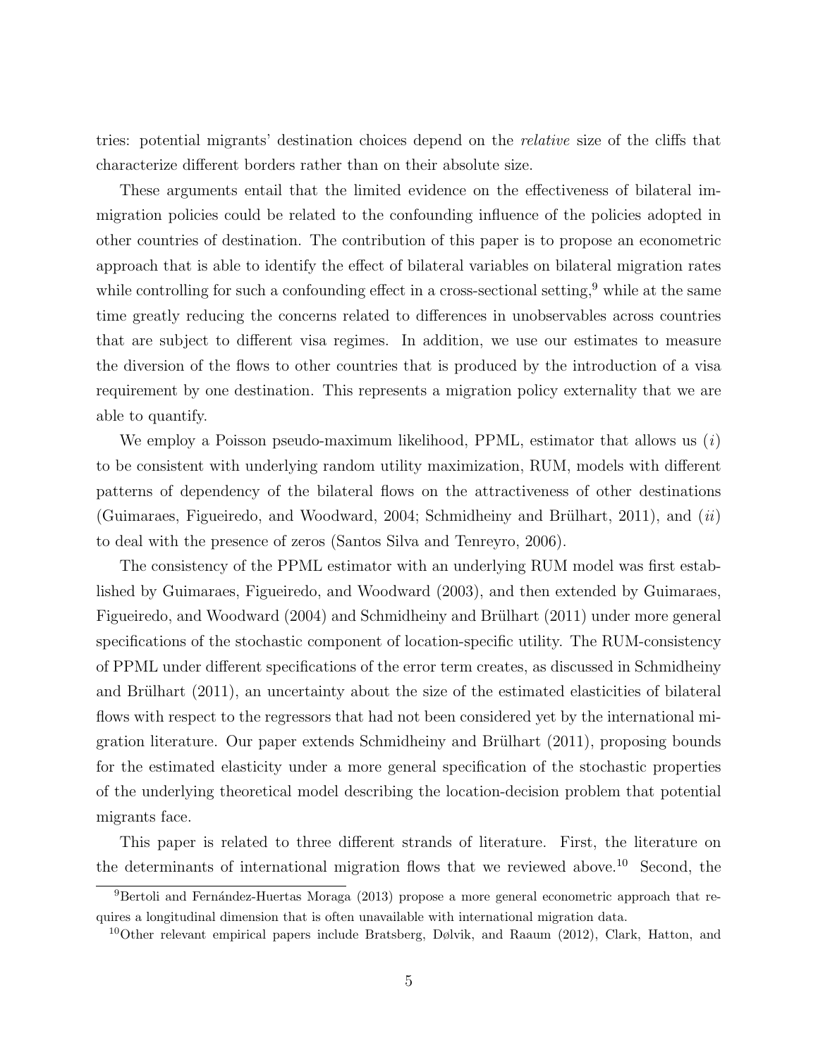tries: potential migrants' destination choices depend on the *relative* size of the cliffs that characterize different borders rather than on their absolute size.

These arguments entail that the limited evidence on the effectiveness of bilateral immigration policies could be related to the confounding influence of the policies adopted in other countries of destination. The contribution of this paper is to propose an econometric approach that is able to identify the effect of bilateral variables on bilateral migration rates while controlling for such a confounding effect in a cross-sectional setting,[9] while at the same time greatly reducing the concerns related to differences in unobservables across countries that are subject to different visa regimes. In addition, we use our estimates to measure the diversion of the flows to other countries that is produced by the introduction of a visa requirement by one destination. This represents a migration policy externality that we are able to quantify.

We employ a Poisson pseudo-maximum likelihood, PPML, estimator that allows us (*i*) to be consistent with underlying random utility maximization, RUM, models with different patterns of dependency of the bilateral flows on the attractiveness of other destinations (Guimaraes, Figueiredo, and Woodward, 2004; Schmidheiny and Brülhart, 2011), and (*ii*) to deal with the presence of zeros (Santos Silva and Tenreyro, 2006).

The consistency of the PPML estimator with an underlying RUM model was first established by Guimaraes, Figueiredo, and Woodward (2003), and then extended by Guimaraes, Figueiredo, and Woodward (2004) and Schmidheiny and Brülhart (2011) under more general specifications of the stochastic component of location-specific utility. The RUM-consistency of PPML under different specifications of the error term creates, as discussed in Schmidheiny and Brülhart (2011), an uncertainty about the size of the estimated elasticities of bilateral flows with respect to the regressors that had not been considered yet by the international migration literature. Our paper extends Schmidheiny and Brülhart (2011), proposing bounds for the estimated elasticity under a more general specification of the stochastic properties of the underlying theoretical model describing the location-decision problem that potential migrants face.

This paper is related to three different strands of literature. First, the literature on the determinants of international migration flows that we reviewed above.[10] Second, the

[9] Bertoli and Fernández-Huertas Moraga (2013) propose a more general econometric approach that requires a longitudinal dimension that is often unavailable with international migration data.

[10] Other relevant empirical papers include Bratsberg, Dølvik, and Raaum (2012), Clark, Hatton, and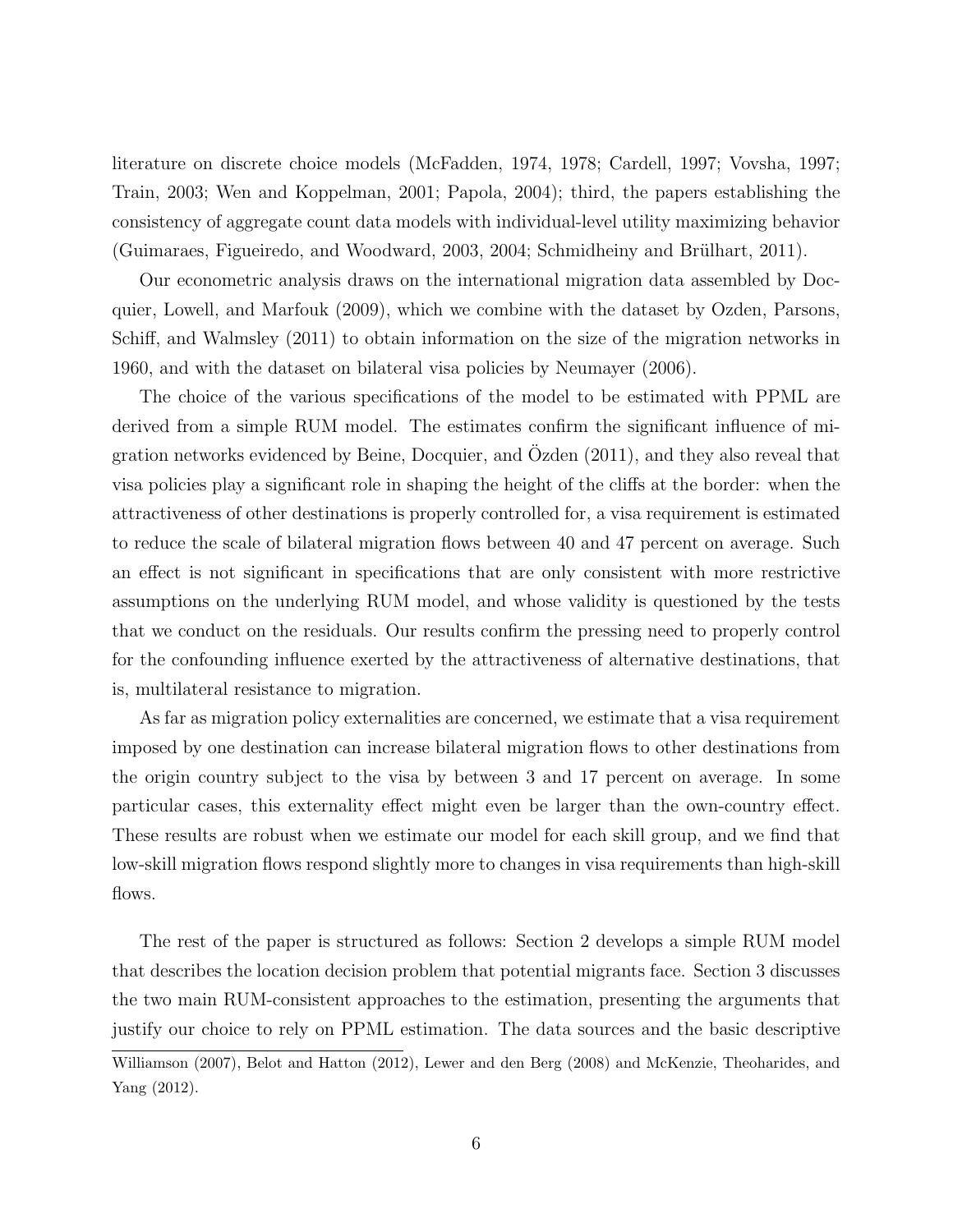literature on discrete choice models (McFadden, 1974, 1978; Cardell, 1997; Vovsha, 1997; Train, 2003; Wen and Koppelman, 2001; Papola, 2004); third, the papers establishing the consistency of aggregate count data models with individual-level utility maximizing behavior (Guimaraes, Figueiredo, and Woodward, 2003, 2004; Schmidheiny and Brülhart, 2011).

Our econometric analysis draws on the international migration data assembled by Docquier, Lowell, and Marfouk (2009), which we combine with the dataset by Ozden, Parsons, Schiff, and Walmsley (2011) to obtain information on the size of the migration networks in 1960, and with the dataset on bilateral visa policies by Neumayer (2006).

The choice of the various specifications of the model to be estimated with PPML are derived from a simple RUM model. The estimates confirm the significant influence of migration networks evidenced by Beine, Docquier, and Özden (2011), and they also reveal that visa policies play a significant role in shaping the height of the cliffs at the border: when the attractiveness of other destinations is properly controlled for, a visa requirement is estimated to reduce the scale of bilateral migration flows between 40 and 47 percent on average. Such an effect is not significant in specifications that are only consistent with more restrictive assumptions on the underlying RUM model, and whose validity is questioned by the tests that we conduct on the residuals. Our results confirm the pressing need to properly control for the confounding influence exerted by the attractiveness of alternative destinations, that is, multilateral resistance to migration.

As far as migration policy externalities are concerned, we estimate that a visa requirement imposed by one destination can increase bilateral migration flows to other destinations from the origin country subject to the visa by between 3 and 17 percent on average. In some particular cases, this externality effect might even be larger than the own-country effect. These results are robust when we estimate our model for each skill group, and we find that low-skill migration flows respond slightly more to changes in visa requirements than high-skill flows.

The rest of the paper is structured as follows: Section 2 develops a simple RUM model that describes the location decision problem that potential migrants face. Section 3 discusses the two main RUM-consistent approaches to the estimation, presenting the arguments that justify our choice to rely on PPML estimation. The data sources and the basic descriptive

Williamson (2007), Belot and Hatton (2012), Lewer and den Berg (2008) and McKenzie, Theoharides, and Yang (2012).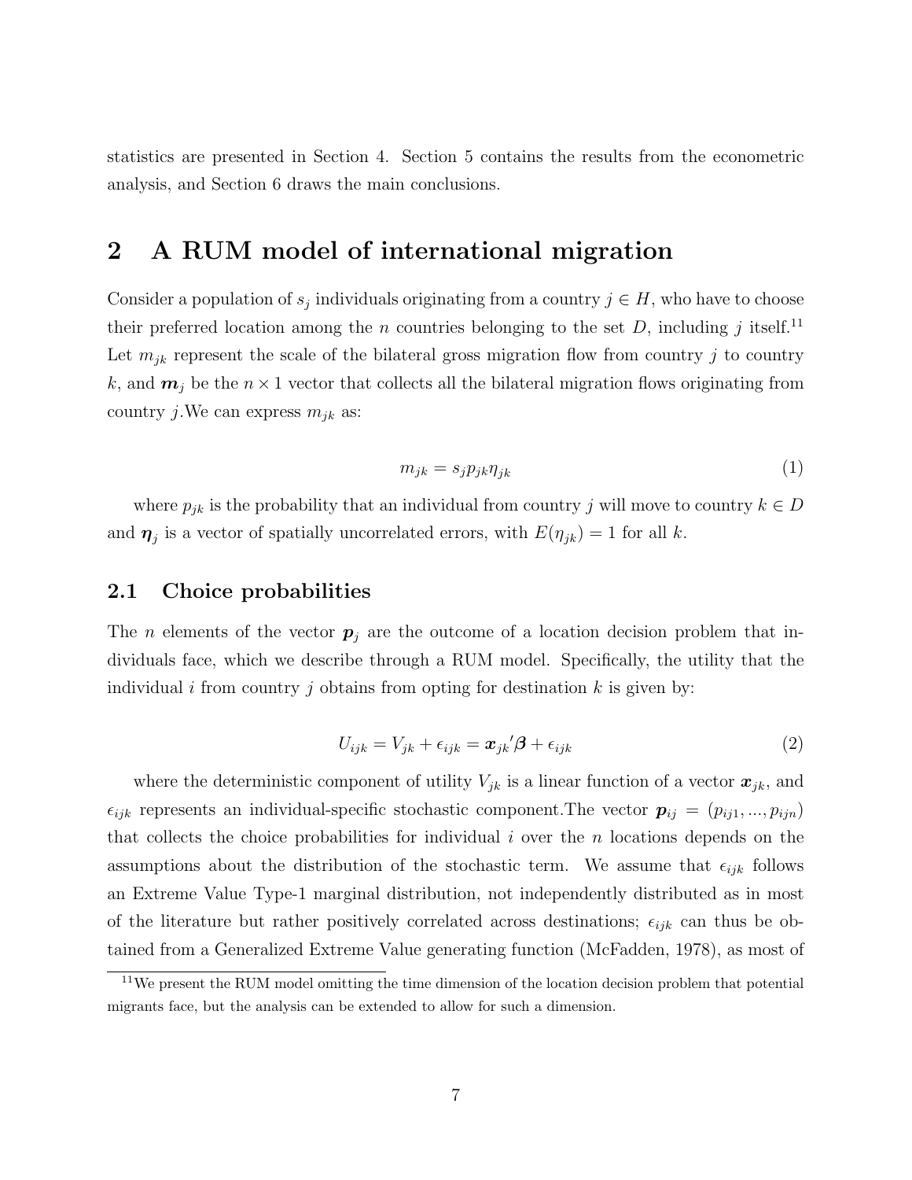statistics are presented in Section 4. Section 5 contains the results from the econometric analysis, and Section 6 draws the main conclusions.

## 2 A RUM model of international migration

Consider a population of $s_j$ individuals originating from a country $j \in H$, who have to choose their preferred location among the $n$ countries belonging to the set $D$, including $j$ itself.[11] Let $m_{jk}$ represent the scale of the bilateral gross migration flow from country $j$ to country $k$, and $\boldsymbol{m}_j$ be the $n \times 1$ vector that collects all the bilateral migration flows originating from country $j$.We can express $m_{jk}$ as:

$$m_{jk} = s_j p_{jk} \eta_{jk} \tag{1}$$

where $p_{jk}$ is the probability that an individual from country $j$ will move to country $k \in D$ and $\boldsymbol{\eta}_j$ is a vector of spatially uncorrelated errors, with $E(\eta_{jk}) = 1$ for all $k$.

### 2.1 Choice probabilities

The $n$ elements of the vector $\boldsymbol{p}_j$ are the outcome of a location decision problem that individuals face, which we describe through a RUM model. Specifically, the utility that the individual $i$ from country $j$ obtains from opting for destination $k$ is given by:

$$U_{ijk} = V_{jk} + \epsilon_{ijk} = \boldsymbol{x}_{jk}{}'\boldsymbol{\beta} + \epsilon_{ijk} \tag{2}$$

where the deterministic component of utility $V_{jk}$ is a linear function of a vector $\boldsymbol{x}_{jk}$, and $\epsilon_{ijk}$ represents an individual-specific stochastic component.The vector $\boldsymbol{p}_{ij} = (p_{ij1}, ..., p_{ijn})$ that collects the choice probabilities for individual $i$ over the $n$ locations depends on the assumptions about the distribution of the stochastic term. We assume that $\epsilon_{ijk}$ follows an Extreme Value Type-1 marginal distribution, not independently distributed as in most of the literature but rather positively correlated across destinations; $\epsilon_{ijk}$ can thus be obtained from a Generalized Extreme Value generating function (McFadden, 1978), as most of

[11] We present the RUM model omitting the time dimension of the location decision problem that potential migrants face, but the analysis can be extended to allow for such a dimension.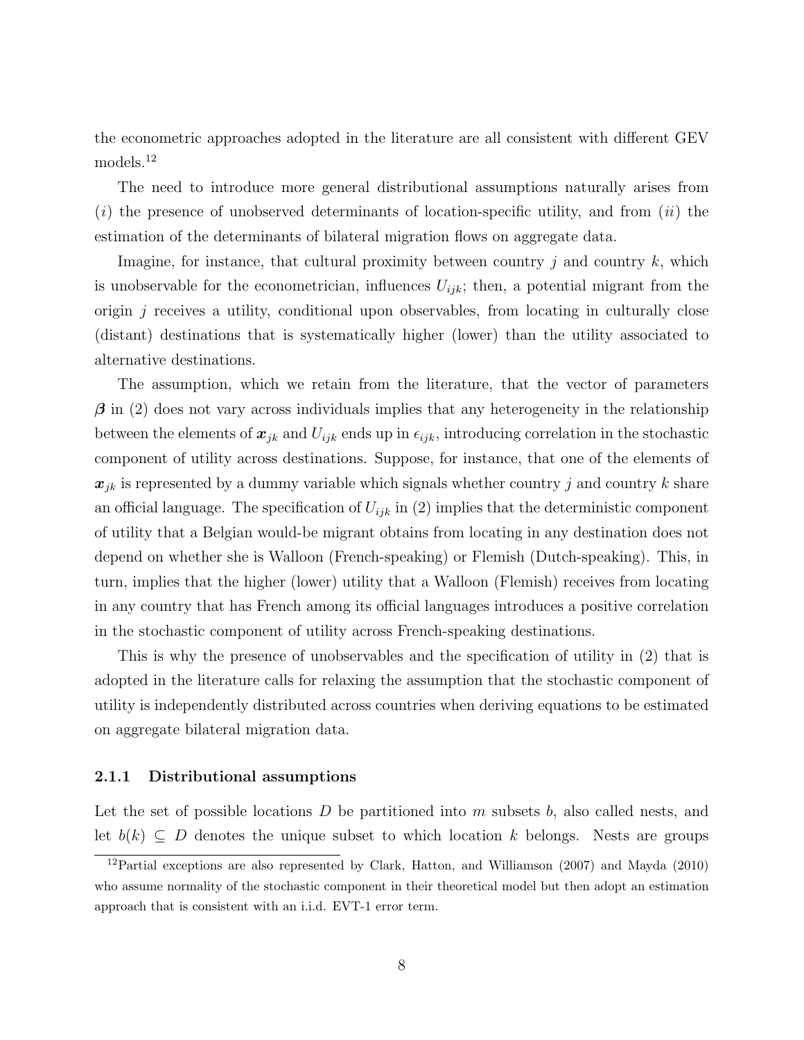the econometric approaches adopted in the literature are all consistent with different GEV models.[12]

The need to introduce more general distributional assumptions naturally arises from ($i$) the presence of unobserved determinants of location-specific utility, and from ($ii$) the estimation of the determinants of bilateral migration flows on aggregate data.

Imagine, for instance, that cultural proximity between country $j$ and country $k$, which is unobservable for the econometrician, influences $U_{ijk}$; then, a potential migrant from the origin $j$ receives a utility, conditional upon observables, from locating in culturally close (distant) destinations that is systematically higher (lower) than the utility associated to alternative destinations.

The assumption, which we retain from the literature, that the vector of parameters $\boldsymbol{\beta}$ in (2) does not vary across individuals implies that any heterogeneity in the relationship between the elements of $\boldsymbol{x}_{jk}$ and $U_{ijk}$ ends up in $\epsilon_{ijk}$, introducing correlation in the stochastic component of utility across destinations. Suppose, for instance, that one of the elements of $\boldsymbol{x}_{jk}$ is represented by a dummy variable which signals whether country $j$ and country $k$ share an official language. The specification of $U_{ijk}$ in (2) implies that the deterministic component of utility that a Belgian would-be migrant obtains from locating in any destination does not depend on whether she is Walloon (French-speaking) or Flemish (Dutch-speaking). This, in turn, implies that the higher (lower) utility that a Walloon (Flemish) receives from locating in any country that has French among its official languages introduces a positive correlation in the stochastic component of utility across French-speaking destinations.

This is why the presence of unobservables and the specification of utility in (2) that is adopted in the literature calls for relaxing the assumption that the stochastic component of utility is independently distributed across countries when deriving equations to be estimated on aggregate bilateral migration data.

### 2.1.1 Distributional assumptions

Let the set of possible locations $D$ be partitioned into $m$ subsets $b$, also called nests, and let $b(k) \subseteq D$ denotes the unique subset to which location $k$ belongs. Nests are groups

[12] Partial exceptions are also represented by Clark, Hatton, and Williamson (2007) and Mayda (2010) who assume normality of the stochastic component in their theoretical model but then adopt an estimation approach that is consistent with an i.i.d. EVT-1 error term.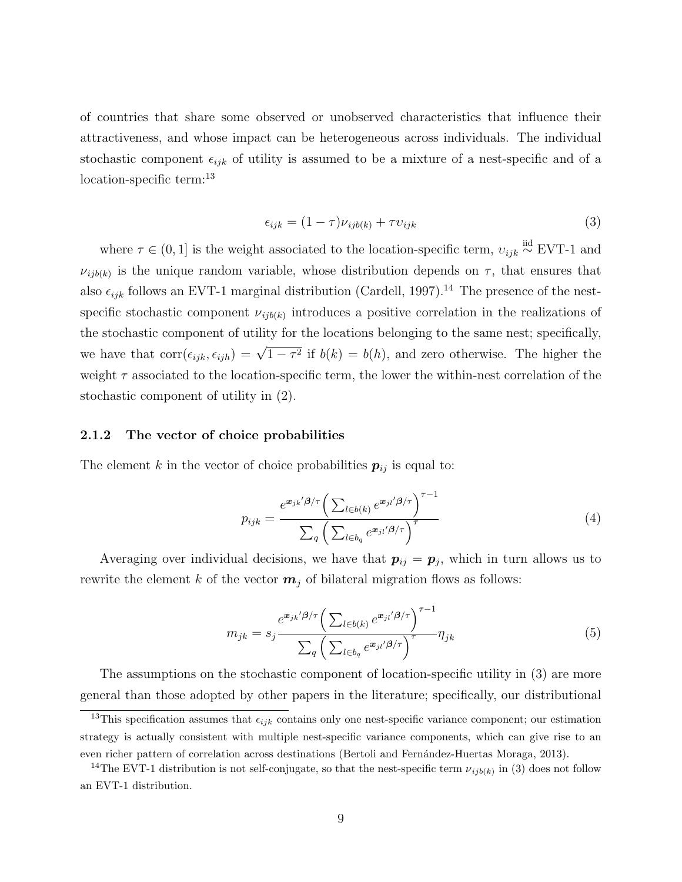of countries that share some observed or unobserved characteristics that influence their attractiveness, and whose impact can be heterogeneous across individuals. The individual stochastic component $\epsilon_{ijk}$ of utility is assumed to be a mixture of a nest-specific and of a location-specific term:[13]

$$\epsilon_{ijk} = (1-\tau)\nu_{ijb(k)} + \tau\upsilon_{ijk} \tag{3}$$

where $\tau \in (0,1]$ is the weight associated to the location-specific term, $\upsilon_{ijk} \overset{\text{iid}}{\sim}$ EVT-1 and $\nu_{ijb(k)}$ is the unique random variable, whose distribution depends on $\tau$, that ensures that also $\epsilon_{ijk}$ follows an EVT-1 marginal distribution (Cardell, 1997).[14] The presence of the nest-specific stochastic component $\nu_{ijb(k)}$ introduces a positive correlation in the realizations of the stochastic component of utility for the locations belonging to the same nest; specifically, we have that $\text{corr}(\epsilon_{ijk}, \epsilon_{ijh}) = \sqrt{1-\tau^2}$ if $b(k) = b(h)$, and zero otherwise. The higher the weight $\tau$ associated to the location-specific term, the lower the within-nest correlation of the stochastic component of utility in (2).

### 2.1.2 The vector of choice probabilities

The element $k$ in the vector of choice probabilities $\boldsymbol{p}_{ij}$ is equal to:

$$p_{ijk} = \frac{e^{\boldsymbol{x}_{jk}'\boldsymbol{\beta}/\tau}\left(\sum_{l \in b(k)} e^{\boldsymbol{x}_{jl}'\boldsymbol{\beta}/\tau}\right)^{\tau-1}}{\sum_q \left(\sum_{l \in b_q} e^{\boldsymbol{x}_{jl}'\boldsymbol{\beta}/\tau}\right)^{\tau}} \tag{4}$$

Averaging over individual decisions, we have that $\boldsymbol{p}_{ij} = \boldsymbol{p}_j$, which in turn allows us to rewrite the element $k$ of the vector $\boldsymbol{m}_j$ of bilateral migration flows as follows:

$$m_{jk} = s_j \frac{e^{\boldsymbol{x}_{jk}'\boldsymbol{\beta}/\tau}\left(\sum_{l \in b(k)} e^{\boldsymbol{x}_{jl}'\boldsymbol{\beta}/\tau}\right)^{\tau-1}}{\sum_q \left(\sum_{l \in b_q} e^{\boldsymbol{x}_{jl}'\boldsymbol{\beta}/\tau}\right)^{\tau}} \eta_{jk} \tag{5}$$

The assumptions on the stochastic component of location-specific utility in (3) are more general than those adopted by other papers in the literature; specifically, our distributional

[13] This specification assumes that $\epsilon_{ijk}$ contains only one nest-specific variance component; our estimation strategy is actually consistent with multiple nest-specific variance components, which can give rise to an even richer pattern of correlation across destinations (Bertoli and Fernández-Huertas Moraga, 2013).

[14] The EVT-1 distribution is not self-conjugate, so that the nest-specific term $\nu_{ijb(k)}$ in (3) does not follow an EVT-1 distribution.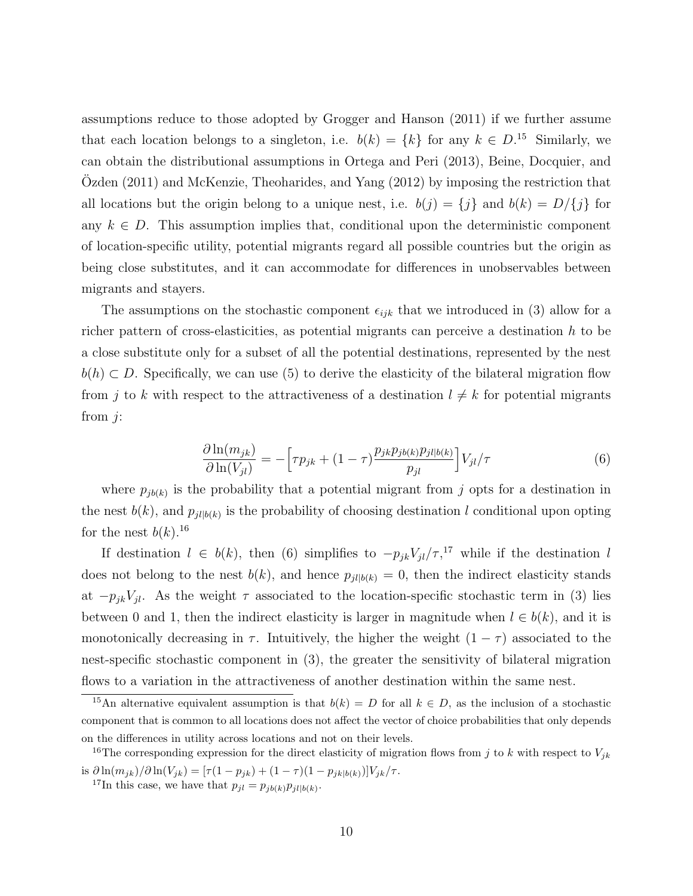assumptions reduce to those adopted by Grogger and Hanson (2011) if we further assume that each location belongs to a singleton, i.e. $b(k) = \{k\}$ for any $k \in D$.[15] Similarly, we can obtain the distributional assumptions in Ortega and Peri (2013), Beine, Docquier, and Özden (2011) and McKenzie, Theoharides, and Yang (2012) by imposing the restriction that all locations but the origin belong to a unique nest, i.e. $b(j) = \{j\}$ and $b(k) = D/\{j\}$ for any $k \in D$. This assumption implies that, conditional upon the deterministic component of location-specific utility, potential migrants regard all possible countries but the origin as being close substitutes, and it can accommodate for differences in unobservables between migrants and stayers.

The assumptions on the stochastic component $\epsilon_{ijk}$ that we introduced in (3) allow for a richer pattern of cross-elasticities, as potential migrants can perceive a destination $h$ to be a close substitute only for a subset of all the potential destinations, represented by the nest $b(h) \subset D$. Specifically, we can use (5) to derive the elasticity of the bilateral migration flow from $j$ to $k$ with respect to the attractiveness of a destination $l \neq k$ for potential migrants from $j$:

$$\frac{\partial \ln(m_{jk})}{\partial \ln(V_{jl})} = -\Big[\tau p_{jk} + (1-\tau)\frac{p_{jk}p_{jb(k)}p_{jl|b(k)}}{p_{jl}}\Big]V_{jl}/\tau \tag{6}$$

where $p_{jb(k)}$ is the probability that a potential migrant from $j$ opts for a destination in the nest $b(k)$, and $p_{jl|b(k)}$ is the probability of choosing destination $l$ conditional upon opting for the nest $b(k)$.[16]

If destination $l \in b(k)$, then (6) simplifies to $-p_{jk}V_{jl}/\tau$,[17] while if the destination $l$ does not belong to the nest $b(k)$, and hence $p_{jl|b(k)} = 0$, then the indirect elasticity stands at $-p_{jk}V_{jl}$. As the weight $\tau$ associated to the location-specific stochastic term in (3) lies between 0 and 1, then the indirect elasticity is larger in magnitude when $l \in b(k)$, and it is monotonically decreasing in $\tau$. Intuitively, the higher the weight $(1-\tau)$ associated to the nest-specific stochastic component in (3), the greater the sensitivity of bilateral migration flows to a variation in the attractiveness of another destination within the same nest.

[15] An alternative equivalent assumption is that $b(k) = D$ for all $k \in D$, as the inclusion of a stochastic component that is common to all locations does not affect the vector of choice probabilities that only depends on the differences in utility across locations and not on their levels.

[16] The corresponding expression for the direct elasticity of migration flows from $j$ to $k$ with respect to $V_{jk}$ is $\partial \ln(m_{jk})/\partial \ln(V_{jk}) = [\tau(1-p_{jk}) + (1-\tau)(1-p_{jk|b(k)})]V_{jk}/\tau$.

[17] In this case, we have that $p_{jl} = p_{jb(k)}p_{jl|b(k)}$.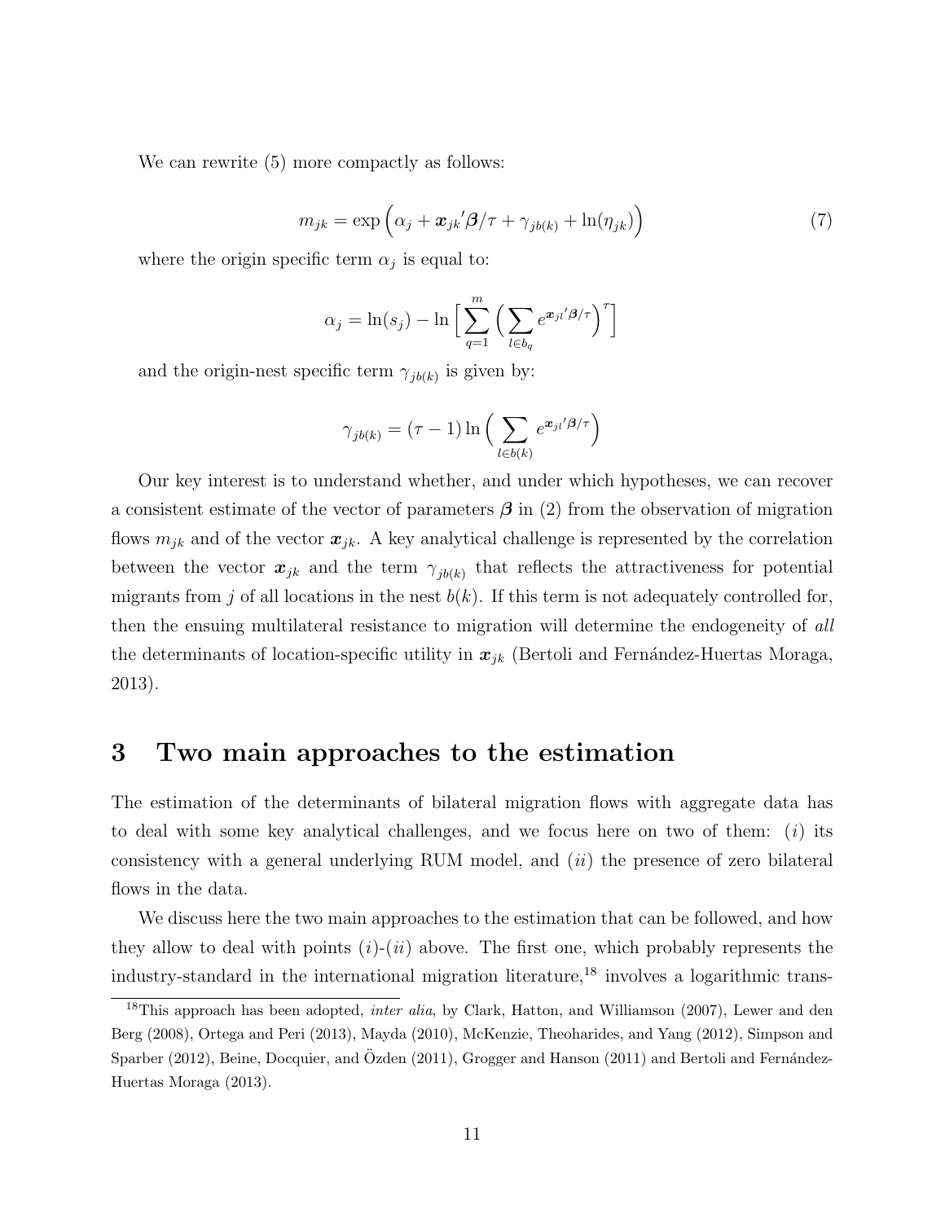We can rewrite (5) more compactly as follows:

$$m_{jk} = \exp\Big(\alpha_j + \boldsymbol{x}_{jk}{}'\boldsymbol{\beta}/\tau + \gamma_{jb(k)} + \ln(\eta_{jk})\Big) \tag{7}$$

where the origin specific term $\alpha_j$ is equal to:

$$\alpha_j = \ln(s_j) - \ln\Big[\sum_{q=1}^{m}\Big(\sum_{l\in b_q} e^{\boldsymbol{x}_{jl}{}'\boldsymbol{\beta}/\tau}\Big)^{\tau}\Big]$$

and the origin-nest specific term $\gamma_{jb(k)}$ is given by:

$$\gamma_{jb(k)} = (\tau - 1)\ln\Big(\sum_{l\in b(k)} e^{\boldsymbol{x}_{jl}{}'\boldsymbol{\beta}/\tau}\Big)$$

Our key interest is to understand whether, and under which hypotheses, we can recover a consistent estimate of the vector of parameters $\boldsymbol{\beta}$ in (2) from the observation of migration flows $m_{jk}$ and of the vector $\boldsymbol{x}_{jk}$. A key analytical challenge is represented by the correlation between the vector $\boldsymbol{x}_{jk}$ and the term $\gamma_{jb(k)}$ that reflects the attractiveness for potential migrants from $j$ of all locations in the nest $b(k)$. If this term is not adequately controlled for, then the ensuing multilateral resistance to migration will determine the endogeneity of *all* the determinants of location-specific utility in $\boldsymbol{x}_{jk}$ (Bertoli and Fernández-Huertas Moraga, 2013).

# 3 Two main approaches to the estimation

The estimation of the determinants of bilateral migration flows with aggregate data has to deal with some key analytical challenges, and we focus here on two of them: (*i*) its consistency with a general underlying RUM model, and (*ii*) the presence of zero bilateral flows in the data.

We discuss here the two main approaches to the estimation that can be followed, and how they allow to deal with points (*i*)-(*ii*) above. The first one, which probably represents the industry-standard in the international migration literature,[18] involves a logarithmic trans-

[18] This approach has been adopted, *inter alia*, by Clark, Hatton, and Williamson (2007), Lewer and den Berg (2008), Ortega and Peri (2013), Mayda (2010), McKenzie, Theoharides, and Yang (2012), Simpson and Sparber (2012), Beine, Docquier, and Özden (2011), Grogger and Hanson (2011) and Bertoli and Fernández-Huertas Moraga (2013).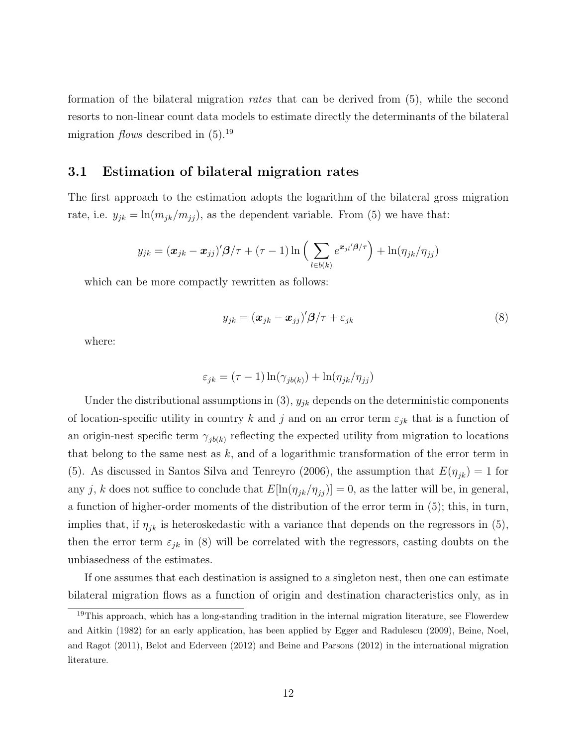formation of the bilateral migration *rates* that can be derived from (5), while the second resorts to non-linear count data models to estimate directly the determinants of the bilateral migration *flows* described in (5).[19]

## 3.1 Estimation of bilateral migration rates

The first approach to the estimation adopts the logarithm of the bilateral gross migration rate, i.e. $y_{jk} = \ln(m_{jk}/m_{jj})$, as the dependent variable. From (5) we have that:

$$y_{jk} = (\boldsymbol{x}_{jk} - \boldsymbol{x}_{jj})'\boldsymbol{\beta}/\tau + (\tau - 1)\ln\Big(\sum_{l \in b(k)} e^{\boldsymbol{x}_{jl}'\boldsymbol{\beta}/\tau}\Big) + \ln(\eta_{jk}/\eta_{jj})$$

which can be more compactly rewritten as follows:

$$y_{jk} = (\boldsymbol{x}_{jk} - \boldsymbol{x}_{jj})'\boldsymbol{\beta}/\tau + \varepsilon_{jk} \tag{8}$$

where:

$$\varepsilon_{jk} = (\tau - 1)\ln(\gamma_{jb(k)}) + \ln(\eta_{jk}/\eta_{jj})$$

Under the distributional assumptions in (3), $y_{jk}$ depends on the deterministic components of location-specific utility in country $k$ and $j$ and on an error term $\varepsilon_{jk}$ that is a function of an origin-nest specific term $\gamma_{jb(k)}$ reflecting the expected utility from migration to locations that belong to the same nest as $k$, and of a logarithmic transformation of the error term in (5). As discussed in Santos Silva and Tenreyro (2006), the assumption that $E(\eta_{jk}) = 1$ for any $j$, $k$ does not suffice to conclude that $E[\ln(\eta_{jk}/\eta_{jj})] = 0$, as the latter will be, in general, a function of higher-order moments of the distribution of the error term in (5); this, in turn, implies that, if $\eta_{jk}$ is heteroskedastic with a variance that depends on the regressors in (5), then the error term $\varepsilon_{jk}$ in (8) will be correlated with the regressors, casting doubts on the unbiasedness of the estimates.

If one assumes that each destination is assigned to a singleton nest, then one can estimate bilateral migration flows as a function of origin and destination characteristics only, as in

[19] This approach, which has a long-standing tradition in the internal migration literature, see Flowerdew and Aitkin (1982) for an early application, has been applied by Egger and Radulescu (2009), Beine, Noel, and Ragot (2011), Belot and Ederveen (2012) and Beine and Parsons (2012) in the international migration literature.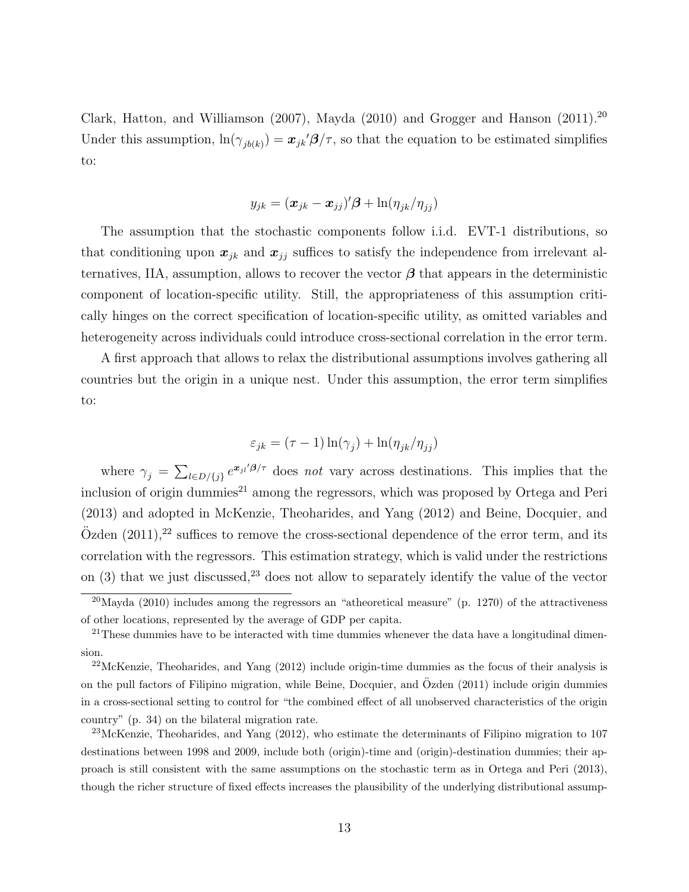Clark, Hatton, and Williamson (2007), Mayda (2010) and Grogger and Hanson (2011).[20] Under this assumption, $\ln(\gamma_{jb(k)}) = \boldsymbol{x}_{jk}'\boldsymbol{\beta}/\tau$, so that the equation to be estimated simplifies to:

$$y_{jk} = (\boldsymbol{x}_{jk} - \boldsymbol{x}_{jj})'\boldsymbol{\beta} + \ln(\eta_{jk}/\eta_{jj})$$

The assumption that the stochastic components follow i.i.d. EVT-1 distributions, so that conditioning upon $\boldsymbol{x}_{jk}$ and $\boldsymbol{x}_{jj}$ suffices to satisfy the independence from irrelevant alternatives, IIA, assumption, allows to recover the vector $\boldsymbol{\beta}$ that appears in the deterministic component of location-specific utility. Still, the appropriateness of this assumption critically hinges on the correct specification of location-specific utility, as omitted variables and heterogeneity across individuals could introduce cross-sectional correlation in the error term.

A first approach that allows to relax the distributional assumptions involves gathering all countries but the origin in a unique nest. Under this assumption, the error term simplifies to:

$$\varepsilon_{jk} = (\tau - 1)\ln(\gamma_j) + \ln(\eta_{jk}/\eta_{jj})$$

where $\gamma_j = \sum_{l \in D/\{j\}} e^{\boldsymbol{x}_{jl}'\boldsymbol{\beta}/\tau}$ does *not* vary across destinations. This implies that the inclusion of origin dummies[21] among the regressors, which was proposed by Ortega and Peri (2013) and adopted in McKenzie, Theoharides, and Yang (2012) and Beine, Docquier, and Özden (2011),[22] suffices to remove the cross-sectional dependence of the error term, and its correlation with the regressors. This estimation strategy, which is valid under the restrictions on (3) that we just discussed,[23] does not allow to separately identify the value of the vector

[20] Mayda (2010) includes among the regressors an "atheoretical measure" (p. 1270) of the attractiveness of other locations, represented by the average of GDP per capita.

[21] These dummies have to be interacted with time dummies whenever the data have a longitudinal dimension.

[22] McKenzie, Theoharides, and Yang (2012) include origin-time dummies as the focus of their analysis is on the pull factors of Filipino migration, while Beine, Docquier, and Özden (2011) include origin dummies in a cross-sectional setting to control for "the combined effect of all unobserved characteristics of the origin country" (p. 34) on the bilateral migration rate.

[23] McKenzie, Theoharides, and Yang (2012), who estimate the determinants of Filipino migration to 107 destinations between 1998 and 2009, include both (origin)-time and (origin)-destination dummies; their approach is still consistent with the same assumptions on the stochastic term as in Ortega and Peri (2013), though the richer structure of fixed effects increases the plausibility of the underlying distributional assump-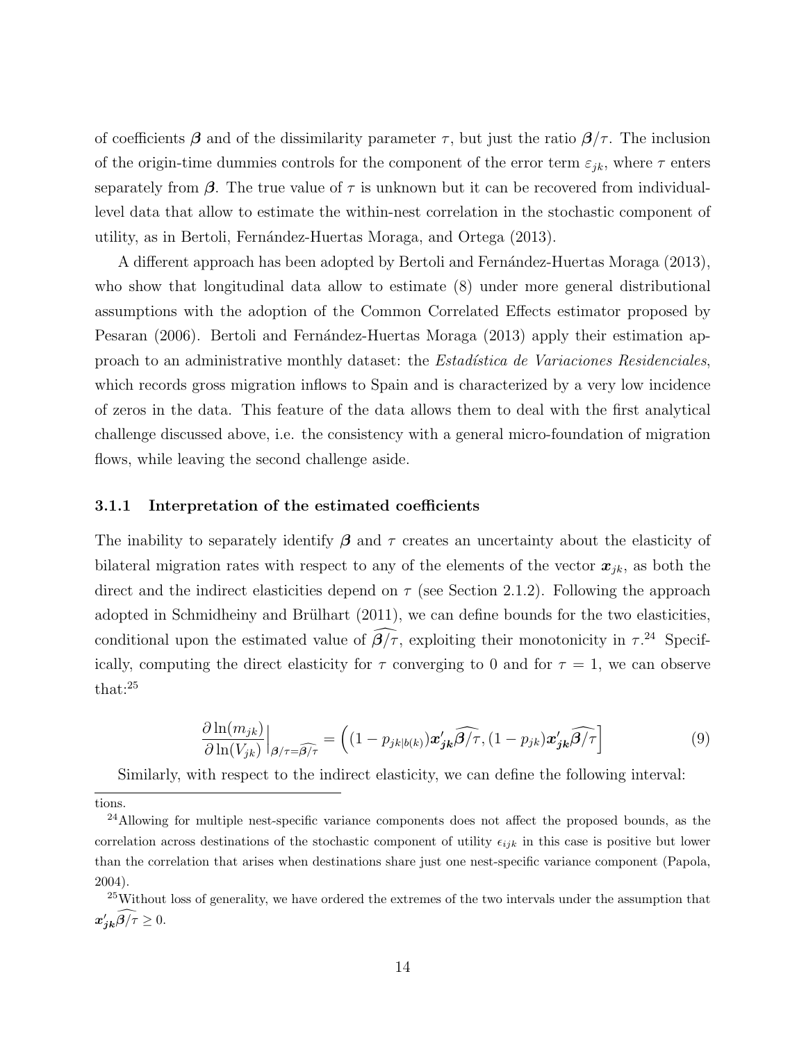of coefficients $\boldsymbol{\beta}$ and of the dissimilarity parameter $\tau$, but just the ratio $\boldsymbol{\beta}/\tau$. The inclusion of the origin-time dummies controls for the component of the error term $\varepsilon_{jk}$, where $\tau$ enters separately from $\boldsymbol{\beta}$. The true value of $\tau$ is unknown but it can be recovered from individual-level data that allow to estimate the within-nest correlation in the stochastic component of utility, as in Bertoli, Fernández-Huertas Moraga, and Ortega (2013).

A different approach has been adopted by Bertoli and Fernández-Huertas Moraga (2013), who show that longitudinal data allow to estimate (8) under more general distributional assumptions with the adoption of the Common Correlated Effects estimator proposed by Pesaran (2006). Bertoli and Fernández-Huertas Moraga (2013) apply their estimation approach to an administrative monthly dataset: the *Estadística de Variaciones Residenciales*, which records gross migration inflows to Spain and is characterized by a very low incidence of zeros in the data. This feature of the data allows them to deal with the first analytical challenge discussed above, i.e. the consistency with a general micro-foundation of migration flows, while leaving the second challenge aside.

### 3.1.1 Interpretation of the estimated coefficients

The inability to separately identify $\boldsymbol{\beta}$ and $\tau$ creates an uncertainty about the elasticity of bilateral migration rates with respect to any of the elements of the vector $\boldsymbol{x}_{jk}$, as both the direct and the indirect elasticities depend on $\tau$ (see Section 2.1.2). Following the approach adopted in Schmidheiny and Brülhart (2011), we can define bounds for the two elasticities, conditional upon the estimated value of $\widehat{\boldsymbol{\beta}/\tau}$, exploiting their monotonicity in $\tau$.[24] Specifically, computing the direct elasticity for $\tau$ converging to 0 and for $\tau = 1$, we can observe that:[25]

$$\frac{\partial \ln(m_{jk})}{\partial \ln(V_{jk})}\Big|_{\boldsymbol{\beta}/\tau=\widehat{\boldsymbol{\beta}/\tau}} = \Big((1 - p_{jk|b(k)})\boldsymbol{x}_{\boldsymbol{jk}}'\widehat{\boldsymbol{\beta}/\tau}, (1 - p_{jk})\boldsymbol{x}_{\boldsymbol{jk}}'\widehat{\boldsymbol{\beta}/\tau}\Big] \tag{9}$$

Similarly, with respect to the indirect elasticity, we can define the following interval:

tions.

[24] Allowing for multiple nest-specific variance components does not affect the proposed bounds, as the correlation across destinations of the stochastic component of utility $\epsilon_{ijk}$ in this case is positive but lower than the correlation that arises when destinations share just one nest-specific variance component (Papola, 2004).

[25] Without loss of generality, we have ordered the extremes of the two intervals under the assumption that $\boldsymbol{x}_{\boldsymbol{jk}}'\widehat{\boldsymbol{\beta}/\tau} \geq 0$.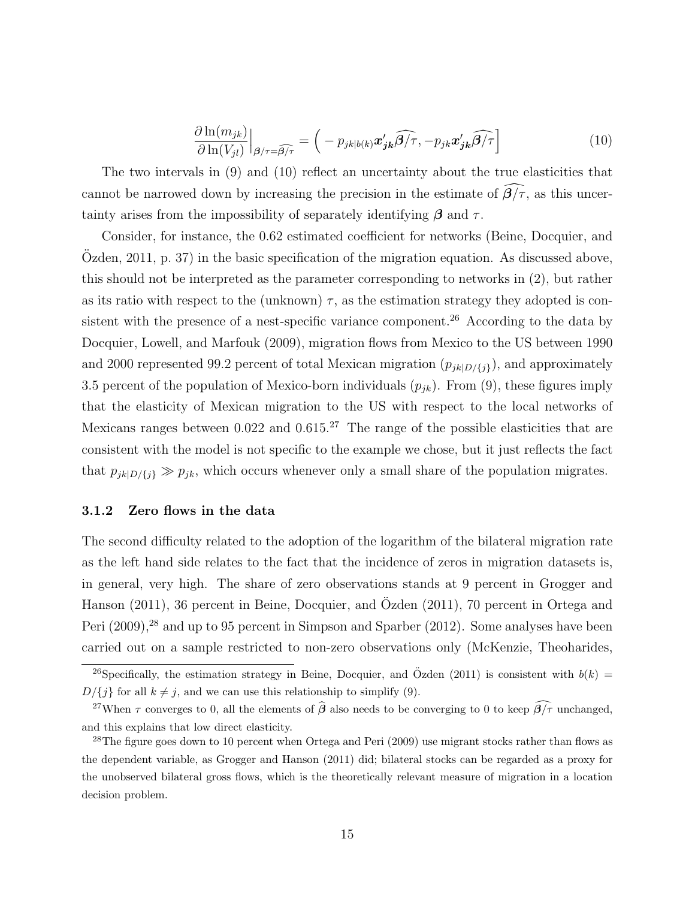$$\frac{\partial \ln(m_{jk})}{\partial \ln(V_{jl})}\Big|_{\boldsymbol{\beta}/\tau=\widehat{\boldsymbol{\beta}/\tau}} = \Big( -p_{jk|b(k)}\boldsymbol{x}'_{\boldsymbol{jk}}\widehat{\boldsymbol{\beta}/\tau}, -p_{jk}\boldsymbol{x}'_{\boldsymbol{jk}}\widehat{\boldsymbol{\beta}/\tau}\Big] \tag{10}$$

The two intervals in (9) and (10) reflect an uncertainty about the true elasticities that cannot be narrowed down by increasing the precision in the estimate of $\widehat{\boldsymbol{\beta}/\tau}$, as this uncertainty arises from the impossibility of separately identifying $\boldsymbol{\beta}$ and $\tau$.

Consider, for instance, the 0.62 estimated coefficient for networks (Beine, Docquier, and Özden, 2011, p. 37) in the basic specification of the migration equation. As discussed above, this should not be interpreted as the parameter corresponding to networks in (2), but rather as its ratio with respect to the (unknown) $\tau$, as the estimation strategy they adopted is consistent with the presence of a nest-specific variance component.[26] According to the data by Docquier, Lowell, and Marfouk (2009), migration flows from Mexico to the US between 1990 and 2000 represented 99.2 percent of total Mexican migration ($p_{jk|D/\{j\}}$), and approximately 3.5 percent of the population of Mexico-born individuals ($p_{jk}$). From (9), these figures imply that the elasticity of Mexican migration to the US with respect to the local networks of Mexicans ranges between 0.022 and 0.615.[27] The range of the possible elasticities that are consistent with the model is not specific to the example we chose, but it just reflects the fact that $p_{jk|D/\{j\}} \gg p_{jk}$, which occurs whenever only a small share of the population migrates.

### 3.1.2 Zero flows in the data

The second difficulty related to the adoption of the logarithm of the bilateral migration rate as the left hand side relates to the fact that the incidence of zeros in migration datasets is, in general, very high. The share of zero observations stands at 9 percent in Grogger and Hanson (2011), 36 percent in Beine, Docquier, and Özden (2011), 70 percent in Ortega and Peri (2009),[28] and up to 95 percent in Simpson and Sparber (2012). Some analyses have been carried out on a sample restricted to non-zero observations only (McKenzie, Theoharides,

[26] Specifically, the estimation strategy in Beine, Docquier, and Özden (2011) is consistent with $b(k) = D/\{j\}$ for all $k \neq j$, and we can use this relationship to simplify (9).

[27] When $\tau$ converges to 0, all the elements of $\widehat{\boldsymbol{\beta}}$ also needs to be converging to 0 to keep $\widehat{\boldsymbol{\beta}/\tau}$ unchanged, and this explains that low direct elasticity.

[28] The figure goes down to 10 percent when Ortega and Peri (2009) use migrant stocks rather than flows as the dependent variable, as Grogger and Hanson (2011) did; bilateral stocks can be regarded as a proxy for the unobserved bilateral gross flows, which is the theoretically relevant measure of migration in a location decision problem.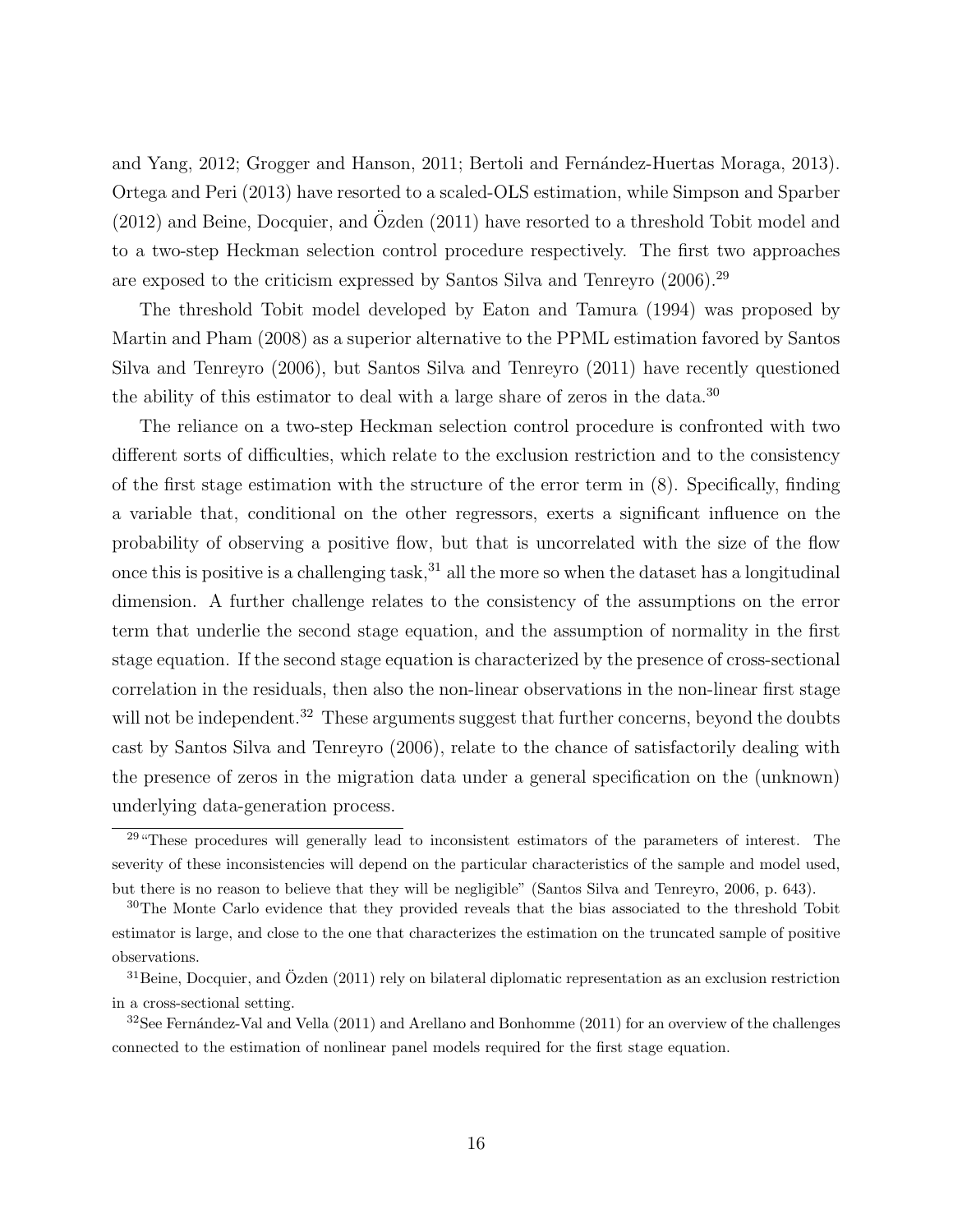and Yang, 2012; Grogger and Hanson, 2011; Bertoli and Fernández-Huertas Moraga, 2013). Ortega and Peri (2013) have resorted to a scaled-OLS estimation, while Simpson and Sparber (2012) and Beine, Docquier, and Özden (2011) have resorted to a threshold Tobit model and to a two-step Heckman selection control procedure respectively. The first two approaches are exposed to the criticism expressed by Santos Silva and Tenreyro (2006).[29]

The threshold Tobit model developed by Eaton and Tamura (1994) was proposed by Martin and Pham (2008) as a superior alternative to the PPML estimation favored by Santos Silva and Tenreyro (2006), but Santos Silva and Tenreyro (2011) have recently questioned the ability of this estimator to deal with a large share of zeros in the data.[30]

The reliance on a two-step Heckman selection control procedure is confronted with two different sorts of difficulties, which relate to the exclusion restriction and to the consistency of the first stage estimation with the structure of the error term in (8). Specifically, finding a variable that, conditional on the other regressors, exerts a significant influence on the probability of observing a positive flow, but that is uncorrelated with the size of the flow once this is positive is a challenging task,[31] all the more so when the dataset has a longitudinal dimension. A further challenge relates to the consistency of the assumptions on the error term that underlie the second stage equation, and the assumption of normality in the first stage equation. If the second stage equation is characterized by the presence of cross-sectional correlation in the residuals, then also the non-linear observations in the non-linear first stage will not be independent.[32] These arguments suggest that further concerns, beyond the doubts cast by Santos Silva and Tenreyro (2006), relate to the chance of satisfactorily dealing with the presence of zeros in the migration data under a general specification on the (unknown) underlying data-generation process.

[29] "These procedures will generally lead to inconsistent estimators of the parameters of interest. The severity of these inconsistencies will depend on the particular characteristics of the sample and model used, but there is no reason to believe that they will be negligible" (Santos Silva and Tenreyro, 2006, p. 643).

[30] The Monte Carlo evidence that they provided reveals that the bias associated to the threshold Tobit estimator is large, and close to the one that characterizes the estimation on the truncated sample of positive observations.

[31] Beine, Docquier, and Özden (2011) rely on bilateral diplomatic representation as an exclusion restriction in a cross-sectional setting.

[32] See Fernández-Val and Vella (2011) and Arellano and Bonhomme (2011) for an overview of the challenges connected to the estimation of nonlinear panel models required for the first stage equation.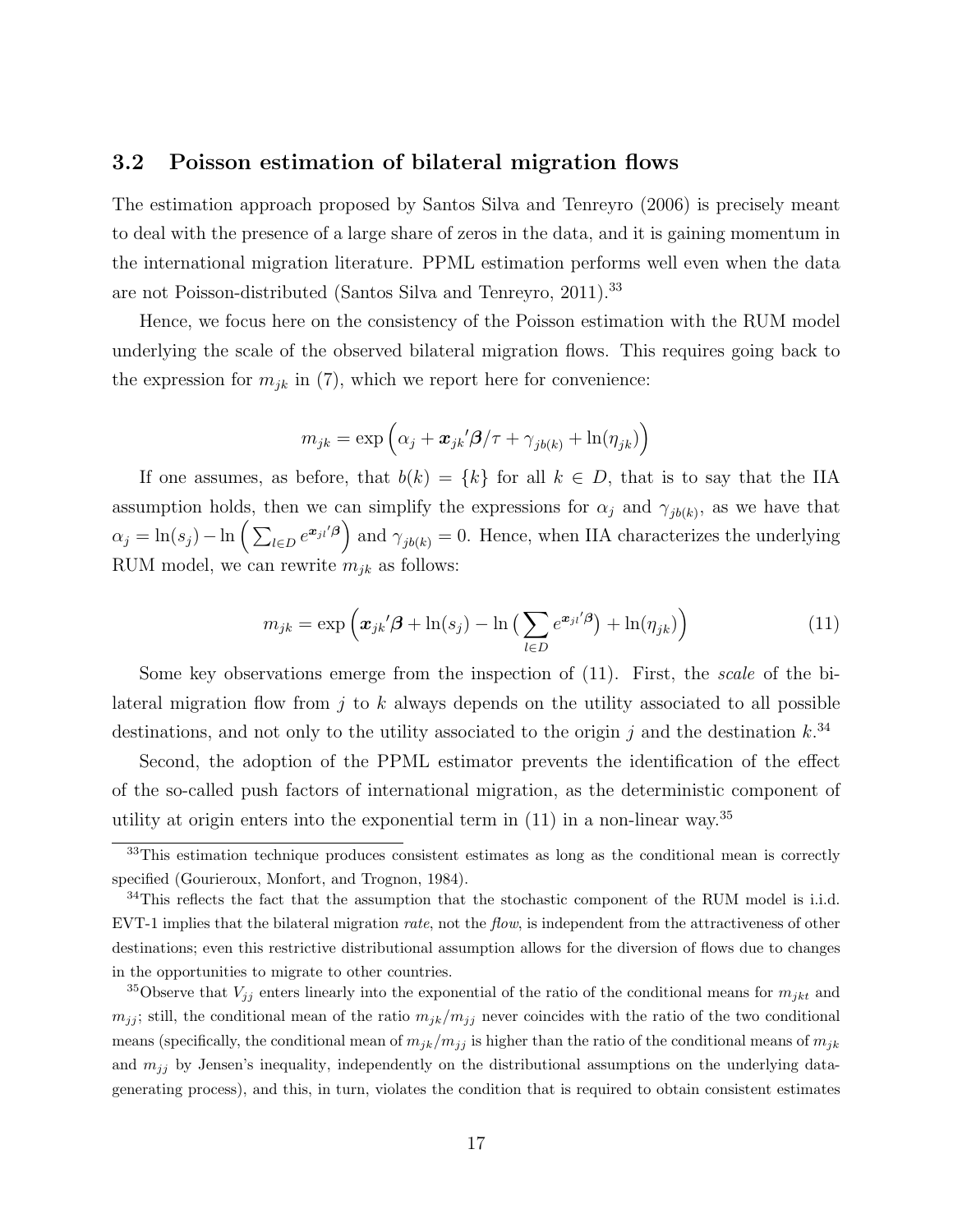### 3.2 Poisson estimation of bilateral migration flows

The estimation approach proposed by Santos Silva and Tenreyro (2006) is precisely meant to deal with the presence of a large share of zeros in the data, and it is gaining momentum in the international migration literature. PPML estimation performs well even when the data are not Poisson-distributed (Santos Silva and Tenreyro, 2011).[33]

Hence, we focus here on the consistency of the Poisson estimation with the RUM model underlying the scale of the observed bilateral migration flows. This requires going back to the expression for $m_{jk}$ in (7), which we report here for convenience:

$$m_{jk} = \exp\Big(\alpha_j + \boldsymbol{x}_{jk}{'}\boldsymbol{\beta}/\tau + \gamma_{jb(k)} + \ln(\eta_{jk})\Big)$$

If one assumes, as before, that $b(k) = \{k\}$ for all $k \in D$, that is to say that the IIA assumption holds, then we can simplify the expressions for $\alpha_j$ and $\gamma_{jb(k)}$, as we have that $\alpha_j = \ln(s_j) - \ln\Big(\sum_{l \in D} e^{\boldsymbol{x}_{jl}{'}\boldsymbol{\beta}}\Big)$ and $\gamma_{jb(k)} = 0$. Hence, when IIA characterizes the underlying RUM model, we can rewrite $m_{jk}$ as follows:

$$m_{jk} = \exp\Big(\boldsymbol{x}_{jk}{'}\boldsymbol{\beta} + \ln(s_j) - \ln\big(\sum_{l \in D} e^{\boldsymbol{x}_{jl}{'}\boldsymbol{\beta}}\big) + \ln(\eta_{jk})\Big) \tag{11}$$

Some key observations emerge from the inspection of (11). First, the *scale* of the bilateral migration flow from $j$ to $k$ always depends on the utility associated to all possible destinations, and not only to the utility associated to the origin $j$ and the destination $k$.[34]

Second, the adoption of the PPML estimator prevents the identification of the effect of the so-called push factors of international migration, as the deterministic component of utility at origin enters into the exponential term in (11) in a non-linear way.[35]

---

[33] This estimation technique produces consistent estimates as long as the conditional mean is correctly specified (Gourieroux, Monfort, and Trognon, 1984).

[34] This reflects the fact that the assumption that the stochastic component of the RUM model is i.i.d. EVT-1 implies that the bilateral migration *rate*, not the *flow*, is independent from the attractiveness of other destinations; even this restrictive distributional assumption allows for the diversion of flows due to changes in the opportunities to migrate to other countries.

[35] Observe that $V_{jj}$ enters linearly into the exponential of the ratio of the conditional means for $m_{jkt}$ and $m_{jj}$; still, the conditional mean of the ratio $m_{jk}/m_{jj}$ never coincides with the ratio of the two conditional means (specifically, the conditional mean of $m_{jk}/m_{jj}$ is higher than the ratio of the conditional means of $m_{jk}$ and $m_{jj}$ by Jensen's inequality, independently on the distributional assumptions on the underlying data-generating process), and this, in turn, violates the condition that is required to obtain consistent estimates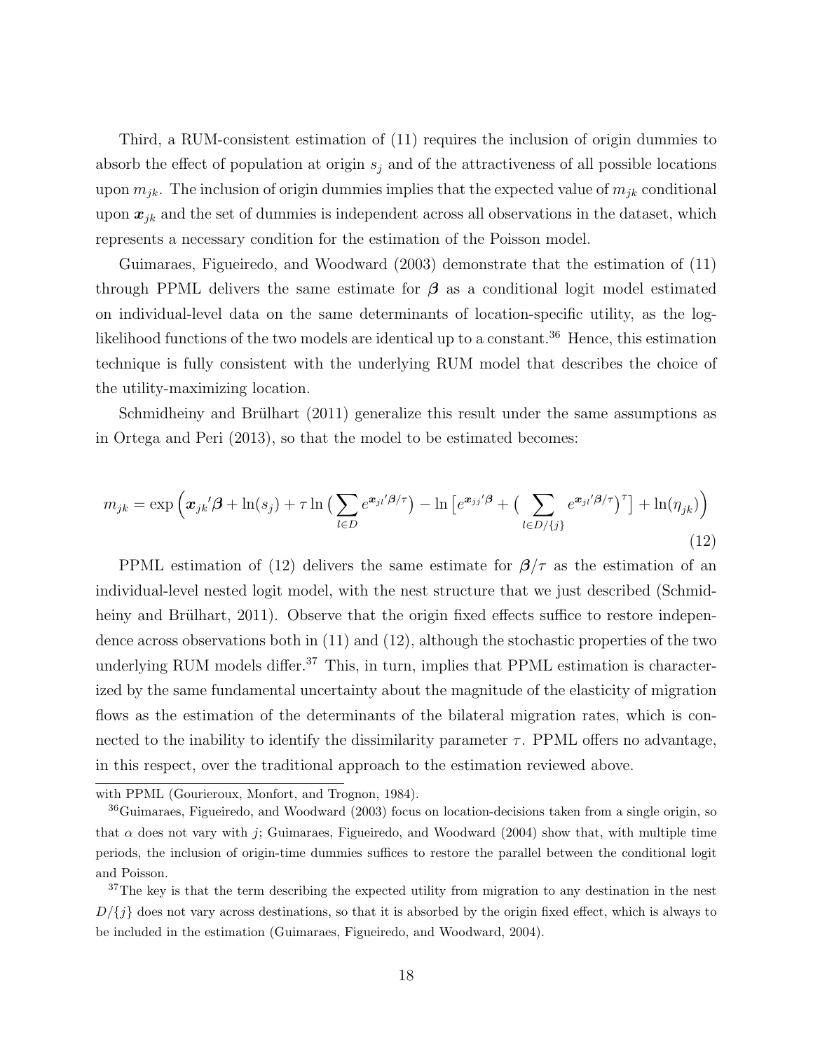Third, a RUM-consistent estimation of (11) requires the inclusion of origin dummies to absorb the effect of population at origin $s_j$ and of the attractiveness of all possible locations upon $m_{jk}$. The inclusion of origin dummies implies that the expected value of $m_{jk}$ conditional upon $\boldsymbol{x}_{jk}$ and the set of dummies is independent across all observations in the dataset, which represents a necessary condition for the estimation of the Poisson model.

Guimaraes, Figueiredo, and Woodward (2003) demonstrate that the estimation of (11) through PPML delivers the same estimate for $\boldsymbol{\beta}$ as a conditional logit model estimated on individual-level data on the same determinants of location-specific utility, as the log-likelihood functions of the two models are identical up to a constant.[36] Hence, this estimation technique is fully consistent with the underlying RUM model that describes the choice of the utility-maximizing location.

Schmidheiny and Brülhart (2011) generalize this result under the same assumptions as in Ortega and Peri (2013), so that the model to be estimated becomes:

$$m_{jk} = \exp\Big(\boldsymbol{x}_{jk}'\boldsymbol{\beta} + \ln(s_j) + \tau \ln\big(\sum_{l \in D} e^{\boldsymbol{x}_{jl}'\boldsymbol{\beta}/\tau}\big) - \ln\big[e^{\boldsymbol{x}_{jj}'\boldsymbol{\beta}} + \big(\sum_{l \in D/\{j\}} e^{\boldsymbol{x}_{jl}'\boldsymbol{\beta}/\tau}\big)^{\tau}\big] + \ln(\eta_{jk})\Big) \tag{12}$$

PPML estimation of (12) delivers the same estimate for $\boldsymbol{\beta}/\tau$ as the estimation of an individual-level nested logit model, with the nest structure that we just described (Schmidheiny and Brülhart, 2011). Observe that the origin fixed effects suffice to restore independence across observations both in (11) and (12), although the stochastic properties of the two underlying RUM models differ.[37] This, in turn, implies that PPML estimation is characterized by the same fundamental uncertainty about the magnitude of the elasticity of migration flows as the estimation of the determinants of the bilateral migration rates, which is connected to the inability to identify the dissimilarity parameter $\tau$. PPML offers no advantage, in this respect, over the traditional approach to the estimation reviewed above.

with PPML (Gourieroux, Monfort, and Trognon, 1984).

[36] Guimaraes, Figueiredo, and Woodward (2003) focus on location-decisions taken from a single origin, so that $\alpha$ does not vary with $j$; Guimaraes, Figueiredo, and Woodward (2004) show that, with multiple time periods, the inclusion of origin-time dummies suffices to restore the parallel between the conditional logit and Poisson.

[37] The key is that the term describing the expected utility from migration to any destination in the nest $D/\{j\}$ does not vary across destinations, so that it is absorbed by the origin fixed effect, which is always to be included in the estimation (Guimaraes, Figueiredo, and Woodward, 2004).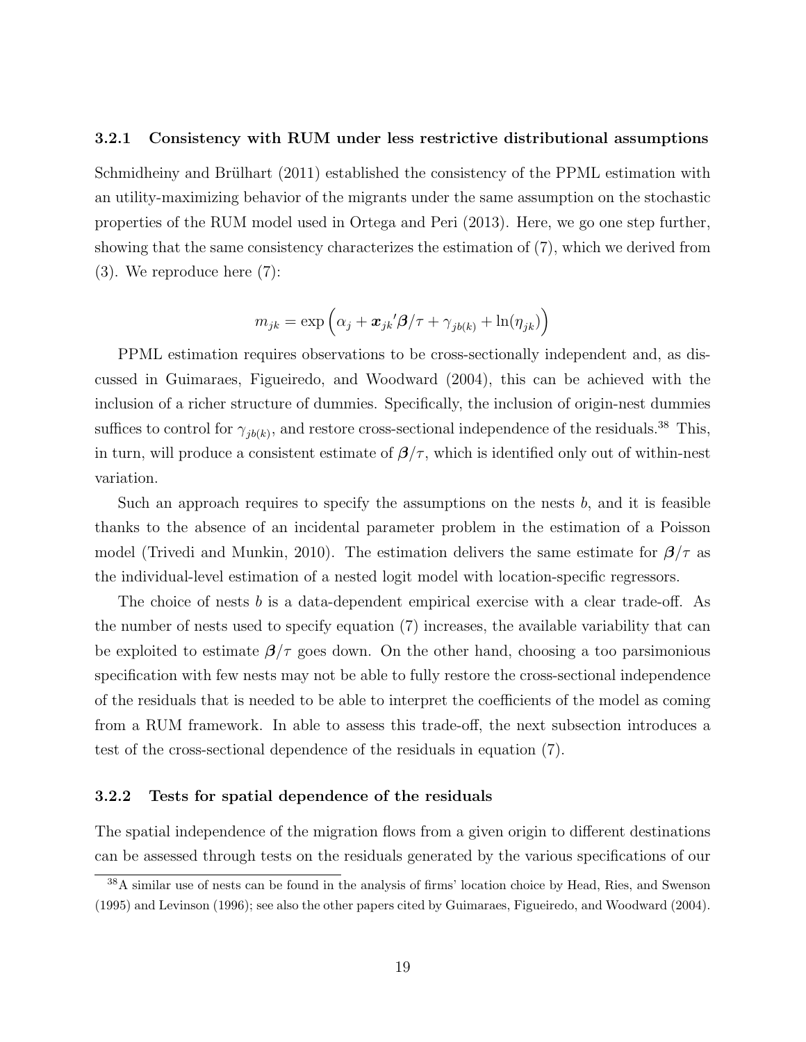#### 3.2.1 Consistency with RUM under less restrictive distributional assumptions

Schmidheiny and Brülhart (2011) established the consistency of the PPML estimation with an utility-maximizing behavior of the migrants under the same assumption on the stochastic properties of the RUM model used in Ortega and Peri (2013). Here, we go one step further, showing that the same consistency characterizes the estimation of (7), which we derived from (3). We reproduce here (7):

$$m_{jk} = \exp\left(\alpha_j + \boldsymbol{x}_{jk}{}'\boldsymbol{\beta}/\tau + \gamma_{jb(k)} + \ln(\eta_{jk})\right)$$

PPML estimation requires observations to be cross-sectionally independent and, as discussed in Guimaraes, Figueiredo, and Woodward (2004), this can be achieved with the inclusion of a richer structure of dummies. Specifically, the inclusion of origin-nest dummies suffices to control for $\gamma_{jb(k)}$, and restore cross-sectional independence of the residuals.[38] This, in turn, will produce a consistent estimate of $\boldsymbol{\beta}/\tau$, which is identified only out of within-nest variation.

Such an approach requires to specify the assumptions on the nests $b$, and it is feasible thanks to the absence of an incidental parameter problem in the estimation of a Poisson model (Trivedi and Munkin, 2010). The estimation delivers the same estimate for $\boldsymbol{\beta}/\tau$ as the individual-level estimation of a nested logit model with location-specific regressors.

The choice of nests $b$ is a data-dependent empirical exercise with a clear trade-off. As the number of nests used to specify equation (7) increases, the available variability that can be exploited to estimate $\boldsymbol{\beta}/\tau$ goes down. On the other hand, choosing a too parsimonious specification with few nests may not be able to fully restore the cross-sectional independence of the residuals that is needed to be able to interpret the coefficients of the model as coming from a RUM framework. In able to assess this trade-off, the next subsection introduces a test of the cross-sectional dependence of the residuals in equation (7).

#### 3.2.2 Tests for spatial dependence of the residuals

The spatial independence of the migration flows from a given origin to different destinations can be assessed through tests on the residuals generated by the various specifications of our

[38] A similar use of nests can be found in the analysis of firms' location choice by Head, Ries, and Swenson (1995) and Levinson (1996); see also the other papers cited by Guimaraes, Figueiredo, and Woodward (2004).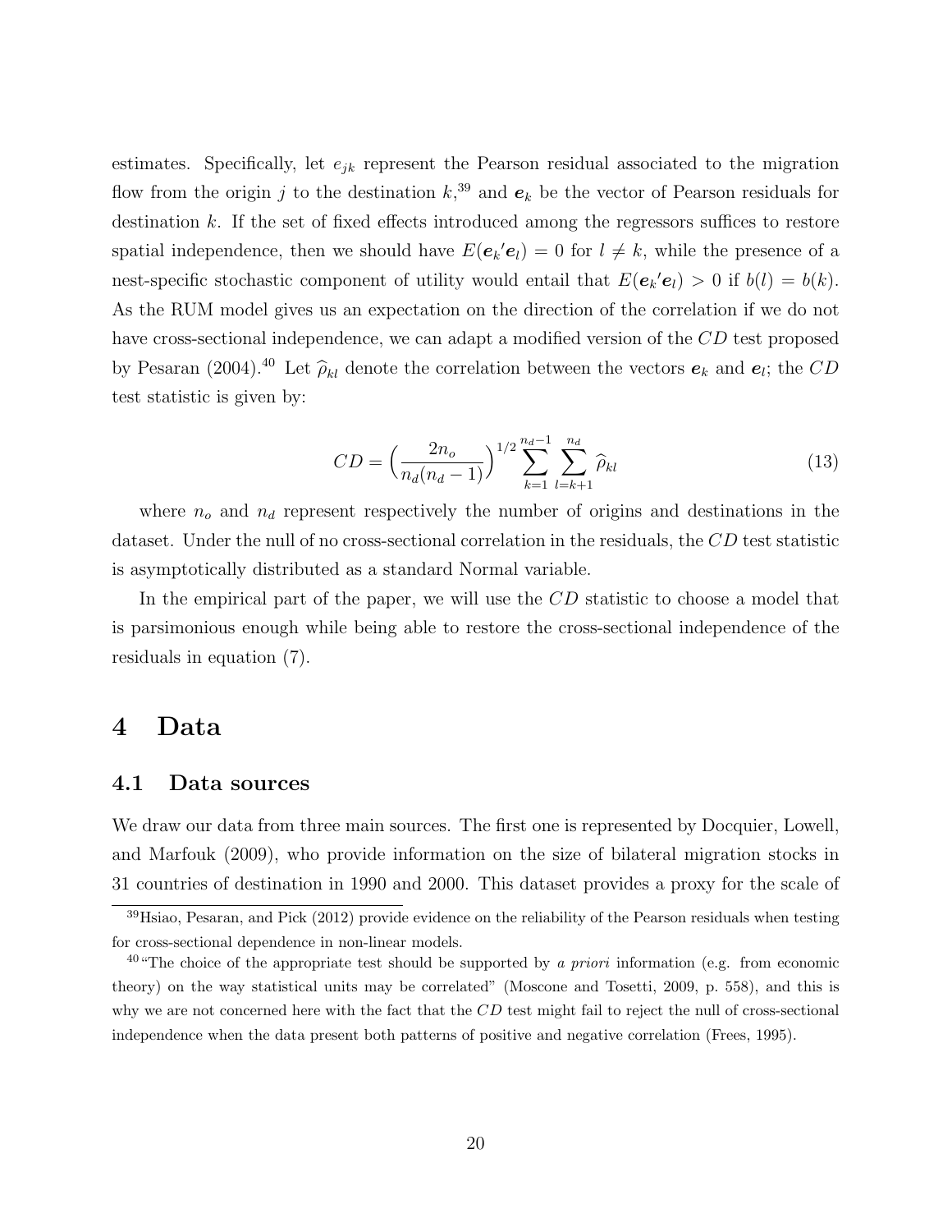estimates. Specifically, let $e_{jk}$ represent the Pearson residual associated to the migration flow from the origin $j$ to the destination $k$,[39] and $\boldsymbol{e}_k$ be the vector of Pearson residuals for destination $k$. If the set of fixed effects introduced among the regressors suffices to restore spatial independence, then we should have $E(\boldsymbol{e}_k{}'\boldsymbol{e}_l) = 0$ for $l \neq k$, while the presence of a nest-specific stochastic component of utility would entail that $E(\boldsymbol{e}_k{}'\boldsymbol{e}_l) > 0$ if $b(l) = b(k)$. As the RUM model gives us an expectation on the direction of the correlation if we do not have cross-sectional independence, we can adapt a modified version of the $CD$ test proposed by Pesaran (2004).[40] Let $\widehat{\rho}_{kl}$ denote the correlation between the vectors $\boldsymbol{e}_k$ and $\boldsymbol{e}_l$; the $CD$ test statistic is given by:

$$CD = \Big(\frac{2n_o}{n_d(n_d-1)}\Big)^{1/2} \sum_{k=1}^{n_d-1} \sum_{l=k+1}^{n_d} \widehat{\rho}_{kl} \tag{13}$$

where $n_o$ and $n_d$ represent respectively the number of origins and destinations in the dataset. Under the null of no cross-sectional correlation in the residuals, the $CD$ test statistic is asymptotically distributed as a standard Normal variable.

In the empirical part of the paper, we will use the $CD$ statistic to choose a model that is parsimonious enough while being able to restore the cross-sectional independence of the residuals in equation (7).

# 4 Data

## 4.1 Data sources

We draw our data from three main sources. The first one is represented by Docquier, Lowell, and Marfouk (2009), who provide information on the size of bilateral migration stocks in 31 countries of destination in 1990 and 2000. This dataset provides a proxy for the scale of

---

[39] Hsiao, Pesaran, and Pick (2012) provide evidence on the reliability of the Pearson residuals when testing for cross-sectional dependence in non-linear models.

[40] "The choice of the appropriate test should be supported by *a priori* information (e.g. from economic theory) on the way statistical units may be correlated" (Moscone and Tosetti, 2009, p. 558), and this is why we are not concerned here with the fact that the $CD$ test might fail to reject the null of cross-sectional independence when the data present both patterns of positive and negative correlation (Frees, 1995).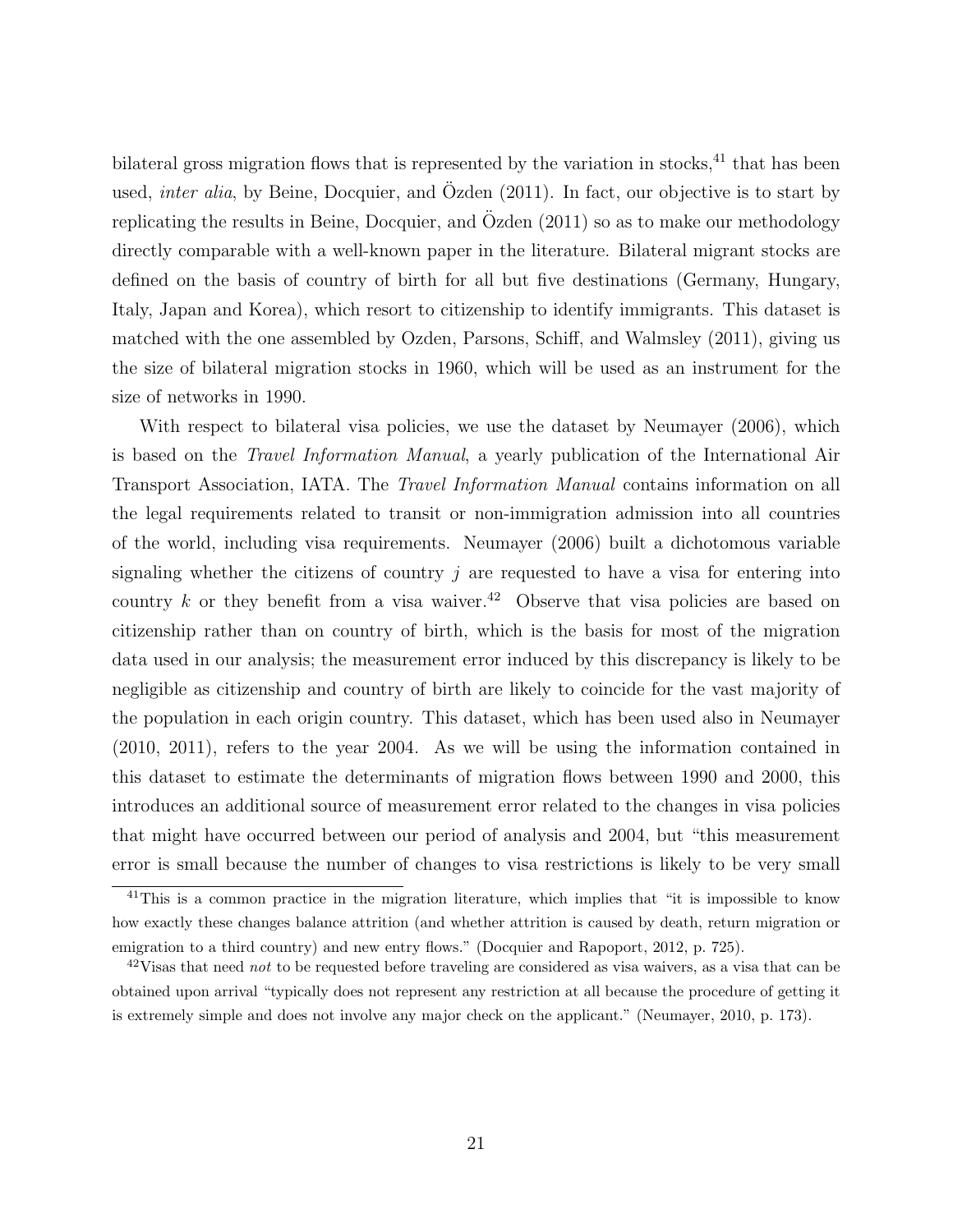bilateral gross migration flows that is represented by the variation in stocks,[41] that has been used, *inter alia*, by Beine, Docquier, and Özden (2011). In fact, our objective is to start by replicating the results in Beine, Docquier, and Özden (2011) so as to make our methodology directly comparable with a well-known paper in the literature. Bilateral migrant stocks are defined on the basis of country of birth for all but five destinations (Germany, Hungary, Italy, Japan and Korea), which resort to citizenship to identify immigrants. This dataset is matched with the one assembled by Ozden, Parsons, Schiff, and Walmsley (2011), giving us the size of bilateral migration stocks in 1960, which will be used as an instrument for the size of networks in 1990.

With respect to bilateral visa policies, we use the dataset by Neumayer (2006), which is based on the *Travel Information Manual*, a yearly publication of the International Air Transport Association, IATA. The *Travel Information Manual* contains information on all the legal requirements related to transit or non-immigration admission into all countries of the world, including visa requirements. Neumayer (2006) built a dichotomous variable signaling whether the citizens of country $j$ are requested to have a visa for entering into country $k$ or they benefit from a visa waiver.[42] Observe that visa policies are based on citizenship rather than on country of birth, which is the basis for most of the migration data used in our analysis; the measurement error induced by this discrepancy is likely to be negligible as citizenship and country of birth are likely to coincide for the vast majority of the population in each origin country. This dataset, which has been used also in Neumayer (2010, 2011), refers to the year 2004. As we will be using the information contained in this dataset to estimate the determinants of migration flows between 1990 and 2000, this introduces an additional source of measurement error related to the changes in visa policies that might have occurred between our period of analysis and 2004, but "this measurement error is small because the number of changes to visa restrictions is likely to be very small

[41] This is a common practice in the migration literature, which implies that "it is impossible to know how exactly these changes balance attrition (and whether attrition is caused by death, return migration or emigration to a third country) and new entry flows." (Docquier and Rapoport, 2012, p. 725).

[42] Visas that need *not* to be requested before traveling are considered as visa waivers, as a visa that can be obtained upon arrival "typically does not represent any restriction at all because the procedure of getting it is extremely simple and does not involve any major check on the applicant." (Neumayer, 2010, p. 173).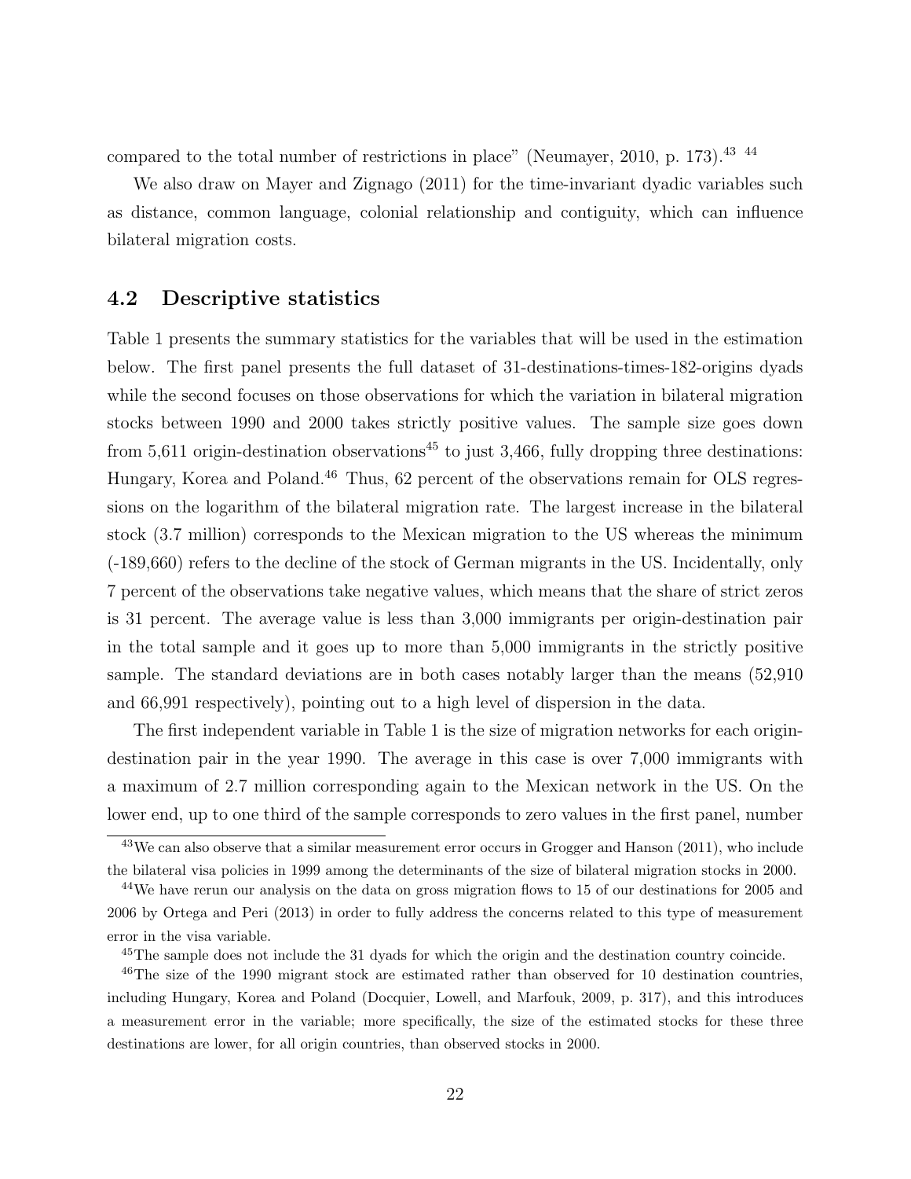compared to the total number of restrictions in place" (Neumayer, 2010, p. 173).[43] [44]

We also draw on Mayer and Zignago (2011) for the time-invariant dyadic variables such as distance, common language, colonial relationship and contiguity, which can influence bilateral migration costs.

### 4.2 Descriptive statistics

Table 1 presents the summary statistics for the variables that will be used in the estimation below. The first panel presents the full dataset of 31-destinations-times-182-origins dyads while the second focuses on those observations for which the variation in bilateral migration stocks between 1990 and 2000 takes strictly positive values. The sample size goes down from 5,611 origin-destination observations[45] to just 3,466, fully dropping three destinations: Hungary, Korea and Poland.[46] Thus, 62 percent of the observations remain for OLS regressions on the logarithm of the bilateral migration rate. The largest increase in the bilateral stock (3.7 million) corresponds to the Mexican migration to the US whereas the minimum (-189,660) refers to the decline of the stock of German migrants in the US. Incidentally, only 7 percent of the observations take negative values, which means that the share of strict zeros is 31 percent. The average value is less than 3,000 immigrants per origin-destination pair in the total sample and it goes up to more than 5,000 immigrants in the strictly positive sample. The standard deviations are in both cases notably larger than the means (52,910 and 66,991 respectively), pointing out to a high level of dispersion in the data.

The first independent variable in Table 1 is the size of migration networks for each origin-destination pair in the year 1990. The average in this case is over 7,000 immigrants with a maximum of 2.7 million corresponding again to the Mexican network in the US. On the lower end, up to one third of the sample corresponds to zero values in the first panel, number

[43] We can also observe that a similar measurement error occurs in Grogger and Hanson (2011), who include the bilateral visa policies in 1999 among the determinants of the size of bilateral migration stocks in 2000.

[44] We have rerun our analysis on the data on gross migration flows to 15 of our destinations for 2005 and 2006 by Ortega and Peri (2013) in order to fully address the concerns related to this type of measurement error in the visa variable.

[45] The sample does not include the 31 dyads for which the origin and the destination country coincide.

[46] The size of the 1990 migrant stock are estimated rather than observed for 10 destination countries, including Hungary, Korea and Poland (Docquier, Lowell, and Marfouk, 2009, p. 317), and this introduces a measurement error in the variable; more specifically, the size of the estimated stocks for these three destinations are lower, for all origin countries, than observed stocks in 2000.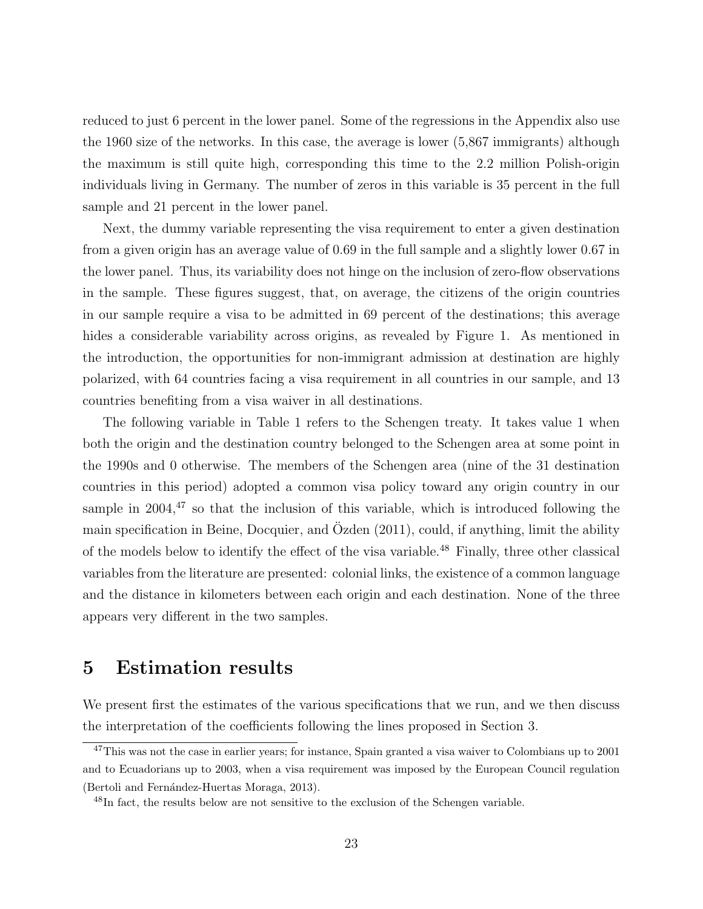reduced to just 6 percent in the lower panel. Some of the regressions in the Appendix also use the 1960 size of the networks. In this case, the average is lower (5,867 immigrants) although the maximum is still quite high, corresponding this time to the 2.2 million Polish-origin individuals living in Germany. The number of zeros in this variable is 35 percent in the full sample and 21 percent in the lower panel.

Next, the dummy variable representing the visa requirement to enter a given destination from a given origin has an average value of 0.69 in the full sample and a slightly lower 0.67 in the lower panel. Thus, its variability does not hinge on the inclusion of zero-flow observations in the sample. These figures suggest, that, on average, the citizens of the origin countries in our sample require a visa to be admitted in 69 percent of the destinations; this average hides a considerable variability across origins, as revealed by Figure 1. As mentioned in the introduction, the opportunities for non-immigrant admission at destination are highly polarized, with 64 countries facing a visa requirement in all countries in our sample, and 13 countries benefiting from a visa waiver in all destinations.

The following variable in Table 1 refers to the Schengen treaty. It takes value 1 when both the origin and the destination country belonged to the Schengen area at some point in the 1990s and 0 otherwise. The members of the Schengen area (nine of the 31 destination countries in this period) adopted a common visa policy toward any origin country in our sample in 2004,[47] so that the inclusion of this variable, which is introduced following the main specification in Beine, Docquier, and Özden (2011), could, if anything, limit the ability of the models below to identify the effect of the visa variable.[48] Finally, three other classical variables from the literature are presented: colonial links, the existence of a common language and the distance in kilometers between each origin and each destination. None of the three appears very different in the two samples.

# 5 Estimation results

We present first the estimates of the various specifications that we run, and we then discuss the interpretation of the coefficients following the lines proposed in Section 3.

[47] This was not the case in earlier years; for instance, Spain granted a visa waiver to Colombians up to 2001 and to Ecuadorians up to 2003, when a visa requirement was imposed by the European Council regulation (Bertoli and Fernández-Huertas Moraga, 2013).

[48] In fact, the results below are not sensitive to the exclusion of the Schengen variable.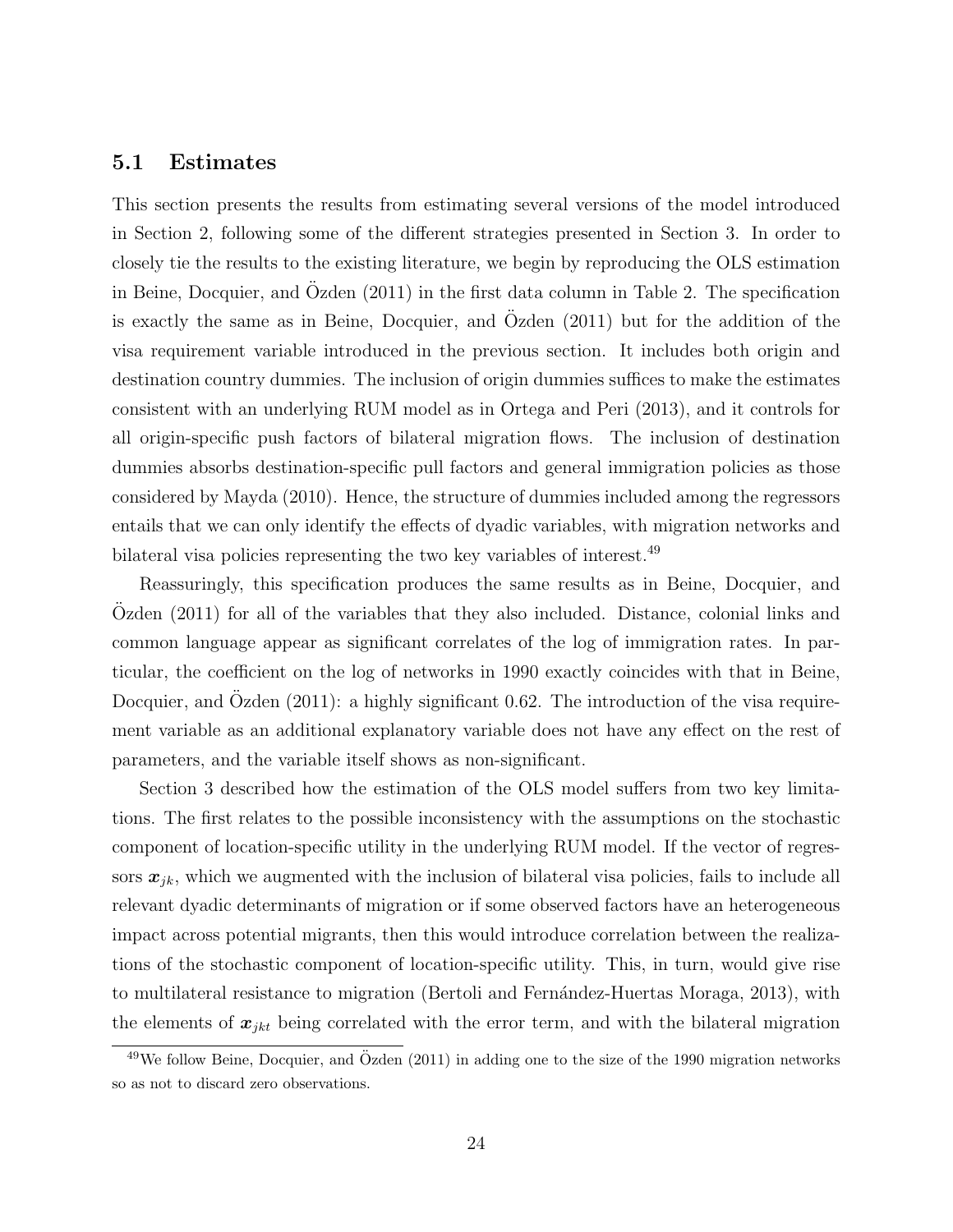### 5.1 Estimates

This section presents the results from estimating several versions of the model introduced in Section 2, following some of the different strategies presented in Section 3. In order to closely tie the results to the existing literature, we begin by reproducing the OLS estimation in Beine, Docquier, and Özden (2011) in the first data column in Table 2. The specification is exactly the same as in Beine, Docquier, and Özden (2011) but for the addition of the visa requirement variable introduced in the previous section. It includes both origin and destination country dummies. The inclusion of origin dummies suffices to make the estimates consistent with an underlying RUM model as in Ortega and Peri (2013), and it controls for all origin-specific push factors of bilateral migration flows. The inclusion of destination dummies absorbs destination-specific pull factors and general immigration policies as those considered by Mayda (2010). Hence, the structure of dummies included among the regressors entails that we can only identify the effects of dyadic variables, with migration networks and bilateral visa policies representing the two key variables of interest.[49]

Reassuringly, this specification produces the same results as in Beine, Docquier, and Özden (2011) for all of the variables that they also included. Distance, colonial links and common language appear as significant correlates of the log of immigration rates. In particular, the coefficient on the log of networks in 1990 exactly coincides with that in Beine, Docquier, and Özden (2011): a highly significant 0.62. The introduction of the visa requirement variable as an additional explanatory variable does not have any effect on the rest of parameters, and the variable itself shows as non-significant.

Section 3 described how the estimation of the OLS model suffers from two key limitations. The first relates to the possible inconsistency with the assumptions on the stochastic component of location-specific utility in the underlying RUM model. If the vector of regressors $\boldsymbol{x}_{jk}$, which we augmented with the inclusion of bilateral visa policies, fails to include all relevant dyadic determinants of migration or if some observed factors have an heterogeneous impact across potential migrants, then this would introduce correlation between the realizations of the stochastic component of location-specific utility. This, in turn, would give rise to multilateral resistance to migration (Bertoli and Fernández-Huertas Moraga, 2013), with the elements of $\boldsymbol{x}_{jkt}$ being correlated with the error term, and with the bilateral migration

[49]We follow Beine, Docquier, and Özden (2011) in adding one to the size of the 1990 migration networks so as not to discard zero observations.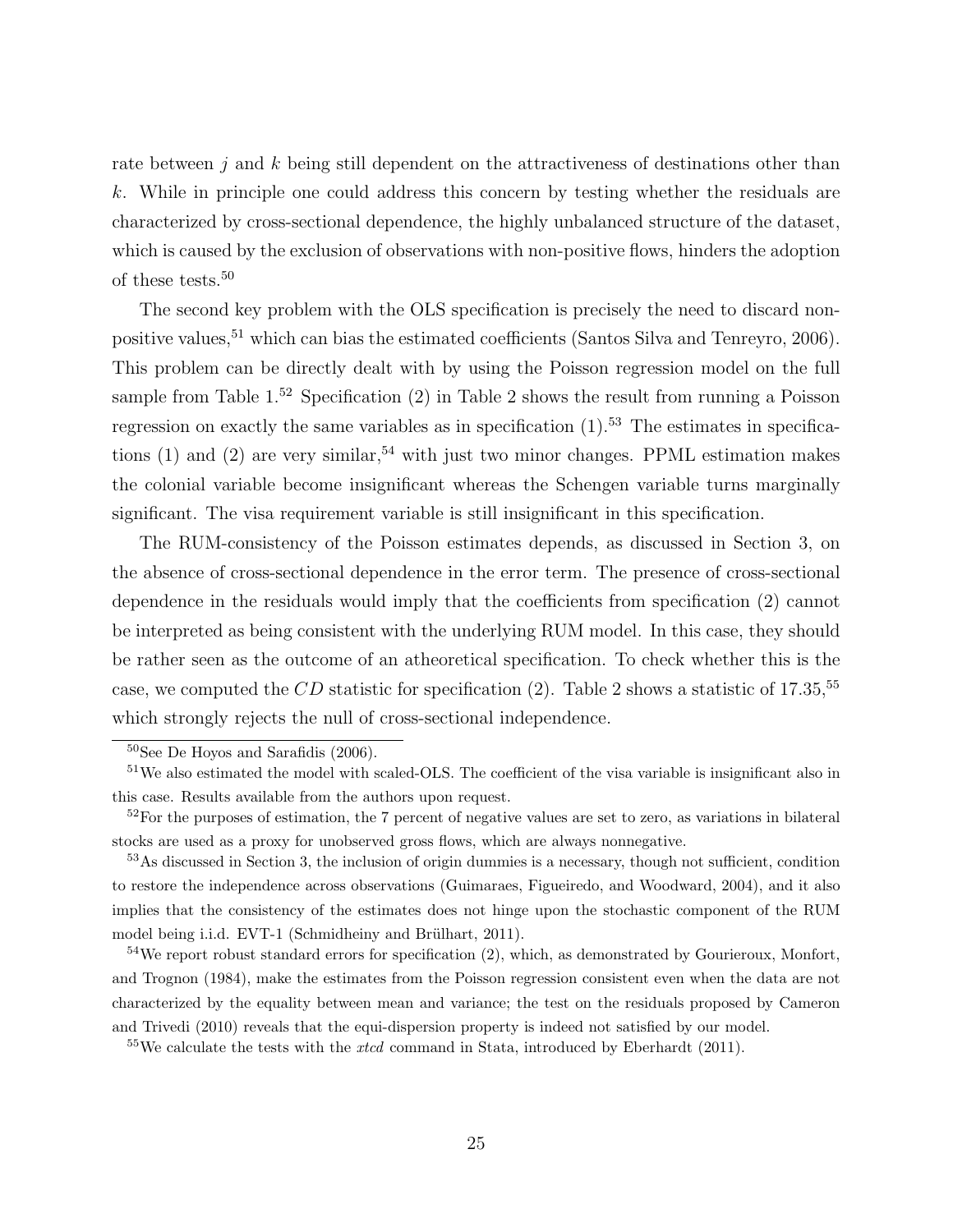rate between $j$ and $k$ being still dependent on the attractiveness of destinations other than $k$. While in principle one could address this concern by testing whether the residuals are characterized by cross-sectional dependence, the highly unbalanced structure of the dataset, which is caused by the exclusion of observations with non-positive flows, hinders the adoption of these tests.[50]

The second key problem with the OLS specification is precisely the need to discard non-positive values,[51] which can bias the estimated coefficients (Santos Silva and Tenreyro, 2006). This problem can be directly dealt with by using the Poisson regression model on the full sample from Table 1.[52] Specification (2) in Table 2 shows the result from running a Poisson regression on exactly the same variables as in specification (1).[53] The estimates in specifications (1) and (2) are very similar,[54] with just two minor changes. PPML estimation makes the colonial variable become insignificant whereas the Schengen variable turns marginally significant. The visa requirement variable is still insignificant in this specification.

The RUM-consistency of the Poisson estimates depends, as discussed in Section 3, on the absence of cross-sectional dependence in the error term. The presence of cross-sectional dependence in the residuals would imply that the coefficients from specification (2) cannot be interpreted as being consistent with the underlying RUM model. In this case, they should be rather seen as the outcome of an atheoretical specification. To check whether this is the case, we computed the $CD$ statistic for specification (2). Table 2 shows a statistic of 17.35,[55] which strongly rejects the null of cross-sectional independence.

---

[50] See De Hoyos and Sarafidis (2006).

[51] We also estimated the model with scaled-OLS. The coefficient of the visa variable is insignificant also in this case. Results available from the authors upon request.

[52] For the purposes of estimation, the 7 percent of negative values are set to zero, as variations in bilateral stocks are used as a proxy for unobserved gross flows, which are always nonnegative.

[53] As discussed in Section 3, the inclusion of origin dummies is a necessary, though not sufficient, condition to restore the independence across observations (Guimaraes, Figueiredo, and Woodward, 2004), and it also implies that the consistency of the estimates does not hinge upon the stochastic component of the RUM model being i.i.d. EVT-1 (Schmidheiny and Brülhart, 2011).

[54] We report robust standard errors for specification (2), which, as demonstrated by Gourieroux, Monfort, and Trognon (1984), make the estimates from the Poisson regression consistent even when the data are not characterized by the equality between mean and variance; the test on the residuals proposed by Cameron and Trivedi (2010) reveals that the equi-dispersion property is indeed not satisfied by our model.

[55] We calculate the tests with the *xtcd* command in Stata, introduced by Eberhardt (2011).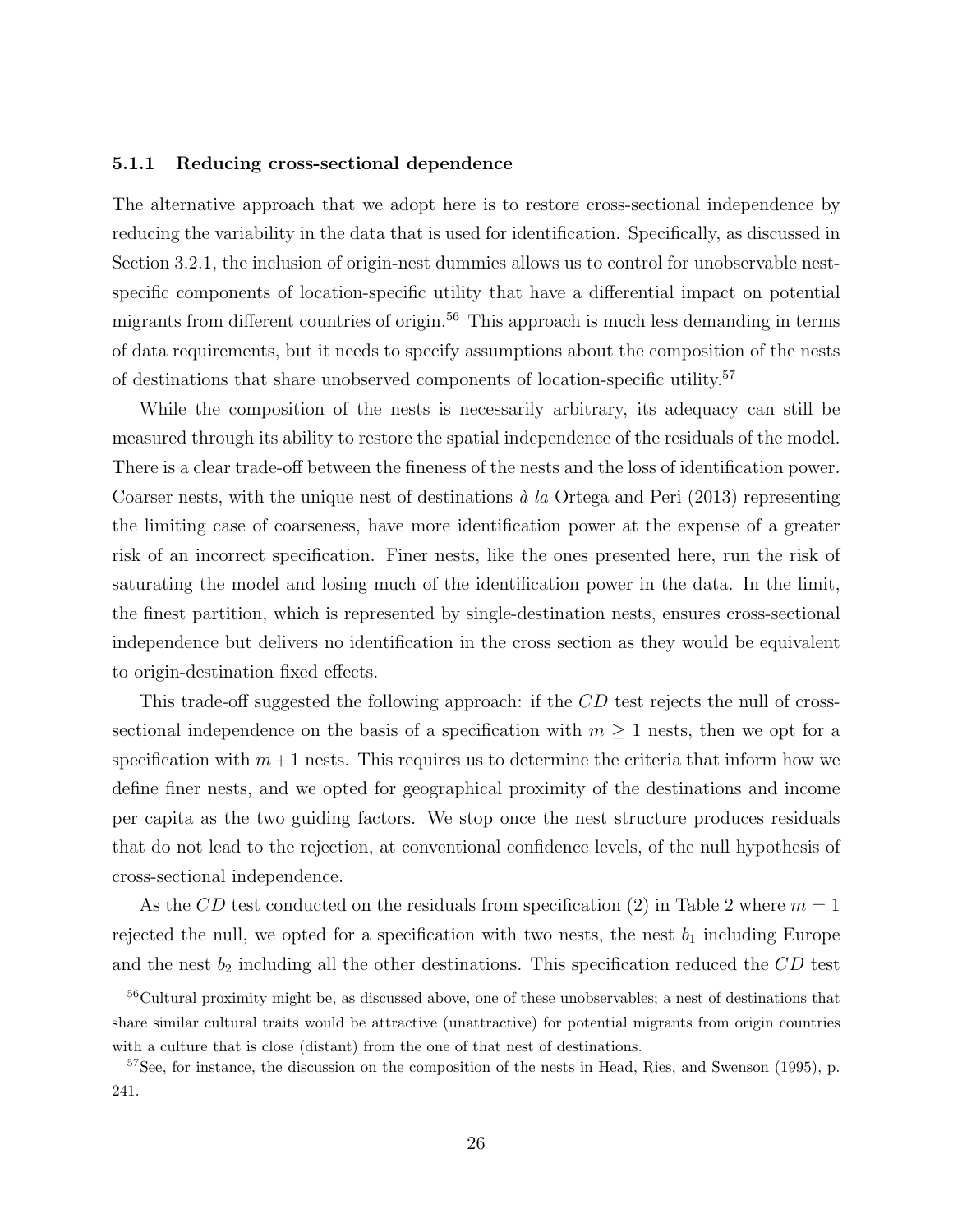### 5.1.1 Reducing cross-sectional dependence

The alternative approach that we adopt here is to restore cross-sectional independence by reducing the variability in the data that is used for identification. Specifically, as discussed in Section 3.2.1, the inclusion of origin-nest dummies allows us to control for unobservable nest-specific components of location-specific utility that have a differential impact on potential migrants from different countries of origin.[56] This approach is much less demanding in terms of data requirements, but it needs to specify assumptions about the composition of the nests of destinations that share unobserved components of location-specific utility.[57]

While the composition of the nests is necessarily arbitrary, its adequacy can still be measured through its ability to restore the spatial independence of the residuals of the model. There is a clear trade-off between the fineness of the nests and the loss of identification power. Coarser nests, with the unique nest of destinations *à la* Ortega and Peri (2013) representing the limiting case of coarseness, have more identification power at the expense of a greater risk of an incorrect specification. Finer nests, like the ones presented here, run the risk of saturating the model and losing much of the identification power in the data. In the limit, the finest partition, which is represented by single-destination nests, ensures cross-sectional independence but delivers no identification in the cross section as they would be equivalent to origin-destination fixed effects.

This trade-off suggested the following approach: if the $CD$ test rejects the null of cross-sectional independence on the basis of a specification with $m \geq 1$ nests, then we opt for a specification with $m + 1$ nests. This requires us to determine the criteria that inform how we define finer nests, and we opted for geographical proximity of the destinations and income per capita as the two guiding factors. We stop once the nest structure produces residuals that do not lead to the rejection, at conventional confidence levels, of the null hypothesis of cross-sectional independence.

As the $CD$ test conducted on the residuals from specification (2) in Table 2 where $m = 1$ rejected the null, we opted for a specification with two nests, the nest $b_1$ including Europe and the nest $b_2$ including all the other destinations. This specification reduced the $CD$ test

[56] Cultural proximity might be, as discussed above, one of these unobservables; a nest of destinations that share similar cultural traits would be attractive (unattractive) for potential migrants from origin countries with a culture that is close (distant) from the one of that nest of destinations.

[57] See, for instance, the discussion on the composition of the nests in Head, Ries, and Swenson (1995), p. 241.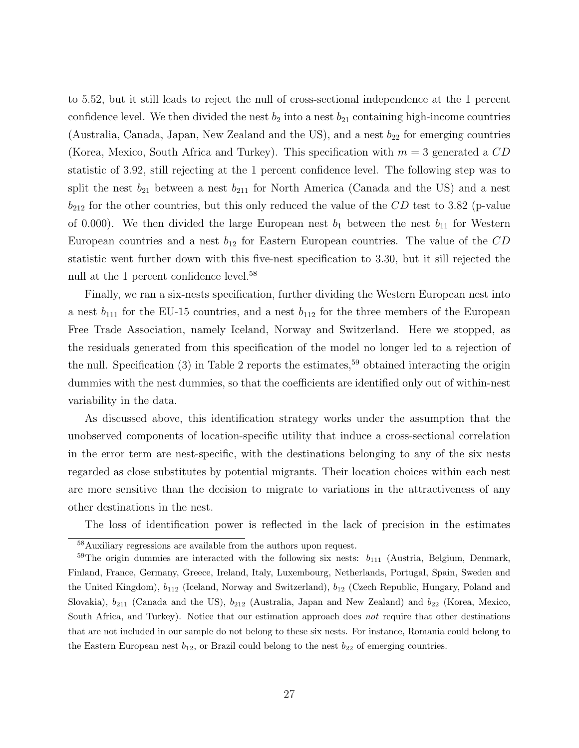to 5.52, but it still leads to reject the null of cross-sectional independence at the 1 percent confidence level. We then divided the nest $b_2$ into a nest $b_{21}$ containing high-income countries (Australia, Canada, Japan, New Zealand and the US), and a nest $b_{22}$ for emerging countries (Korea, Mexico, South Africa and Turkey). This specification with $m = 3$ generated a $CD$ statistic of 3.92, still rejecting at the 1 percent confidence level. The following step was to split the nest $b_{21}$ between a nest $b_{211}$ for North America (Canada and the US) and a nest $b_{212}$ for the other countries, but this only reduced the value of the $CD$ test to 3.82 (p-value of 0.000). We then divided the large European nest $b_1$ between the nest $b_{11}$ for Western European countries and a nest $b_{12}$ for Eastern European countries. The value of the $CD$ statistic went further down with this five-nest specification to 3.30, but it sill rejected the null at the 1 percent confidence level.[58]

Finally, we ran a six-nests specification, further dividing the Western European nest into a nest $b_{111}$ for the EU-15 countries, and a nest $b_{112}$ for the three members of the European Free Trade Association, namely Iceland, Norway and Switzerland. Here we stopped, as the residuals generated from this specification of the model no longer led to a rejection of the null. Specification (3) in Table 2 reports the estimates,[59] obtained interacting the origin dummies with the nest dummies, so that the coefficients are identified only out of within-nest variability in the data.

As discussed above, this identification strategy works under the assumption that the unobserved components of location-specific utility that induce a cross-sectional correlation in the error term are nest-specific, with the destinations belonging to any of the six nests regarded as close substitutes by potential migrants. Their location choices within each nest are more sensitive than the decision to migrate to variations in the attractiveness of any other destinations in the nest.

The loss of identification power is reflected in the lack of precision in the estimates

[58] Auxiliary regressions are available from the authors upon request.

[59] The origin dummies are interacted with the following six nests: $b_{111}$ (Austria, Belgium, Denmark, Finland, France, Germany, Greece, Ireland, Italy, Luxembourg, Netherlands, Portugal, Spain, Sweden and the United Kingdom), $b_{112}$ (Iceland, Norway and Switzerland), $b_{12}$ (Czech Republic, Hungary, Poland and Slovakia), $b_{211}$ (Canada and the US), $b_{212}$ (Australia, Japan and New Zealand) and $b_{22}$ (Korea, Mexico, South Africa, and Turkey). Notice that our estimation approach does *not* require that other destinations that are not included in our sample do not belong to these six nests. For instance, Romania could belong to the Eastern European nest $b_{12}$, or Brazil could belong to the nest $b_{22}$ of emerging countries.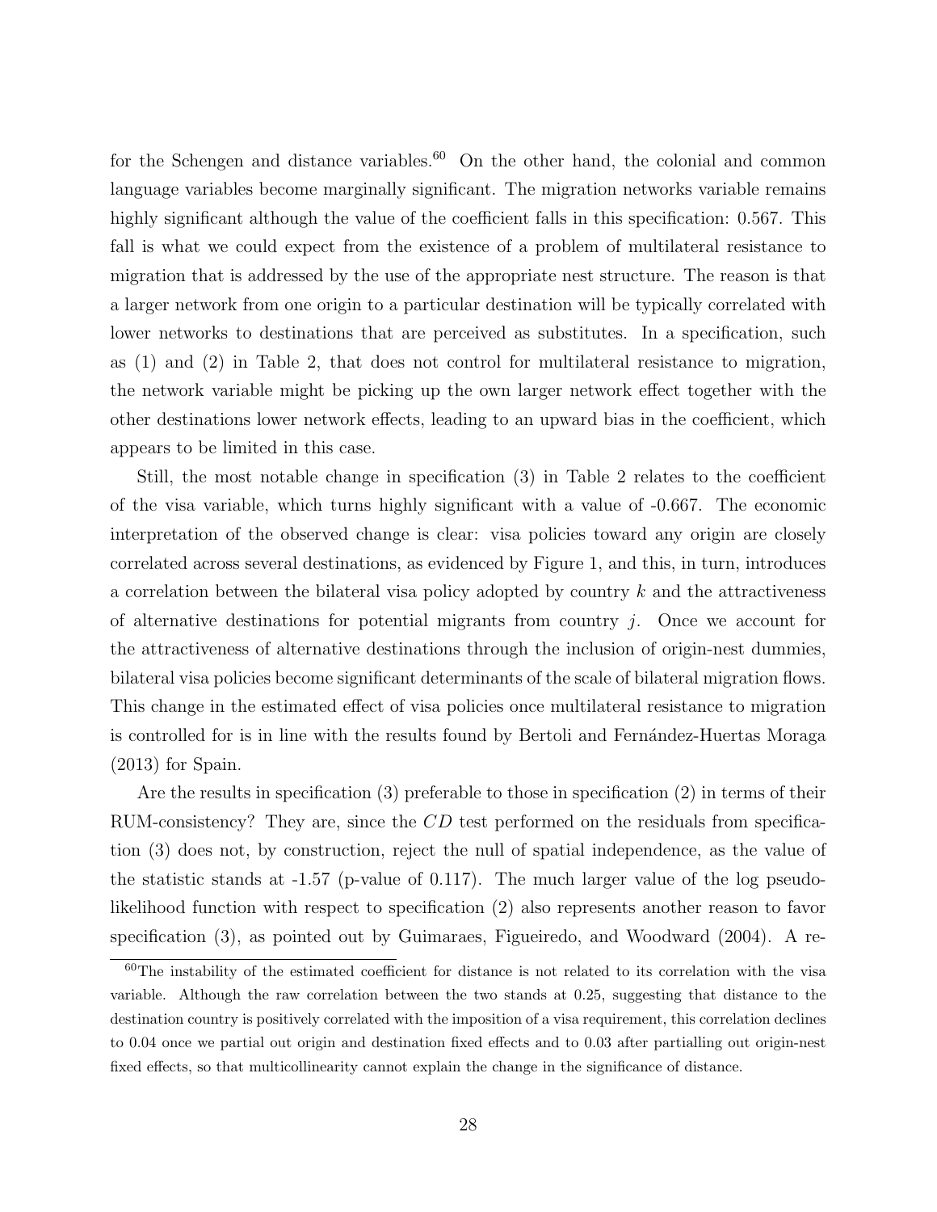for the Schengen and distance variables.[60] On the other hand, the colonial and common language variables become marginally significant. The migration networks variable remains highly significant although the value of the coefficient falls in this specification: 0.567. This fall is what we could expect from the existence of a problem of multilateral resistance to migration that is addressed by the use of the appropriate nest structure. The reason is that a larger network from one origin to a particular destination will be typically correlated with lower networks to destinations that are perceived as substitutes. In a specification, such as (1) and (2) in Table 2, that does not control for multilateral resistance to migration, the network variable might be picking up the own larger network effect together with the other destinations lower network effects, leading to an upward bias in the coefficient, which appears to be limited in this case.

Still, the most notable change in specification (3) in Table 2 relates to the coefficient of the visa variable, which turns highly significant with a value of -0.667. The economic interpretation of the observed change is clear: visa policies toward any origin are closely correlated across several destinations, as evidenced by Figure 1, and this, in turn, introduces a correlation between the bilateral visa policy adopted by country $k$ and the attractiveness of alternative destinations for potential migrants from country $j$. Once we account for the attractiveness of alternative destinations through the inclusion of origin-nest dummies, bilateral visa policies become significant determinants of the scale of bilateral migration flows. This change in the estimated effect of visa policies once multilateral resistance to migration is controlled for is in line with the results found by Bertoli and Fernández-Huertas Moraga (2013) for Spain.

Are the results in specification (3) preferable to those in specification (2) in terms of their RUM-consistency? They are, since the $CD$ test performed on the residuals from specification (3) does not, by construction, reject the null of spatial independence, as the value of the statistic stands at -1.57 (p-value of 0.117). The much larger value of the log pseudo-likelihood function with respect to specification (2) also represents another reason to favor specification (3), as pointed out by Guimaraes, Figueiredo, and Woodward (2004). A re-

[60] The instability of the estimated coefficient for distance is not related to its correlation with the visa variable. Although the raw correlation between the two stands at 0.25, suggesting that distance to the destination country is positively correlated with the imposition of a visa requirement, this correlation declines to 0.04 once we partial out origin and destination fixed effects and to 0.03 after partialling out origin-nest fixed effects, so that multicollinearity cannot explain the change in the significance of distance.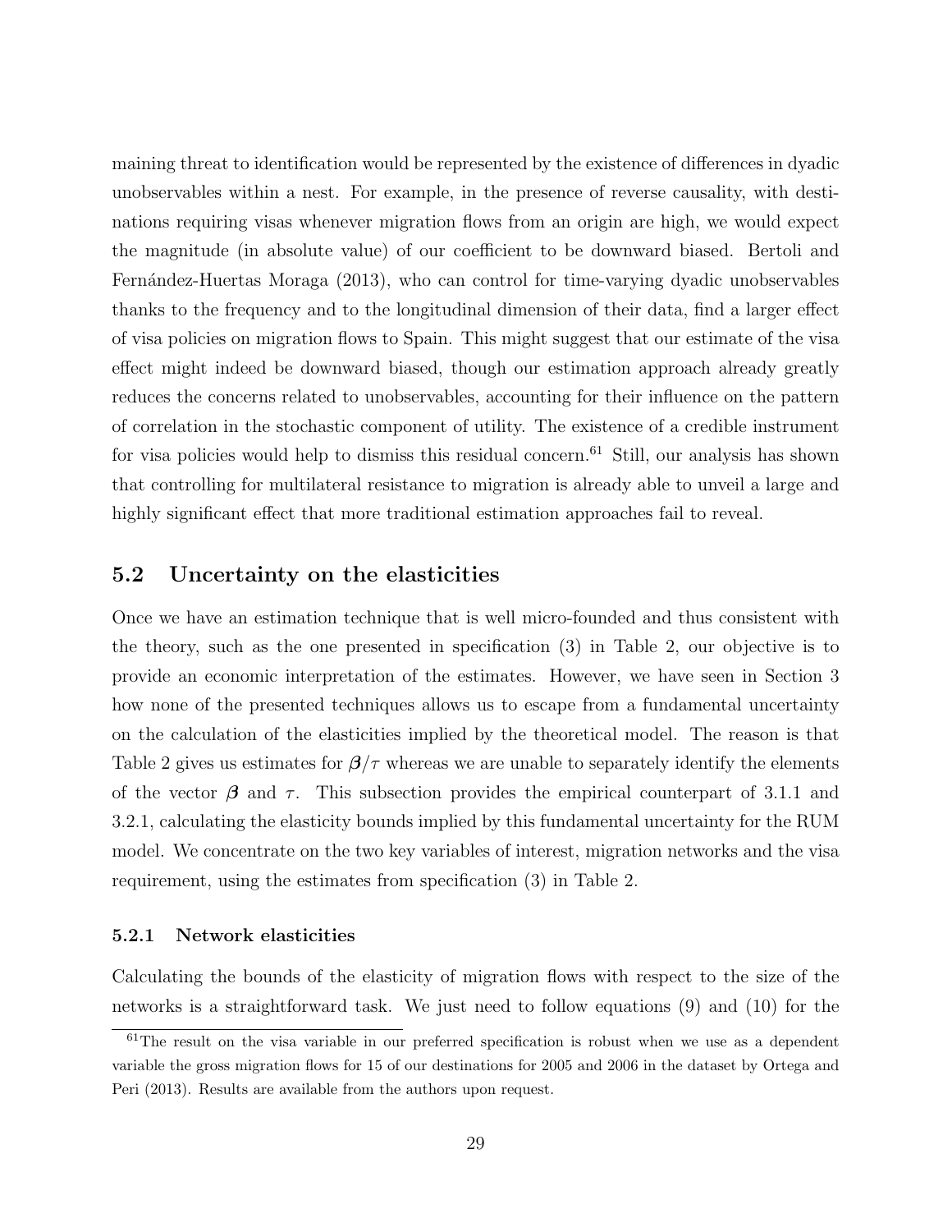maining threat to identification would be represented by the existence of differences in dyadic unobservables within a nest. For example, in the presence of reverse causality, with destinations requiring visas whenever migration flows from an origin are high, we would expect the magnitude (in absolute value) of our coefficient to be downward biased. Bertoli and Fernández-Huertas Moraga (2013), who can control for time-varying dyadic unobservables thanks to the frequency and to the longitudinal dimension of their data, find a larger effect of visa policies on migration flows to Spain. This might suggest that our estimate of the visa effect might indeed be downward biased, though our estimation approach already greatly reduces the concerns related to unobservables, accounting for their influence on the pattern of correlation in the stochastic component of utility. The existence of a credible instrument for visa policies would help to dismiss this residual concern.[61] Still, our analysis has shown that controlling for multilateral resistance to migration is already able to unveil a large and highly significant effect that more traditional estimation approaches fail to reveal.

## 5.2 Uncertainty on the elasticities

Once we have an estimation technique that is well micro-founded and thus consistent with the theory, such as the one presented in specification (3) in Table 2, our objective is to provide an economic interpretation of the estimates. However, we have seen in Section 3 how none of the presented techniques allows us to escape from a fundamental uncertainty on the calculation of the elasticities implied by the theoretical model. The reason is that Table 2 gives us estimates for $\boldsymbol{\beta}/\tau$ whereas we are unable to separately identify the elements of the vector $\boldsymbol{\beta}$ and $\tau$. This subsection provides the empirical counterpart of 3.1.1 and 3.2.1, calculating the elasticity bounds implied by this fundamental uncertainty for the RUM model. We concentrate on the two key variables of interest, migration networks and the visa requirement, using the estimates from specification (3) in Table 2.

### 5.2.1 Network elasticities

Calculating the bounds of the elasticity of migration flows with respect to the size of the networks is a straightforward task. We just need to follow equations (9) and (10) for the

[61] The result on the visa variable in our preferred specification is robust when we use as a dependent variable the gross migration flows for 15 of our destinations for 2005 and 2006 in the dataset by Ortega and Peri (2013). Results are available from the authors upon request.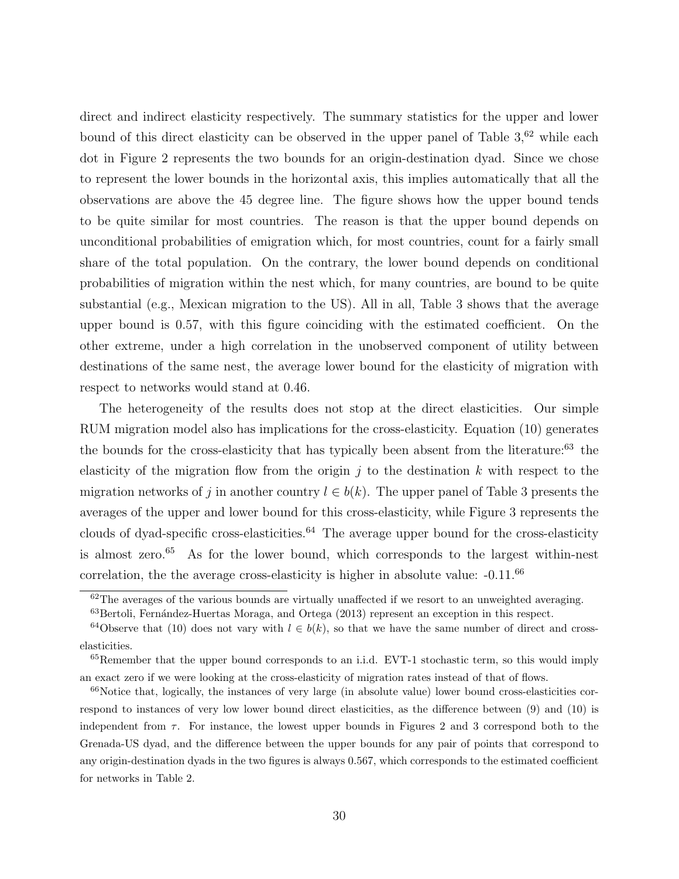direct and indirect elasticity respectively. The summary statistics for the upper and lower bound of this direct elasticity can be observed in the upper panel of Table 3,[62] while each dot in Figure 2 represents the two bounds for an origin-destination dyad. Since we chose to represent the lower bounds in the horizontal axis, this implies automatically that all the observations are above the 45 degree line. The figure shows how the upper bound tends to be quite similar for most countries. The reason is that the upper bound depends on unconditional probabilities of emigration which, for most countries, count for a fairly small share of the total population. On the contrary, the lower bound depends on conditional probabilities of migration within the nest which, for many countries, are bound to be quite substantial (e.g., Mexican migration to the US). All in all, Table 3 shows that the average upper bound is 0.57, with this figure coinciding with the estimated coefficient. On the other extreme, under a high correlation in the unobserved component of utility between destinations of the same nest, the average lower bound for the elasticity of migration with respect to networks would stand at 0.46.

The heterogeneity of the results does not stop at the direct elasticities. Our simple RUM migration model also has implications for the cross-elasticity. Equation (10) generates the bounds for the cross-elasticity that has typically been absent from the literature:[63] the elasticity of the migration flow from the origin $j$ to the destination $k$ with respect to the migration networks of $j$ in another country $l \in b(k)$. The upper panel of Table 3 presents the averages of the upper and lower bound for this cross-elasticity, while Figure 3 represents the clouds of dyad-specific cross-elasticities.[64] The average upper bound for the cross-elasticity is almost zero.[65] As for the lower bound, which corresponds to the largest within-nest correlation, the the average cross-elasticity is higher in absolute value: -0.11.[66]

[62] The averages of the various bounds are virtually unaffected if we resort to an unweighted averaging.

[63] Bertoli, Fernández-Huertas Moraga, and Ortega (2013) represent an exception in this respect.

[64] Observe that (10) does not vary with $l \in b(k)$, so that we have the same number of direct and cross-elasticities.

[65] Remember that the upper bound corresponds to an i.i.d. EVT-1 stochastic term, so this would imply an exact zero if we were looking at the cross-elasticity of migration rates instead of that of flows.

[66] Notice that, logically, the instances of very large (in absolute value) lower bound cross-elasticities correspond to instances of very low lower bound direct elasticities, as the difference between (9) and (10) is independent from $\tau$. For instance, the lowest upper bounds in Figures 2 and 3 correspond both to the Grenada-US dyad, and the difference between the upper bounds for any pair of points that correspond to any origin-destination dyads in the two figures is always 0.567, which corresponds to the estimated coefficient for networks in Table 2.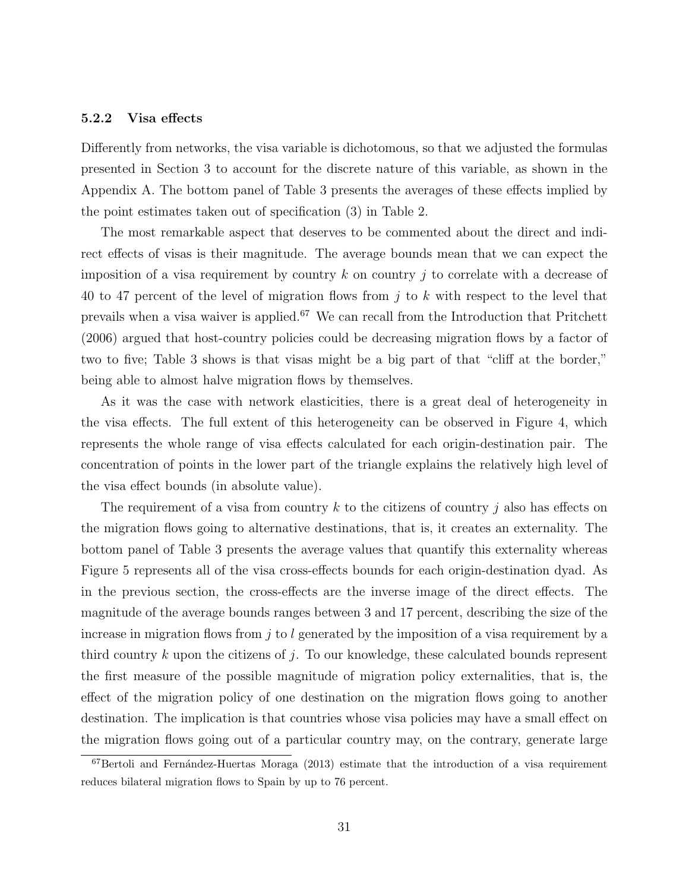### 5.2.2 Visa effects

Differently from networks, the visa variable is dichotomous, so that we adjusted the formulas presented in Section 3 to account for the discrete nature of this variable, as shown in the Appendix A. The bottom panel of Table 3 presents the averages of these effects implied by the point estimates taken out of specification (3) in Table 2.

The most remarkable aspect that deserves to be commented about the direct and indirect effects of visas is their magnitude. The average bounds mean that we can expect the imposition of a visa requirement by country $k$ on country $j$ to correlate with a decrease of 40 to 47 percent of the level of migration flows from $j$ to $k$ with respect to the level that prevails when a visa waiver is applied.[67] We can recall from the Introduction that Pritchett (2006) argued that host-country policies could be decreasing migration flows by a factor of two to five; Table 3 shows is that visas might be a big part of that "cliff at the border," being able to almost halve migration flows by themselves.

As it was the case with network elasticities, there is a great deal of heterogeneity in the visa effects. The full extent of this heterogeneity can be observed in Figure 4, which represents the whole range of visa effects calculated for each origin-destination pair. The concentration of points in the lower part of the triangle explains the relatively high level of the visa effect bounds (in absolute value).

The requirement of a visa from country $k$ to the citizens of country $j$ also has effects on the migration flows going to alternative destinations, that is, it creates an externality. The bottom panel of Table 3 presents the average values that quantify this externality whereas Figure 5 represents all of the visa cross-effects bounds for each origin-destination dyad. As in the previous section, the cross-effects are the inverse image of the direct effects. The magnitude of the average bounds ranges between 3 and 17 percent, describing the size of the increase in migration flows from $j$ to $l$ generated by the imposition of a visa requirement by a third country $k$ upon the citizens of $j$. To our knowledge, these calculated bounds represent the first measure of the possible magnitude of migration policy externalities, that is, the effect of the migration policy of one destination on the migration flows going to another destination. The implication is that countries whose visa policies may have a small effect on the migration flows going out of a particular country may, on the contrary, generate large

[67] Bertoli and Fernández-Huertas Moraga (2013) estimate that the introduction of a visa requirement reduces bilateral migration flows to Spain by up to 76 percent.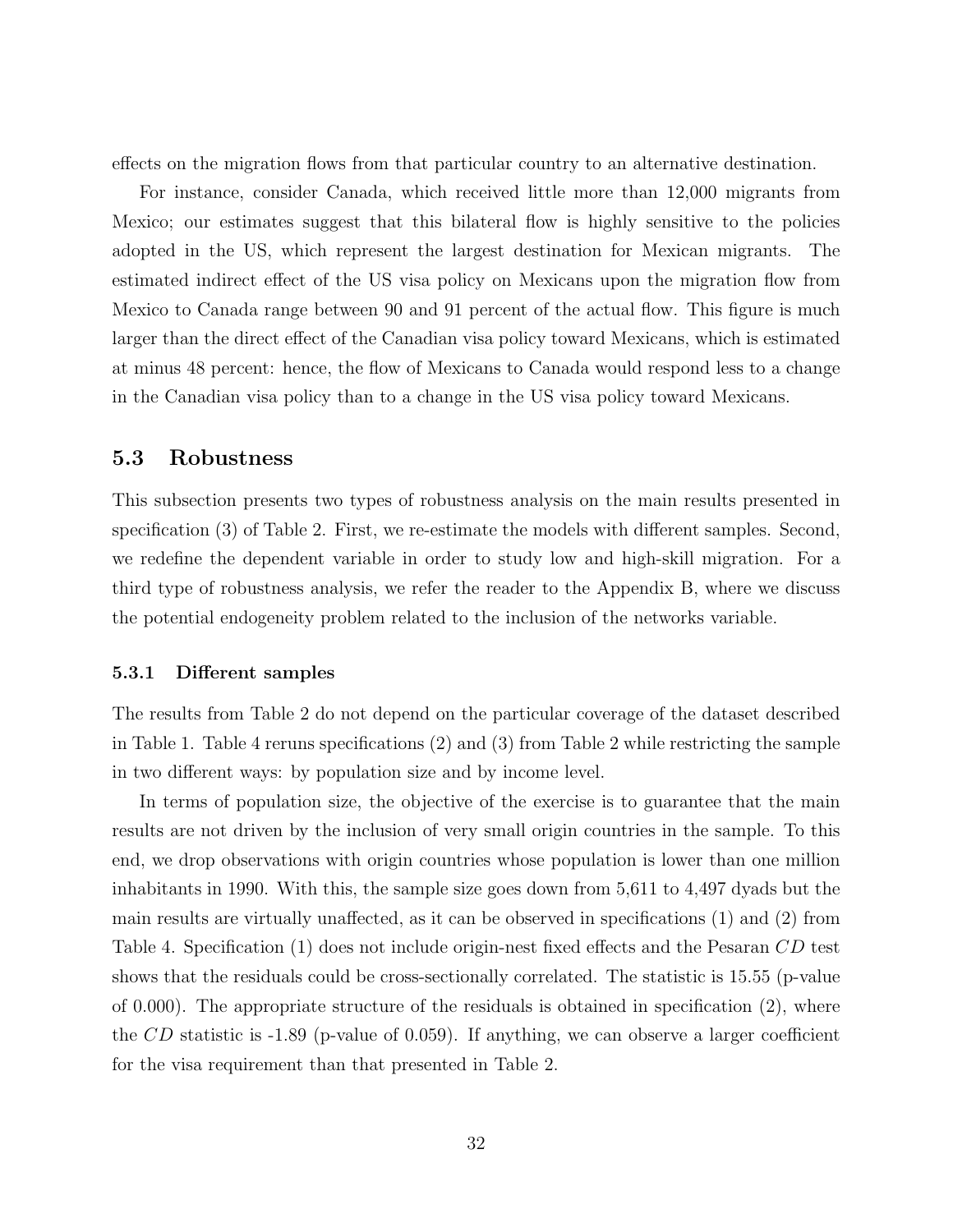effects on the migration flows from that particular country to an alternative destination.

For instance, consider Canada, which received little more than 12,000 migrants from Mexico; our estimates suggest that this bilateral flow is highly sensitive to the policies adopted in the US, which represent the largest destination for Mexican migrants. The estimated indirect effect of the US visa policy on Mexicans upon the migration flow from Mexico to Canada range between 90 and 91 percent of the actual flow. This figure is much larger than the direct effect of the Canadian visa policy toward Mexicans, which is estimated at minus 48 percent: hence, the flow of Mexicans to Canada would respond less to a change in the Canadian visa policy than to a change in the US visa policy toward Mexicans.

## 5.3 Robustness

This subsection presents two types of robustness analysis on the main results presented in specification (3) of Table 2. First, we re-estimate the models with different samples. Second, we redefine the dependent variable in order to study low and high-skill migration. For a third type of robustness analysis, we refer the reader to the Appendix B, where we discuss the potential endogeneity problem related to the inclusion of the networks variable.

### 5.3.1 Different samples

The results from Table 2 do not depend on the particular coverage of the dataset described in Table 1. Table 4 reruns specifications (2) and (3) from Table 2 while restricting the sample in two different ways: by population size and by income level.

In terms of population size, the objective of the exercise is to guarantee that the main results are not driven by the inclusion of very small origin countries in the sample. To this end, we drop observations with origin countries whose population is lower than one million inhabitants in 1990. With this, the sample size goes down from 5,611 to 4,497 dyads but the main results are virtually unaffected, as it can be observed in specifications (1) and (2) from Table 4. Specification (1) does not include origin-nest fixed effects and the Pesaran $CD$ test shows that the residuals could be cross-sectionally correlated. The statistic is 15.55 (p-value of 0.000). The appropriate structure of the residuals is obtained in specification (2), where the $CD$ statistic is -1.89 (p-value of 0.059). If anything, we can observe a larger coefficient for the visa requirement than that presented in Table 2.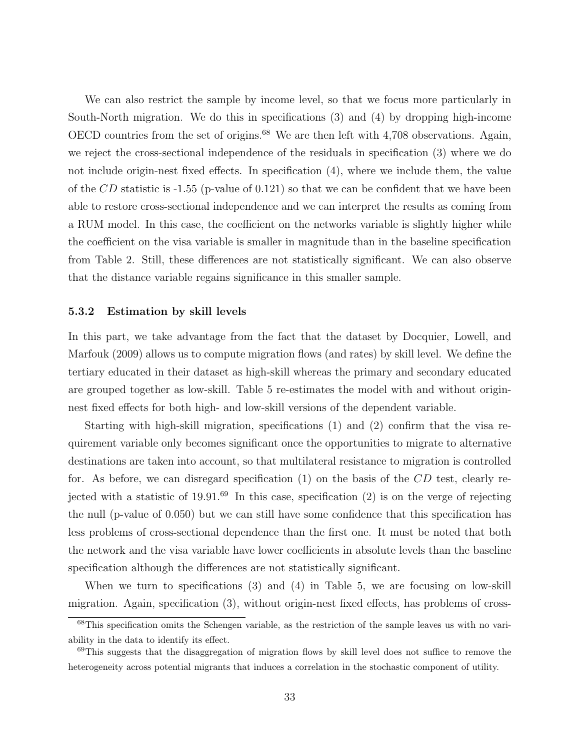We can also restrict the sample by income level, so that we focus more particularly in South-North migration. We do this in specifications (3) and (4) by dropping high-income OECD countries from the set of origins.[68] We are then left with 4,708 observations. Again, we reject the cross-sectional independence of the residuals in specification (3) where we do not include origin-nest fixed effects. In specification (4), where we include them, the value of the $CD$ statistic is -1.55 (p-value of 0.121) so that we can be confident that we have been able to restore cross-sectional independence and we can interpret the results as coming from a RUM model. In this case, the coefficient on the networks variable is slightly higher while the coefficient on the visa variable is smaller in magnitude than in the baseline specification from Table 2. Still, these differences are not statistically significant. We can also observe that the distance variable regains significance in this smaller sample.

### 5.3.2 Estimation by skill levels

In this part, we take advantage from the fact that the dataset by Docquier, Lowell, and Marfouk (2009) allows us to compute migration flows (and rates) by skill level. We define the tertiary educated in their dataset as high-skill whereas the primary and secondary educated are grouped together as low-skill. Table 5 re-estimates the model with and without origin-nest fixed effects for both high- and low-skill versions of the dependent variable.

Starting with high-skill migration, specifications (1) and (2) confirm that the visa requirement variable only becomes significant once the opportunities to migrate to alternative destinations are taken into account, so that multilateral resistance to migration is controlled for. As before, we can disregard specification (1) on the basis of the $CD$ test, clearly rejected with a statistic of 19.91.[69] In this case, specification (2) is on the verge of rejecting the null (p-value of 0.050) but we can still have some confidence that this specification has less problems of cross-sectional dependence than the first one. It must be noted that both the network and the visa variable have lower coefficients in absolute levels than the baseline specification although the differences are not statistically significant.

When we turn to specifications (3) and (4) in Table 5, we are focusing on low-skill migration. Again, specification (3), without origin-nest fixed effects, has problems of cross-

[68] This specification omits the Schengen variable, as the restriction of the sample leaves us with no variability in the data to identify its effect.

[69] This suggests that the disaggregation of migration flows by skill level does not suffice to remove the heterogeneity across potential migrants that induces a correlation in the stochastic component of utility.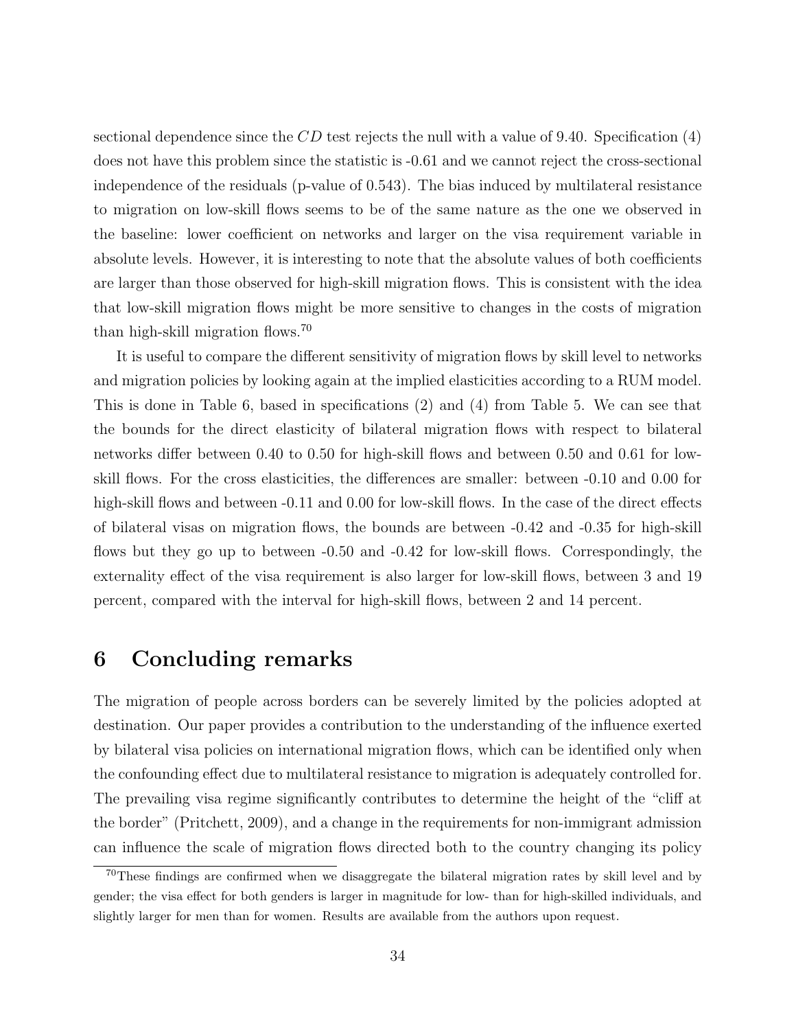sectional dependence since the $CD$ test rejects the null with a value of 9.40. Specification (4) does not have this problem since the statistic is -0.61 and we cannot reject the cross-sectional independence of the residuals (p-value of 0.543). The bias induced by multilateral resistance to migration on low-skill flows seems to be of the same nature as the one we observed in the baseline: lower coefficient on networks and larger on the visa requirement variable in absolute levels. However, it is interesting to note that the absolute values of both coefficients are larger than those observed for high-skill migration flows. This is consistent with the idea that low-skill migration flows might be more sensitive to changes in the costs of migration than high-skill migration flows.[70]

It is useful to compare the different sensitivity of migration flows by skill level to networks and migration policies by looking again at the implied elasticities according to a RUM model. This is done in Table 6, based in specifications (2) and (4) from Table 5. We can see that the bounds for the direct elasticity of bilateral migration flows with respect to bilateral networks differ between 0.40 to 0.50 for high-skill flows and between 0.50 and 0.61 for low-skill flows. For the cross elasticities, the differences are smaller: between -0.10 and 0.00 for high-skill flows and between -0.11 and 0.00 for low-skill flows. In the case of the direct effects of bilateral visas on migration flows, the bounds are between -0.42 and -0.35 for high-skill flows but they go up to between -0.50 and -0.42 for low-skill flows. Correspondingly, the externality effect of the visa requirement is also larger for low-skill flows, between 3 and 19 percent, compared with the interval for high-skill flows, between 2 and 14 percent.

# 6 Concluding remarks

The migration of people across borders can be severely limited by the policies adopted at destination. Our paper provides a contribution to the understanding of the influence exerted by bilateral visa policies on international migration flows, which can be identified only when the confounding effect due to multilateral resistance to migration is adequately controlled for. The prevailing visa regime significantly contributes to determine the height of the "cliff at the border" (Pritchett, 2009), and a change in the requirements for non-immigrant admission can influence the scale of migration flows directed both to the country changing its policy

[70]These findings are confirmed when we disaggregate the bilateral migration rates by skill level and by gender; the visa effect for both genders is larger in magnitude for low- than for high-skilled individuals, and slightly larger for men than for women. Results are available from the authors upon request.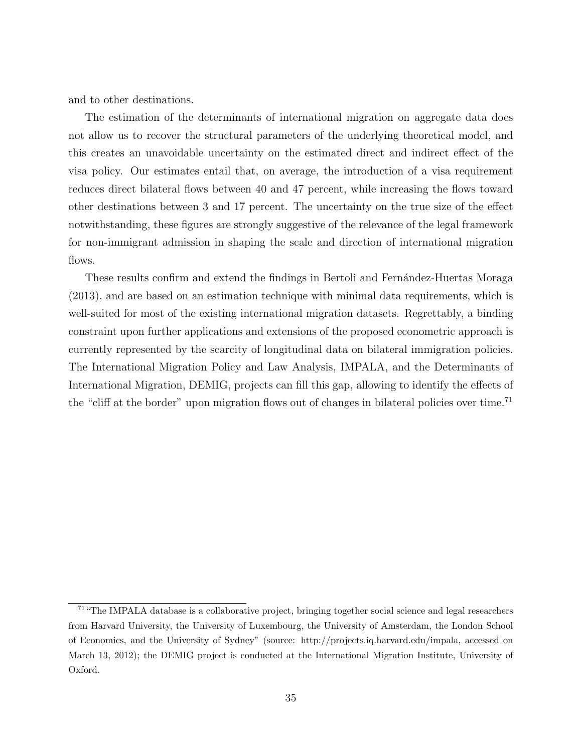and to other destinations.

The estimation of the determinants of international migration on aggregate data does not allow us to recover the structural parameters of the underlying theoretical model, and this creates an unavoidable uncertainty on the estimated direct and indirect effect of the visa policy. Our estimates entail that, on average, the introduction of a visa requirement reduces direct bilateral flows between 40 and 47 percent, while increasing the flows toward other destinations between 3 and 17 percent. The uncertainty on the true size of the effect notwithstanding, these figures are strongly suggestive of the relevance of the legal framework for non-immigrant admission in shaping the scale and direction of international migration flows.

These results confirm and extend the findings in Bertoli and Fernández-Huertas Moraga (2013), and are based on an estimation technique with minimal data requirements, which is well-suited for most of the existing international migration datasets. Regrettably, a binding constraint upon further applications and extensions of the proposed econometric approach is currently represented by the scarcity of longitudinal data on bilateral immigration policies. The International Migration Policy and Law Analysis, IMPALA, and the Determinants of International Migration, DEMIG, projects can fill this gap, allowing to identify the effects of the "cliff at the border" upon migration flows out of changes in bilateral policies over time.[71]

[71] "The IMPALA database is a collaborative project, bringing together social science and legal researchers from Harvard University, the University of Luxembourg, the University of Amsterdam, the London School of Economics, and the University of Sydney" (source: http://projects.iq.harvard.edu/impala, accessed on March 13, 2012); the DEMIG project is conducted at the International Migration Institute, University of Oxford.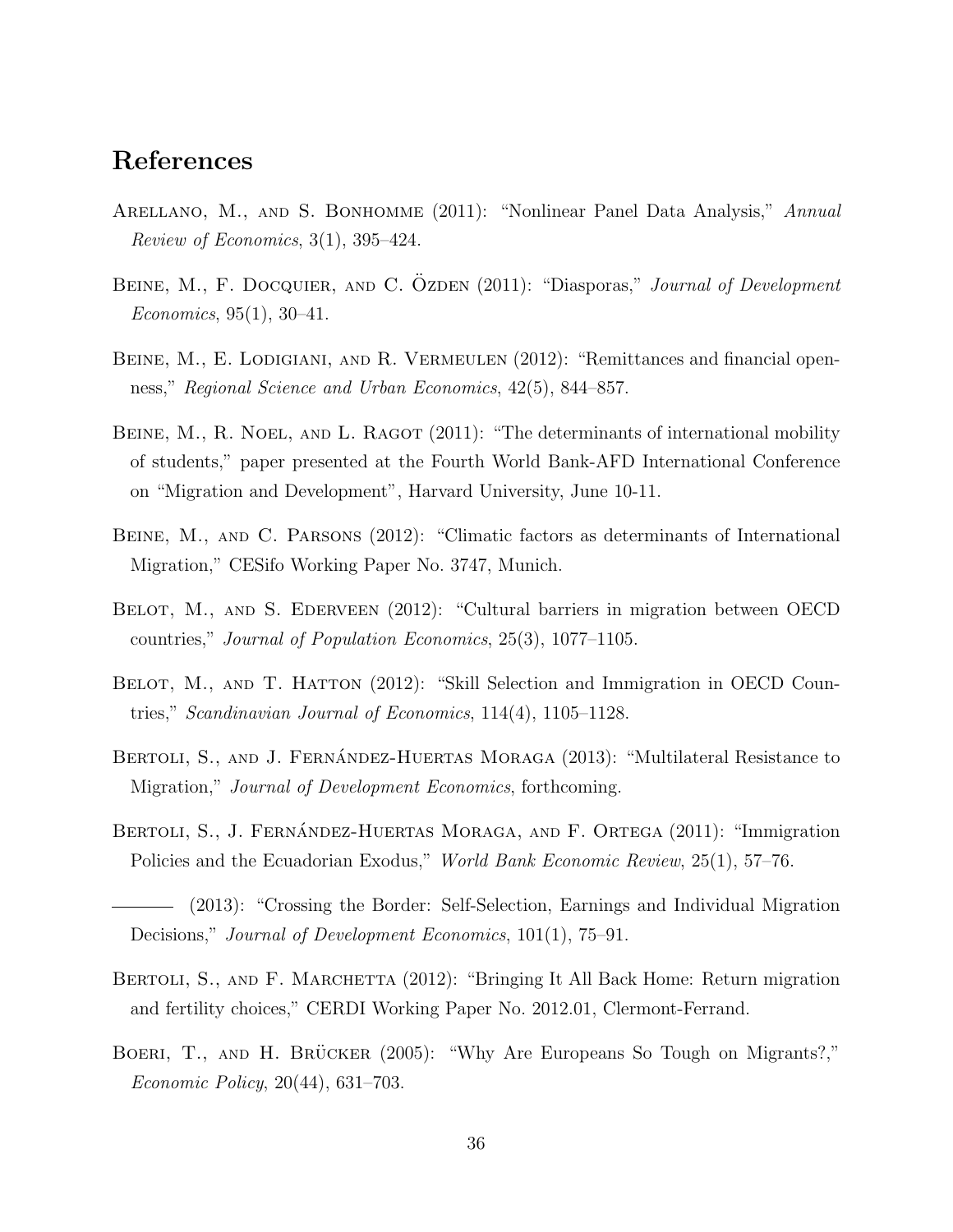# References

Arellano, M., and S. Bonhomme (2011): "Nonlinear Panel Data Analysis," *Annual Review of Economics*, 3(1), 395–424.

Beine, M., F. Docquier, and C. Özden (2011): "Diasporas," *Journal of Development Economics*, 95(1), 30–41.

Beine, M., E. Lodigiani, and R. Vermeulen (2012): "Remittances and financial openness," *Regional Science and Urban Economics*, 42(5), 844–857.

Beine, M., R. Noel, and L. Ragot (2011): "The determinants of international mobility of students," paper presented at the Fourth World Bank-AFD International Conference on "Migration and Development", Harvard University, June 10-11.

Beine, M., and C. Parsons (2012): "Climatic factors as determinants of International Migration," CESifo Working Paper No. 3747, Munich.

Belot, M., and S. Ederveen (2012): "Cultural barriers in migration between OECD countries," *Journal of Population Economics*, 25(3), 1077–1105.

Belot, M., and T. Hatton (2012): "Skill Selection and Immigration in OECD Countries," *Scandinavian Journal of Economics*, 114(4), 1105–1128.

Bertoli, S., and J. Fernández-Huertas Moraga (2013): "Multilateral Resistance to Migration," *Journal of Development Economics*, forthcoming.

Bertoli, S., J. Fernández-Huertas Moraga, and F. Ortega (2011): "Immigration Policies and the Ecuadorian Exodus," *World Bank Economic Review*, 25(1), 57–76.

——— (2013): "Crossing the Border: Self-Selection, Earnings and Individual Migration Decisions," *Journal of Development Economics*, 101(1), 75–91.

Bertoli, S., and F. Marchetta (2012): "Bringing It All Back Home: Return migration and fertility choices," CERDI Working Paper No. 2012.01, Clermont-Ferrand.

Boeri, T., and H. Brücker (2005): "Why Are Europeans So Tough on Migrants?," *Economic Policy*, 20(44), 631–703.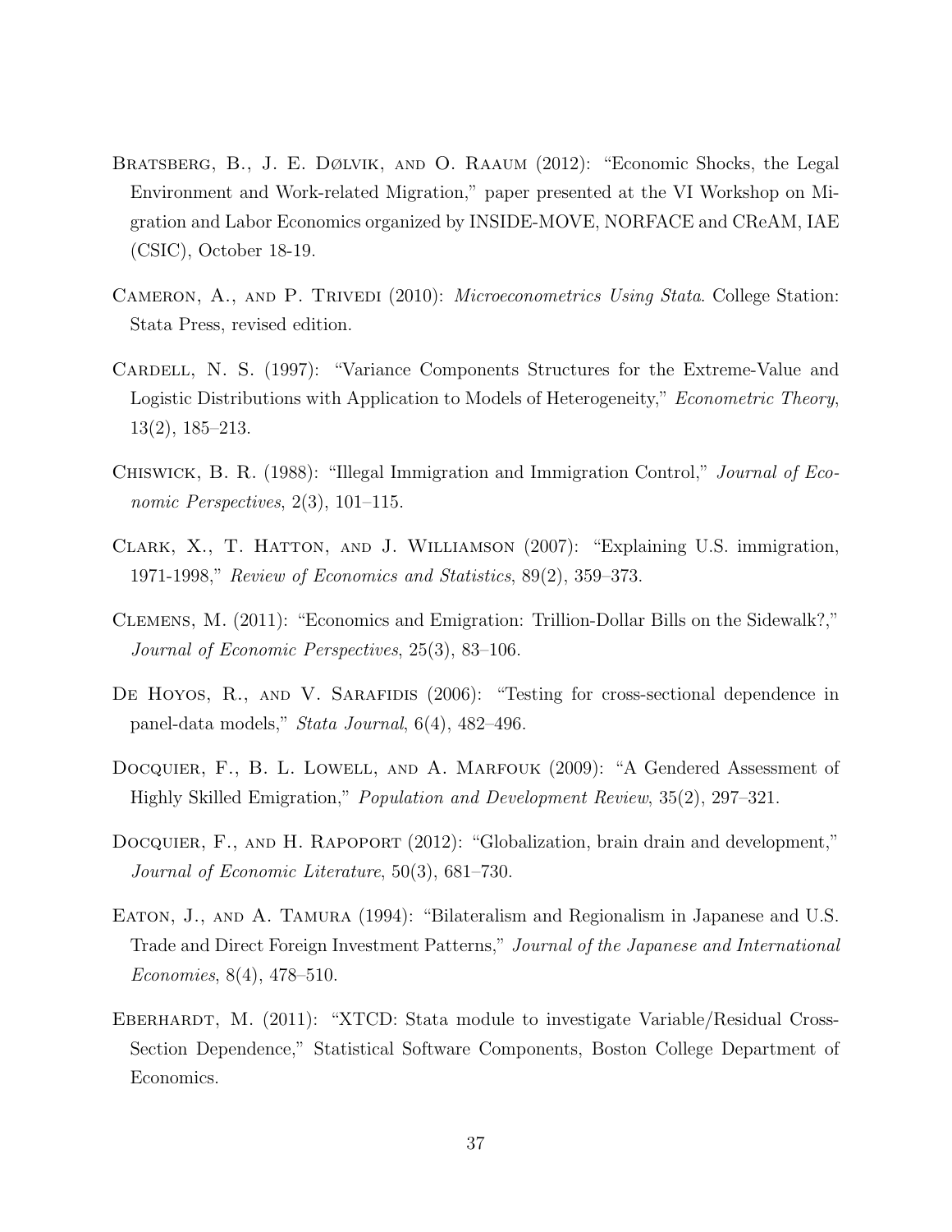Bratsberg, B., J. E. Dølvik, and O. Raaum (2012): "Economic Shocks, the Legal Environment and Work-related Migration," paper presented at the VI Workshop on Migration and Labor Economics organized by INSIDE-MOVE, NORFACE and CReAM, IAE (CSIC), October 18-19.

Cameron, A., and P. Trivedi (2010): *Microeconometrics Using Stata*. College Station: Stata Press, revised edition.

Cardell, N. S. (1997): "Variance Components Structures for the Extreme-Value and Logistic Distributions with Application to Models of Heterogeneity," *Econometric Theory*, 13(2), 185–213.

Chiswick, B. R. (1988): "Illegal Immigration and Immigration Control," *Journal of Economic Perspectives*, 2(3), 101–115.

Clark, X., T. Hatton, and J. Williamson (2007): "Explaining U.S. immigration, 1971-1998," *Review of Economics and Statistics*, 89(2), 359–373.

Clemens, M. (2011): "Economics and Emigration: Trillion-Dollar Bills on the Sidewalk?," *Journal of Economic Perspectives*, 25(3), 83–106.

De Hoyos, R., and V. Sarafidis (2006): "Testing for cross-sectional dependence in panel-data models," *Stata Journal*, 6(4), 482–496.

Docquier, F., B. L. Lowell, and A. Marfouk (2009): "A Gendered Assessment of Highly Skilled Emigration," *Population and Development Review*, 35(2), 297–321.

Docquier, F., and H. Rapoport (2012): "Globalization, brain drain and development," *Journal of Economic Literature*, 50(3), 681–730.

Eaton, J., and A. Tamura (1994): "Bilateralism and Regionalism in Japanese and U.S. Trade and Direct Foreign Investment Patterns," *Journal of the Japanese and International Economies*, 8(4), 478–510.

Eberhardt, M. (2011): "XTCD: Stata module to investigate Variable/Residual Cross-Section Dependence," Statistical Software Components, Boston College Department of Economics.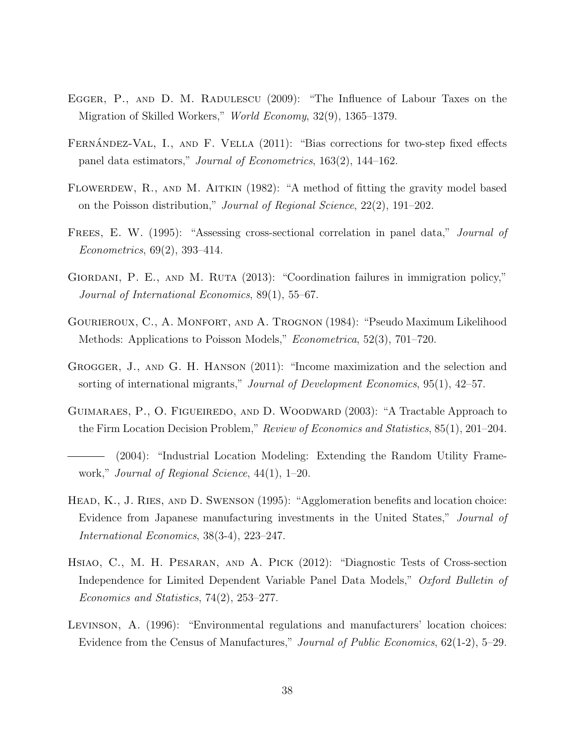Egger, P., and D. M. Radulescu (2009): "The Influence of Labour Taxes on the Migration of Skilled Workers," *World Economy*, 32(9), 1365–1379.

Fernández-Val, I., and F. Vella (2011): "Bias corrections for two-step fixed effects panel data estimators," *Journal of Econometrics*, 163(2), 144–162.

Flowerdew, R., and M. Aitkin (1982): "A method of fitting the gravity model based on the Poisson distribution," *Journal of Regional Science*, 22(2), 191–202.

Frees, E. W. (1995): "Assessing cross-sectional correlation in panel data," *Journal of Econometrics*, 69(2), 393–414.

Giordani, P. E., and M. Ruta (2013): "Coordination failures in immigration policy," *Journal of International Economics*, 89(1), 55–67.

Gourieroux, C., A. Monfort, and A. Trognon (1984): "Pseudo Maximum Likelihood Methods: Applications to Poisson Models," *Econometrica*, 52(3), 701–720.

Grogger, J., and G. H. Hanson (2011): "Income maximization and the selection and sorting of international migrants," *Journal of Development Economics*, 95(1), 42–57.

Guimaraes, P., O. Figueiredo, and D. Woodward (2003): "A Tractable Approach to the Firm Location Decision Problem," *Review of Economics and Statistics*, 85(1), 201–204.

——— (2004): "Industrial Location Modeling: Extending the Random Utility Framework," *Journal of Regional Science*, 44(1), 1–20.

Head, K., J. Ries, and D. Swenson (1995): "Agglomeration benefits and location choice: Evidence from Japanese manufacturing investments in the United States," *Journal of International Economics*, 38(3-4), 223–247.

Hsiao, C., M. H. Pesaran, and A. Pick (2012): "Diagnostic Tests of Cross-section Independence for Limited Dependent Variable Panel Data Models," *Oxford Bulletin of Economics and Statistics*, 74(2), 253–277.

Levinson, A. (1996): "Environmental regulations and manufacturers' location choices: Evidence from the Census of Manufactures," *Journal of Public Economics*, 62(1-2), 5–29.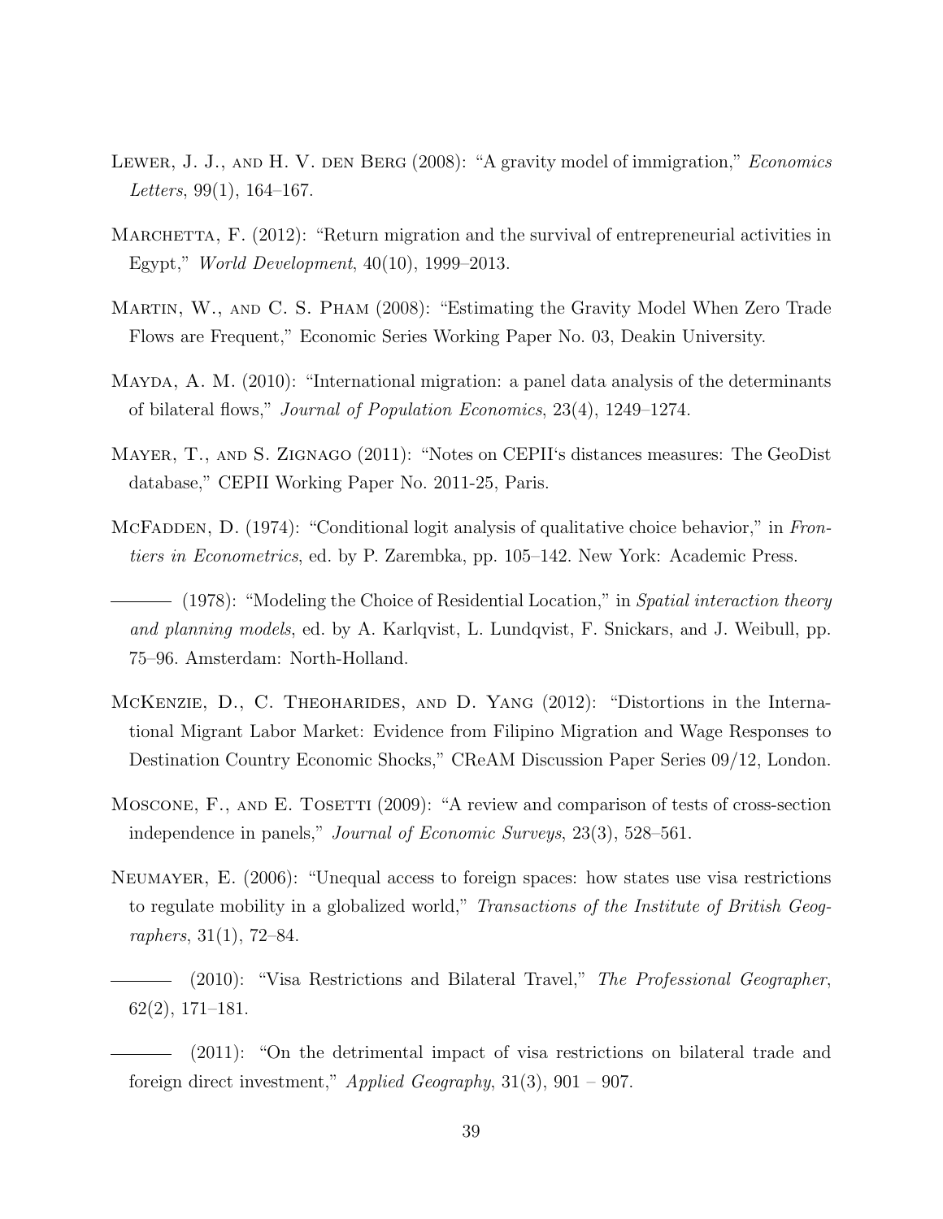Lewer, J. J., and H. V. den Berg (2008): "A gravity model of immigration," *Economics Letters*, 99(1), 164–167.

Marchetta, F. (2012): "Return migration and the survival of entrepreneurial activities in Egypt," *World Development*, 40(10), 1999–2013.

Martin, W., and C. S. Pham (2008): "Estimating the Gravity Model When Zero Trade Flows are Frequent," Economic Series Working Paper No. 03, Deakin University.

Mayda, A. M. (2010): "International migration: a panel data analysis of the determinants of bilateral flows," *Journal of Population Economics*, 23(4), 1249–1274.

Mayer, T., and S. Zignago (2011): "Notes on CEPII's distances measures: The GeoDist database," CEPII Working Paper No. 2011-25, Paris.

McFadden, D. (1974): "Conditional logit analysis of qualitative choice behavior," in *Frontiers in Econometrics*, ed. by P. Zarembka, pp. 105–142. New York: Academic Press.

——— (1978): "Modeling the Choice of Residential Location," in *Spatial interaction theory and planning models*, ed. by A. Karlqvist, L. Lundqvist, F. Snickars, and J. Weibull, pp. 75–96. Amsterdam: North-Holland.

McKenzie, D., C. Theoharides, and D. Yang (2012): "Distortions in the International Migrant Labor Market: Evidence from Filipino Migration and Wage Responses to Destination Country Economic Shocks," CReAM Discussion Paper Series 09/12, London.

Moscone, F., and E. Tosetti (2009): "A review and comparison of tests of cross-section independence in panels," *Journal of Economic Surveys*, 23(3), 528–561.

Neumayer, E. (2006): "Unequal access to foreign spaces: how states use visa restrictions to regulate mobility in a globalized world," *Transactions of the Institute of British Geographers*, 31(1), 72–84.

——— (2010): "Visa Restrictions and Bilateral Travel," *The Professional Geographer*, 62(2), 171–181.

——— (2011): "On the detrimental impact of visa restrictions on bilateral trade and foreign direct investment," *Applied Geography*, 31(3), 901 – 907.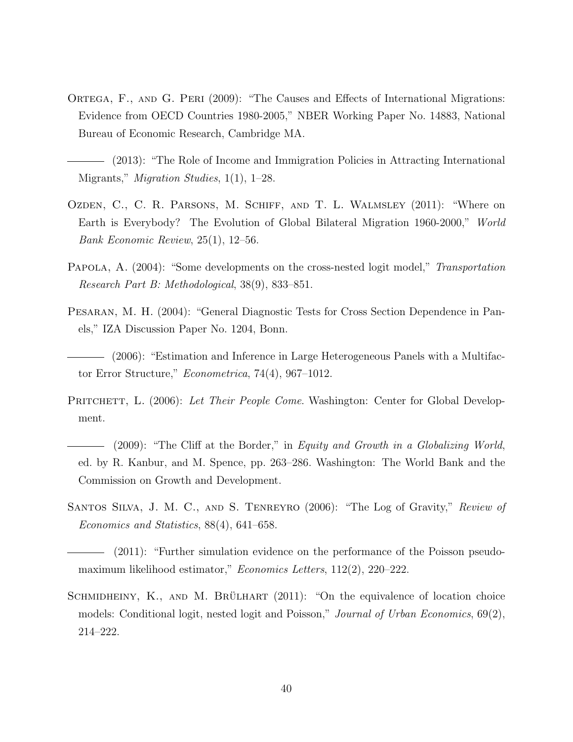Ortega, F., and G. Peri (2009): "The Causes and Effects of International Migrations: Evidence from OECD Countries 1980-2005," NBER Working Paper No. 14883, National Bureau of Economic Research, Cambridge MA.

——— (2013): "The Role of Income and Immigration Policies in Attracting International Migrants," *Migration Studies*, 1(1), 1–28.

Ozden, C., C. R. Parsons, M. Schiff, and T. L. Walmsley (2011): "Where on Earth is Everybody? The Evolution of Global Bilateral Migration 1960-2000," *World Bank Economic Review*, 25(1), 12–56.

Papola, A. (2004): "Some developments on the cross-nested logit model," *Transportation Research Part B: Methodological*, 38(9), 833–851.

Pesaran, M. H. (2004): "General Diagnostic Tests for Cross Section Dependence in Panels," IZA Discussion Paper No. 1204, Bonn.

——— (2006): "Estimation and Inference in Large Heterogeneous Panels with a Multifactor Error Structure," *Econometrica*, 74(4), 967–1012.

Pritchett, L. (2006): *Let Their People Come*. Washington: Center for Global Development.

——— (2009): "The Cliff at the Border," in *Equity and Growth in a Globalizing World*, ed. by R. Kanbur, and M. Spence, pp. 263–286. Washington: The World Bank and the Commission on Growth and Development.

Santos Silva, J. M. C., and S. Tenreyro (2006): "The Log of Gravity," *Review of Economics and Statistics*, 88(4), 641–658.

——— (2011): "Further simulation evidence on the performance of the Poisson pseudo-maximum likelihood estimator," *Economics Letters*, 112(2), 220–222.

Schmidheiny, K., and M. Brülhart (2011): "On the equivalence of location choice models: Conditional logit, nested logit and Poisson," *Journal of Urban Economics*, 69(2), 214–222.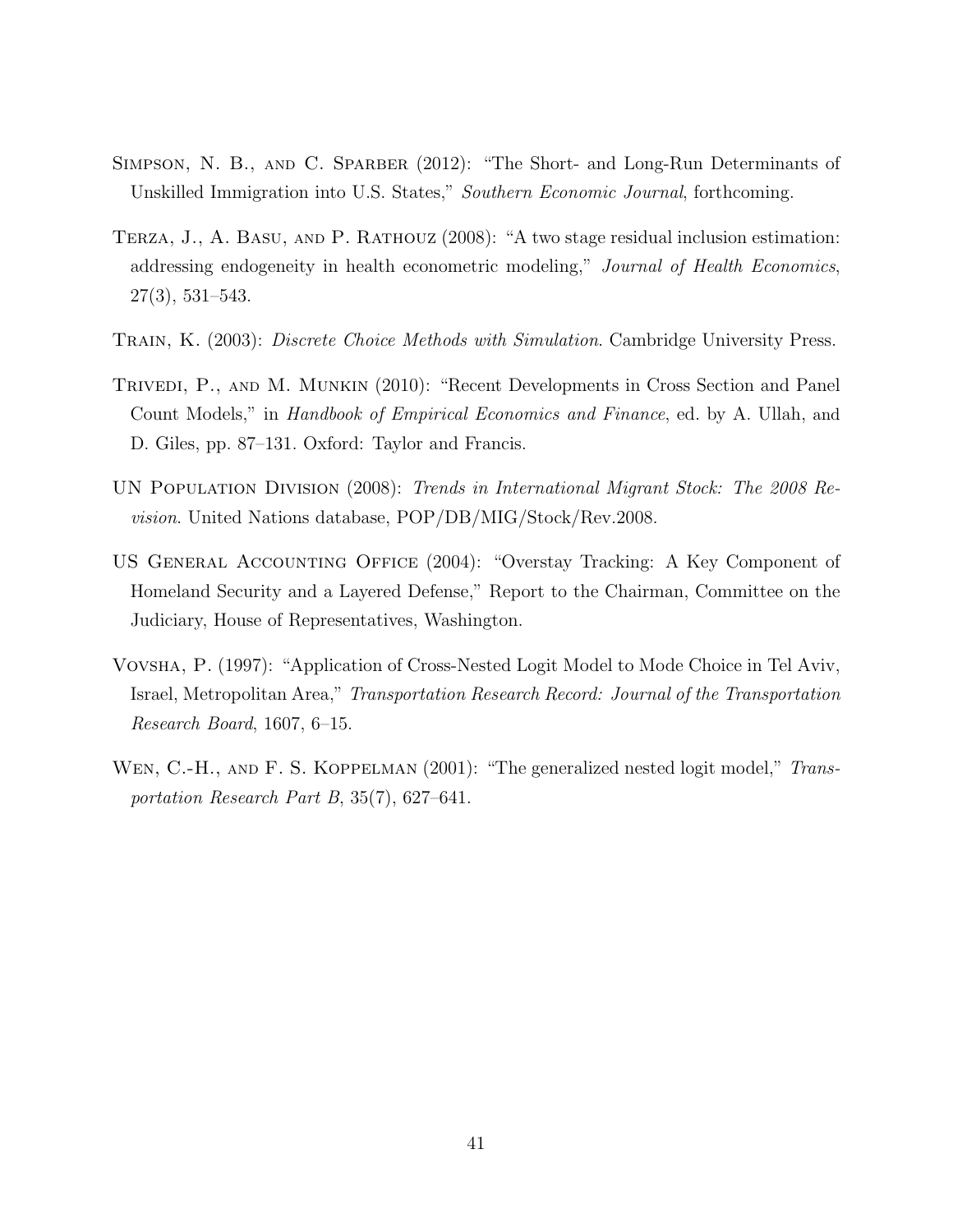Simpson, N. B., and C. Sparber (2012): "The Short- and Long-Run Determinants of Unskilled Immigration into U.S. States," *Southern Economic Journal*, forthcoming.

Terza, J., A. Basu, and P. Rathouz (2008): "A two stage residual inclusion estimation: addressing endogeneity in health econometric modeling," *Journal of Health Economics*, 27(3), 531–543.

Train, K. (2003): *Discrete Choice Methods with Simulation*. Cambridge University Press.

Trivedi, P., and M. Munkin (2010): "Recent Developments in Cross Section and Panel Count Models," in *Handbook of Empirical Economics and Finance*, ed. by A. Ullah, and D. Giles, pp. 87–131. Oxford: Taylor and Francis.

UN Population Division (2008): *Trends in International Migrant Stock: The 2008 Revision*. United Nations database, POP/DB/MIG/Stock/Rev.2008.

US General Accounting Office (2004): "Overstay Tracking: A Key Component of Homeland Security and a Layered Defense," Report to the Chairman, Committee on the Judiciary, House of Representatives, Washington.

Vovsha, P. (1997): "Application of Cross-Nested Logit Model to Mode Choice in Tel Aviv, Israel, Metropolitan Area," *Transportation Research Record: Journal of the Transportation Research Board*, 1607, 6–15.

Wen, C.-H., and F. S. Koppelman (2001): "The generalized nested logit model," *Transportation Research Part B*, 35(7), 627–641.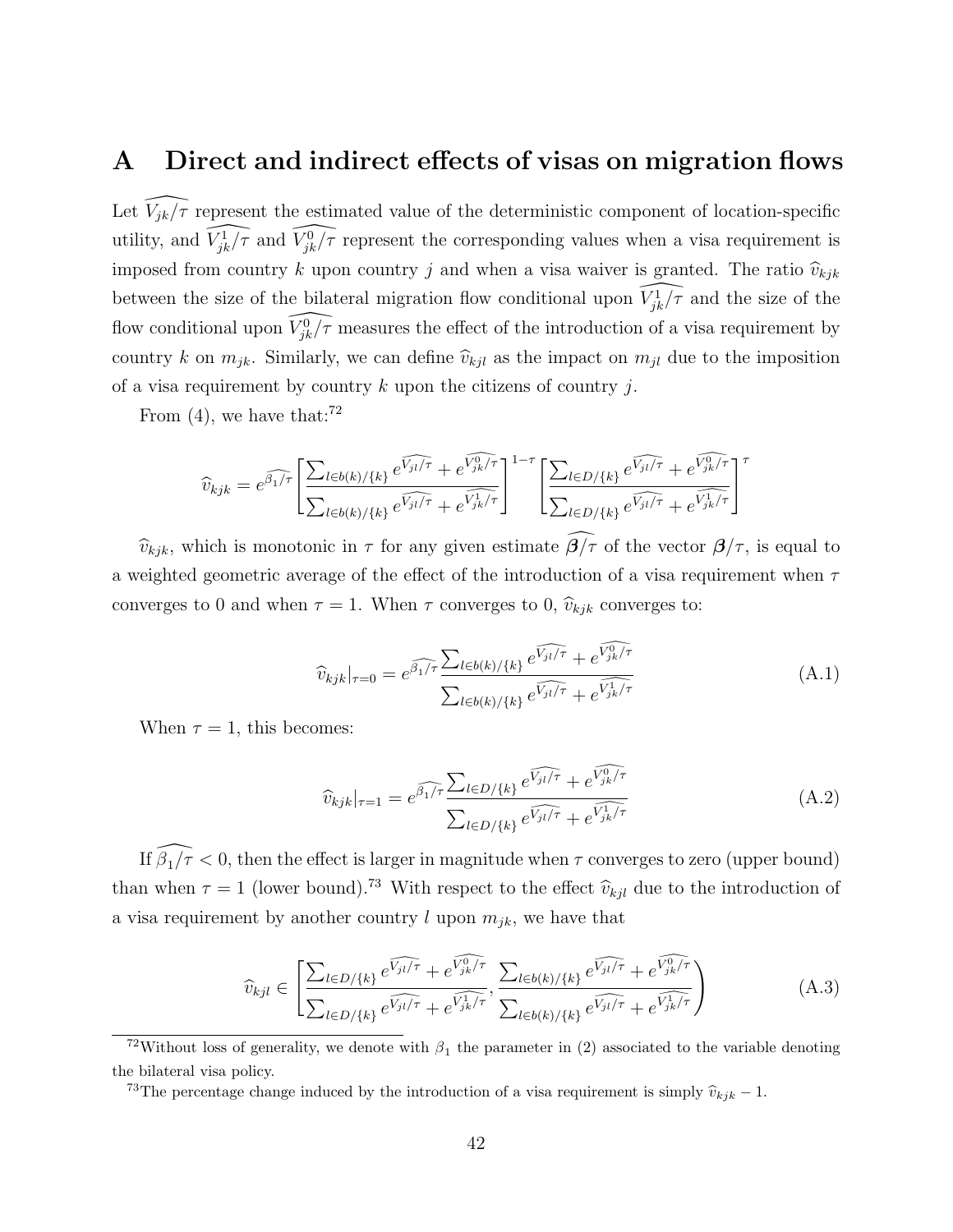# A Direct and indirect effects of visas on migration flows

Let $\widehat{V_{jk}/\tau}$ represent the estimated value of the deterministic component of location-specific utility, and $\widehat{V^1_{jk}/\tau}$ and $\widehat{V^0_{jk}/\tau}$ represent the corresponding values when a visa requirement is imposed from country $k$ upon country $j$ and when a visa waiver is granted. The ratio $\widehat{v}_{kjk}$ between the size of the bilateral migration flow conditional upon $\widehat{V^1_{jk}/\tau}$ and the size of the flow conditional upon $\widehat{V^0_{jk}/\tau}$ measures the effect of the introduction of a visa requirement by country $k$ on $m_{jk}$. Similarly, we can define $\widehat{v}_{kjl}$ as the impact on $m_{jl}$ due to the imposition of a visa requirement by country $k$ upon the citizens of country $j$.

From (4), we have that:[72]

$$\widehat{v}_{kjk} = e^{\widehat{\beta_1/\tau}} \left[ \frac{\sum_{l \in b(k)/\{k\}} e^{\widehat{V_{jl}/\tau}} + e^{\widehat{V^0_{jk}/\tau}}}{\sum_{l \in b(k)/\{k\}} e^{\widehat{V_{jl}/\tau}} + e^{\widehat{V^1_{jk}/\tau}}} \right]^{1-\tau} \left[ \frac{\sum_{l \in D/\{k\}} e^{\widehat{V_{jl}/\tau}} + e^{\widehat{V^0_{jk}/\tau}}}{\sum_{l \in D/\{k\}} e^{\widehat{V_{jl}/\tau}} + e^{\widehat{V^1_{jk}/\tau}}} \right]^{\tau}$$

$\widehat{v}_{kjk}$, which is monotonic in $\tau$ for any given estimate $\widehat{\boldsymbol{\beta}/\tau}$ of the vector $\boldsymbol{\beta}/\tau$, is equal to a weighted geometric average of the effect of the introduction of a visa requirement when $\tau$ converges to 0 and when $\tau = 1$. When $\tau$ converges to 0, $\widehat{v}_{kjk}$ converges to:

$$\widehat{v}_{kjk}|_{\tau=0} = e^{\widehat{\beta_1/\tau}} \frac{\sum_{l \in b(k)/\{k\}} e^{\widehat{V_{jl}/\tau}} + e^{\widehat{V^0_{jk}/\tau}}}{\sum_{l \in b(k)/\{k\}} e^{\widehat{V_{jl}/\tau}} + e^{\widehat{V^1_{jk}/\tau}}} \tag{A.1}$$

When $\tau = 1$, this becomes:

$$\widehat{v}_{kjk}|_{\tau=1} = e^{\widehat{\beta_1/\tau}} \frac{\sum_{l \in D/\{k\}} e^{\widehat{V_{jl}/\tau}} + e^{\widehat{V^0_{jk}/\tau}}}{\sum_{l \in D/\{k\}} e^{\widehat{V_{jl}/\tau}} + e^{\widehat{V^1_{jk}/\tau}}} \tag{A.2}$$

If $\widehat{\beta_1/\tau} < 0$, then the effect is larger in magnitude when $\tau$ converges to zero (upper bound) than when $\tau = 1$ (lower bound).[73] With respect to the effect $\widehat{v}_{kjl}$ due to the introduction of a visa requirement by another country $l$ upon $m_{jk}$, we have that

$$\widehat{v}_{kjl} \in \left[ \frac{\sum_{l \in D/\{k\}} e^{\widehat{V_{jl}/\tau}} + e^{\widehat{V^0_{jk}/\tau}}}{\sum_{l \in D/\{k\}} e^{\widehat{V_{jl}/\tau}} + e^{\widehat{V^1_{jk}/\tau}}}, \frac{\sum_{l \in b(k)/\{k\}} e^{\widehat{V_{jl}/\tau}} + e^{\widehat{V^0_{jk}/\tau}}}{\sum_{l \in b(k)/\{k\}} e^{\widehat{V_{jl}/\tau}} + e^{\widehat{V^1_{jk}/\tau}}} \right) \tag{A.3}$$

---

[72] Without loss of generality, we denote with $\beta_1$ the parameter in (2) associated to the variable denoting the bilateral visa policy.

[73] The percentage change induced by the introduction of a visa requirement is simply $\widehat{v}_{kjk} - 1$.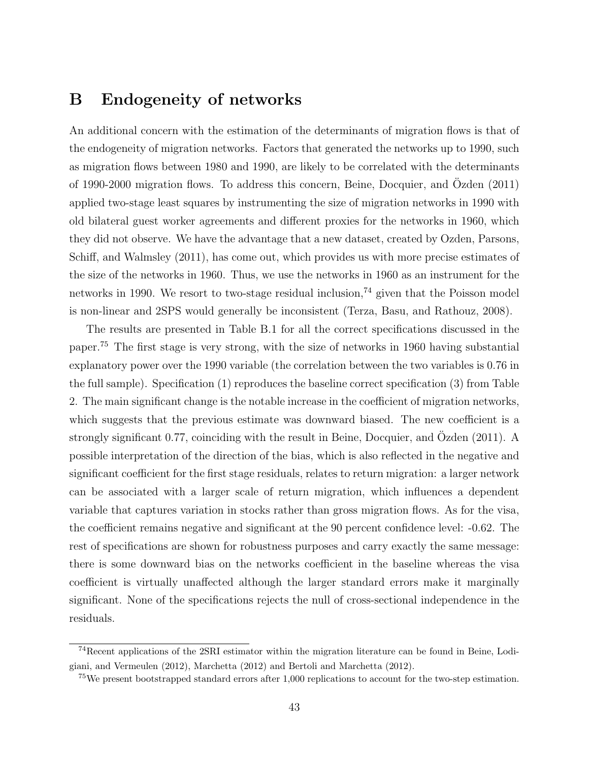# B Endogeneity of networks

An additional concern with the estimation of the determinants of migration flows is that of the endogeneity of migration networks. Factors that generated the networks up to 1990, such as migration flows between 1980 and 1990, are likely to be correlated with the determinants of 1990-2000 migration flows. To address this concern, Beine, Docquier, and Özden (2011) applied two-stage least squares by instrumenting the size of migration networks in 1990 with old bilateral guest worker agreements and different proxies for the networks in 1960, which they did not observe. We have the advantage that a new dataset, created by Ozden, Parsons, Schiff, and Walmsley (2011), has come out, which provides us with more precise estimates of the size of the networks in 1960. Thus, we use the networks in 1960 as an instrument for the networks in 1990. We resort to two-stage residual inclusion,[74] given that the Poisson model is non-linear and 2SPS would generally be inconsistent (Terza, Basu, and Rathouz, 2008).

The results are presented in Table B.1 for all the correct specifications discussed in the paper.[75] The first stage is very strong, with the size of networks in 1960 having substantial explanatory power over the 1990 variable (the correlation between the two variables is 0.76 in the full sample). Specification (1) reproduces the baseline correct specification (3) from Table 2. The main significant change is the notable increase in the coefficient of migration networks, which suggests that the previous estimate was downward biased. The new coefficient is a strongly significant 0.77, coinciding with the result in Beine, Docquier, and Özden (2011). A possible interpretation of the direction of the bias, which is also reflected in the negative and significant coefficient for the first stage residuals, relates to return migration: a larger network can be associated with a larger scale of return migration, which influences a dependent variable that captures variation in stocks rather than gross migration flows. As for the visa, the coefficient remains negative and significant at the 90 percent confidence level: -0.62. The rest of specifications are shown for robustness purposes and carry exactly the same message: there is some downward bias on the networks coefficient in the baseline whereas the visa coefficient is virtually unaffected although the larger standard errors make it marginally significant. None of the specifications rejects the null of cross-sectional independence in the residuals.

[74] Recent applications of the 2SRI estimator within the migration literature can be found in Beine, Lodigiani, and Vermeulen (2012), Marchetta (2012) and Bertoli and Marchetta (2012).

[75] We present bootstrapped standard errors after 1,000 replications to account for the two-step estimation.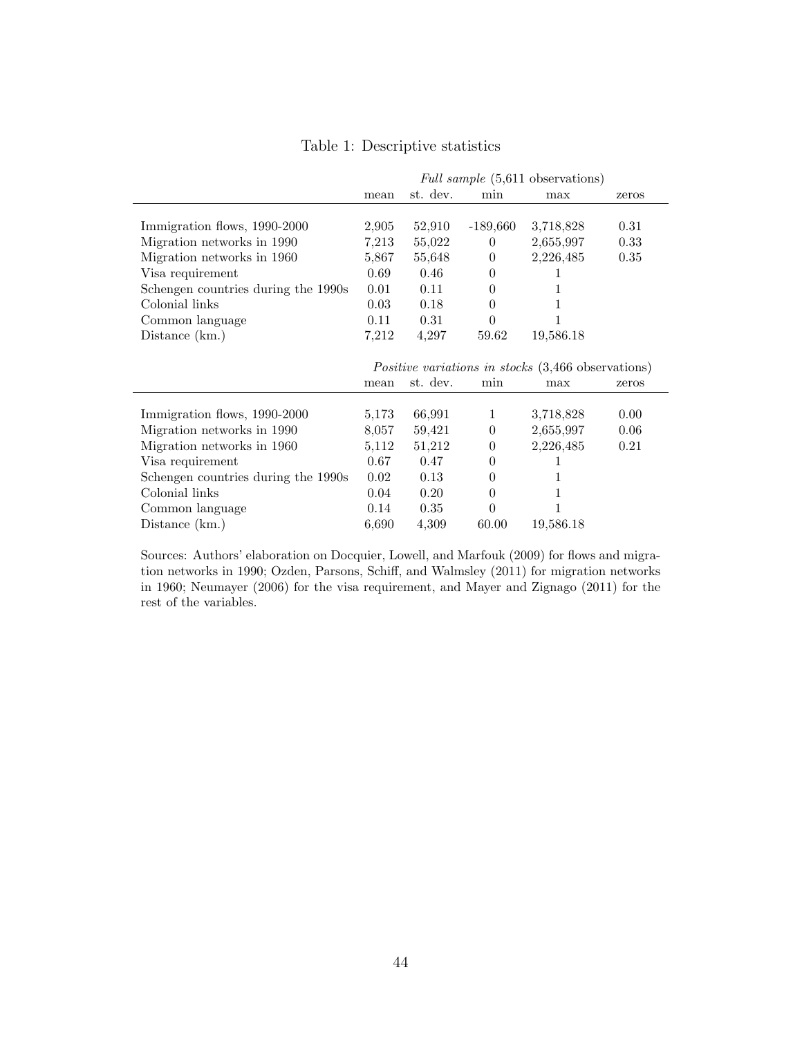Table 1: Descriptive statistics

| | *Full sample* (5,611 observations) | | | | |
|---|---|---|---|---|---|
| | mean | st. dev. | min | max | zeros |
| Immigration flows, 1990-2000 | 2,905 | 52,910 | -189,660 | 3,718,828 | 0.31 |
| Migration networks in 1990 | 7,213 | 55,022 | 0 | 2,655,997 | 0.33 |
| Migration networks in 1960 | 5,867 | 55,648 | 0 | 2,226,485 | 0.35 |
| Visa requirement | 0.69 | 0.46 | 0 | 1 | |
| Schengen countries during the 1990s | 0.01 | 0.11 | 0 | 1 | |
| Colonial links | 0.03 | 0.18 | 0 | 1 | |
| Common language | 0.11 | 0.31 | 0 | 1 | |
| Distance (km.) | 7,212 | 4,297 | 59.62 | 19,586.18 | |

| | *Positive variations in stocks* (3,466 observations) | | | | |
|---|---|---|---|---|---|
| | mean | st. dev. | min | max | zeros |
| Immigration flows, 1990-2000 | 5,173 | 66,991 | 1 | 3,718,828 | 0.00 |
| Migration networks in 1990 | 8,057 | 59,421 | 0 | 2,655,997 | 0.06 |
| Migration networks in 1960 | 5,112 | 51,212 | 0 | 2,226,485 | 0.21 |
| Visa requirement | 0.67 | 0.47 | 0 | 1 | |
| Schengen countries during the 1990s | 0.02 | 0.13 | 0 | 1 | |
| Colonial links | 0.04 | 0.20 | 0 | 1 | |
| Common language | 0.14 | 0.35 | 0 | 1 | |
| Distance (km.) | 6,690 | 4,309 | 60.00 | 19,586.18 | |

Sources: Authors' elaboration on Docquier, Lowell, and Marfouk (2009) for flows and migration networks in 1990; Ozden, Parsons, Schiff, and Walmsley (2011) for migration networks in 1960; Neumayer (2006) for the visa requirement, and Mayer and Zignago (2011) for the rest of the variables.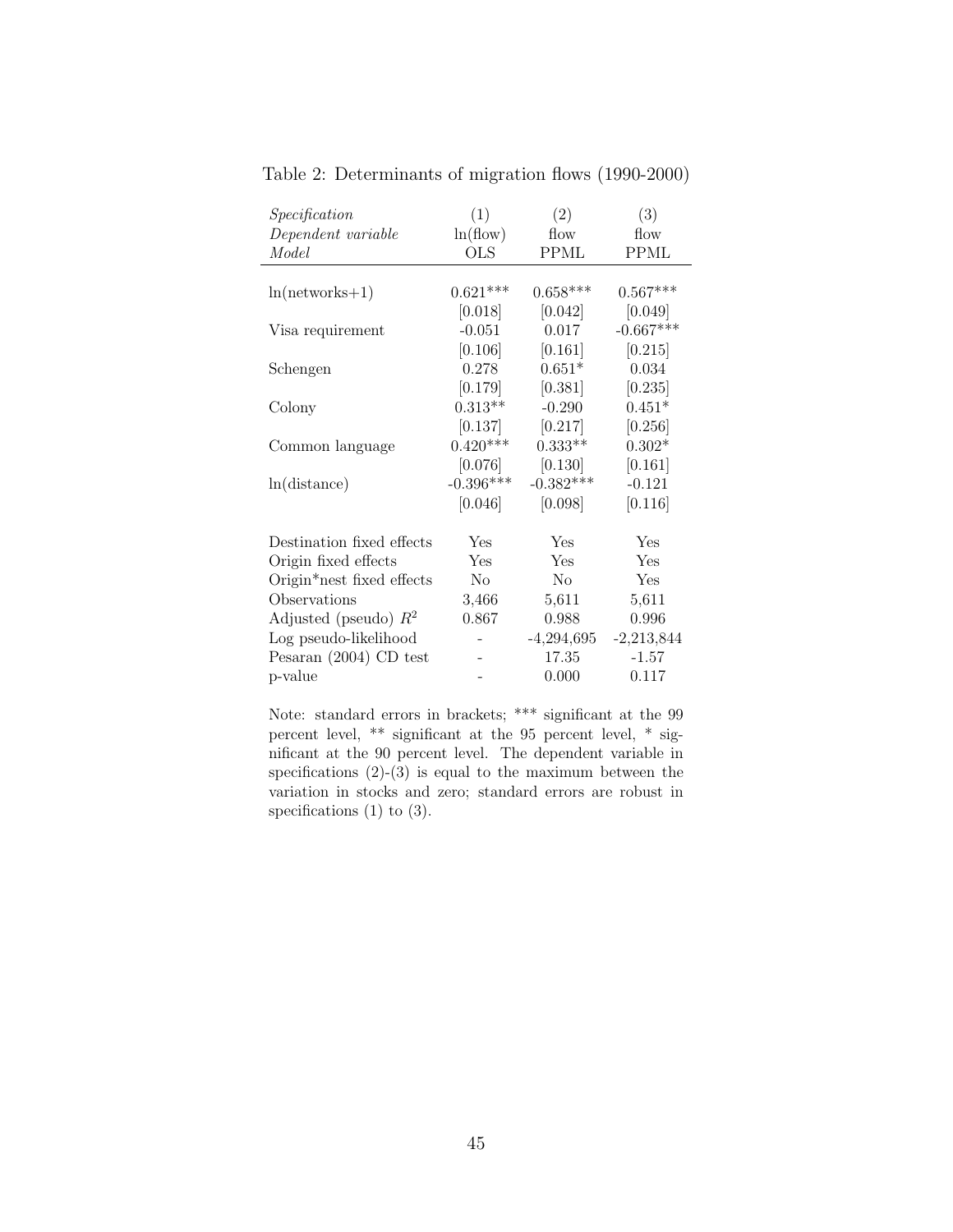Table 2: Determinants of migration flows (1990-2000)

| *Specification* | (1) | (2) | (3) |
|---|---|---|---|
| *Dependent variable* | ln(flow) | flow | flow |
| *Model* | OLS | PPML | PPML |
| ln(networks+1) | 0.621*** | 0.658*** | 0.567*** |
| | [0.018] | [0.042] | [0.049] |
| Visa requirement | -0.051 | 0.017 | -0.667*** |
| | [0.106] | [0.161] | [0.215] |
| Schengen | 0.278 | 0.651* | 0.034 |
| | [0.179] | [0.381] | [0.235] |
| Colony | 0.313** | -0.290 | 0.451* |
| | [0.137] | [0.217] | [0.256] |
| Common language | 0.420*** | 0.333** | 0.302* |
| | [0.076] | [0.130] | [0.161] |
| ln(distance) | -0.396*** | -0.382*** | -0.121 |
| | [0.046] | [0.098] | [0.116] |
| Destination fixed effects | Yes | Yes | Yes |
| Origin fixed effects | Yes | Yes | Yes |
| Origin*nest fixed effects | No | No | Yes |
| Observations | 3,466 | 5,611 | 5,611 |
| Adjusted (pseudo) $R^2$ | 0.867 | 0.988 | 0.996 |
| Log pseudo-likelihood | - | -4,294,695 | -2,213,844 |
| Pesaran (2004) CD test | - | 17.35 | -1.57 |
| p-value | - | 0.000 | 0.117 |

Note: standard errors in brackets; *** significant at the 99 percent level, ** significant at the 95 percent level, * significant at the 90 percent level. The dependent variable in specifications (2)-(3) is equal to the maximum between the variation in stocks and zero; standard errors are robust in specifications (1) to (3).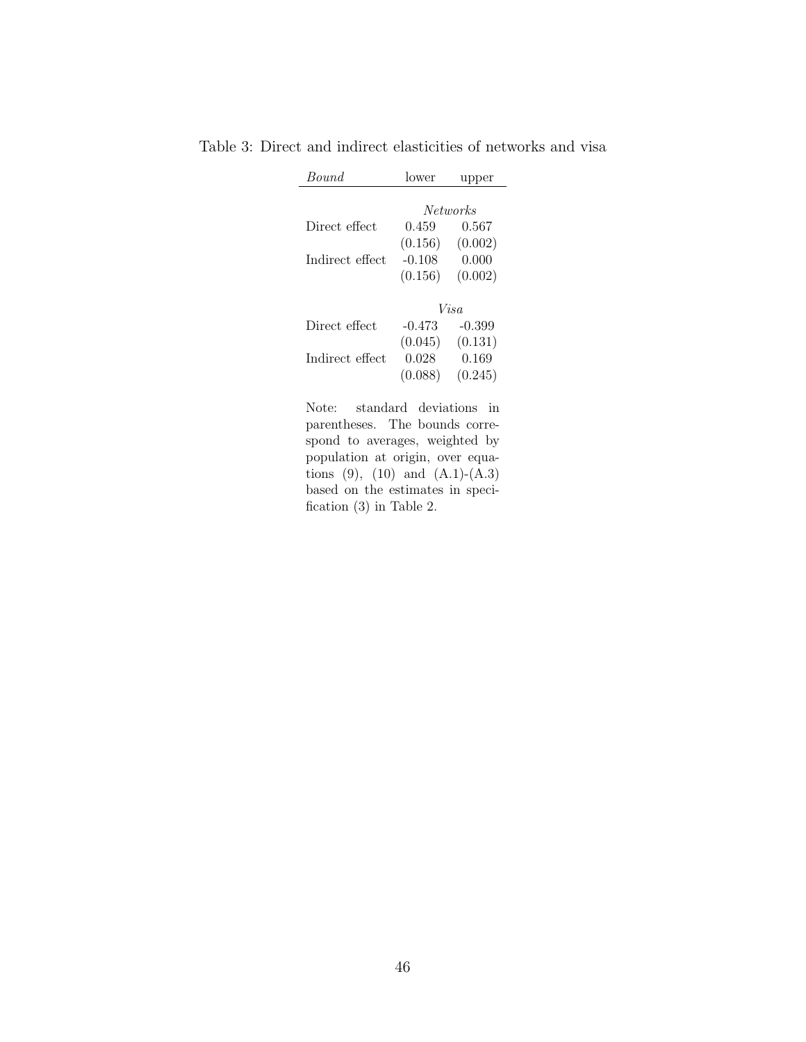Table 3: Direct and indirect elasticities of networks and visa

| *Bound* | lower | upper |
|---|---|---|
| | *Networks* | |
| Direct effect | 0.459 | 0.567 |
| | (0.156) | (0.002) |
| Indirect effect | -0.108 | 0.000 |
| | (0.156) | (0.002) |
| | *Visa* | |
| Direct effect | -0.473 | -0.399 |
| | (0.045) | (0.131) |
| Indirect effect | 0.028 | 0.169 |
| | (0.088) | (0.245) |

Note: standard deviations in parentheses. The bounds correspond to averages, weighted by population at origin, over equations (9), (10) and (A.1)-(A.3) based on the estimates in specification (3) in Table 2.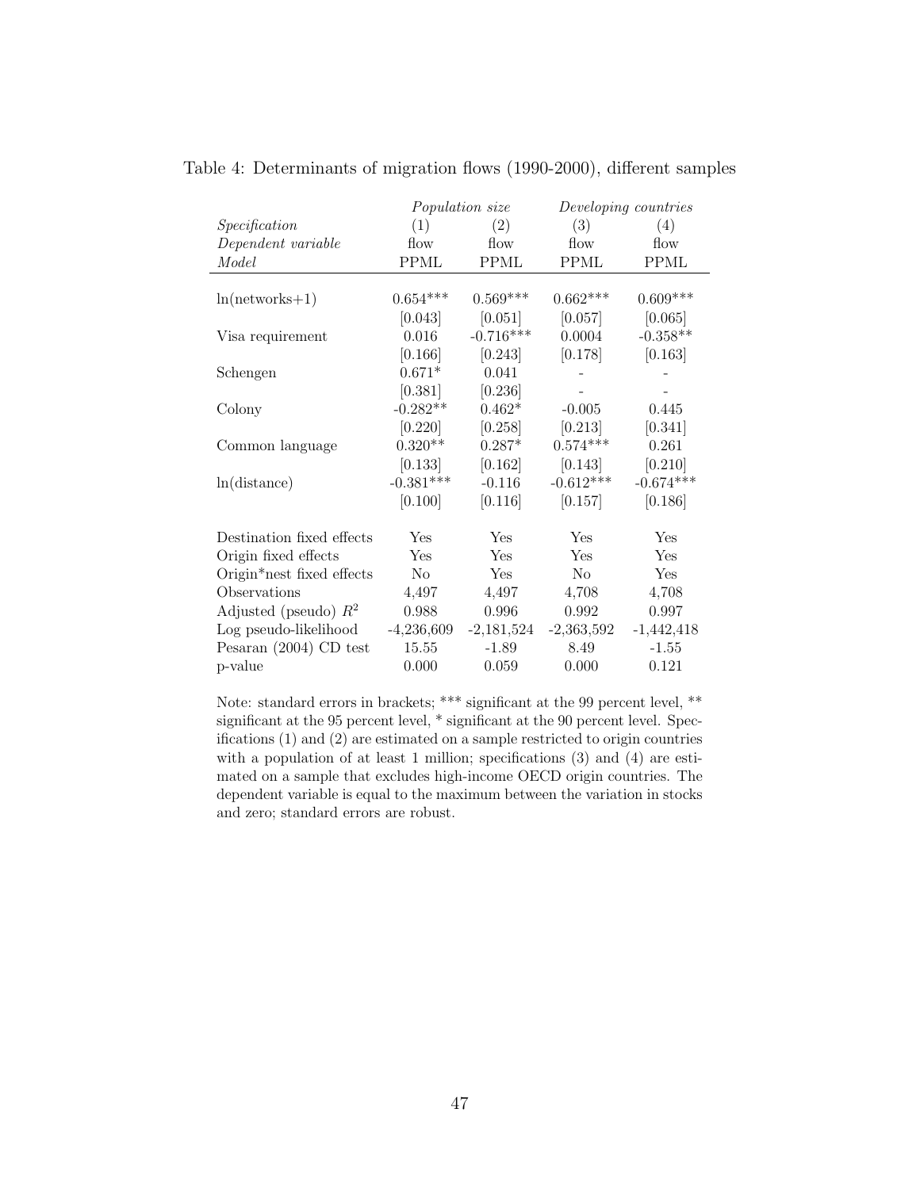Table 4: Determinants of migration flows (1990-2000), different samples

| | *Population size* | | *Developing countries* | |
|---|---|---|---|---|
| *Specification* | (1) | (2) | (3) | (4) |
| *Dependent variable* | flow | flow | flow | flow |
| *Model* | PPML | PPML | PPML | PPML |
| ln(networks+1) | 0.654*** | 0.569*** | 0.662*** | 0.609*** |
| | [0.043] | [0.051] | [0.057] | [0.065] |
| Visa requirement | 0.016 | -0.716*** | 0.0004 | -0.358** |
| | [0.166] | [0.243] | [0.178] | [0.163] |
| Schengen | 0.671* | 0.041 | - | - |
| | [0.381] | [0.236] | - | - |
| Colony | -0.282** | 0.462* | -0.005 | 0.445 |
| | [0.220] | [0.258] | [0.213] | [0.341] |
| Common language | 0.320** | 0.287* | 0.574*** | 0.261 |
| | [0.133] | [0.162] | [0.143] | [0.210] |
| ln(distance) | -0.381*** | -0.116 | -0.612*** | -0.674*** |
| | [0.100] | [0.116] | [0.157] | [0.186] |
| Destination fixed effects | Yes | Yes | Yes | Yes |
| Origin fixed effects | Yes | Yes | Yes | Yes |
| Origin*nest fixed effects | No | Yes | No | Yes |
| Observations | 4,497 | 4,497 | 4,708 | 4,708 |
| Adjusted (pseudo) $R^2$ | 0.988 | 0.996 | 0.992 | 0.997 |
| Log pseudo-likelihood | -4,236,609 | -2,181,524 | -2,363,592 | -1,442,418 |
| Pesaran (2004) CD test | 15.55 | -1.89 | 8.49 | -1.55 |
| p-value | 0.000 | 0.059 | 0.000 | 0.121 |

Note: standard errors in brackets; *** significant at the 99 percent level, ** significant at the 95 percent level, * significant at the 90 percent level. Specifications (1) and (2) are estimated on a sample restricted to origin countries with a population of at least 1 million; specifications (3) and (4) are estimated on a sample that excludes high-income OECD origin countries. The dependent variable is equal to the maximum between the variation in stocks and zero; standard errors are robust.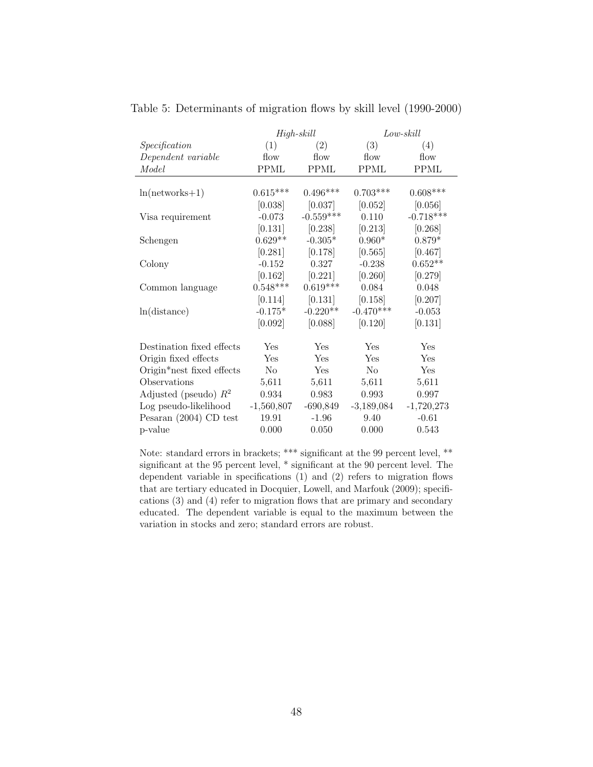Table 5: Determinants of migration flows by skill level (1990-2000)

| | *High-skill* | | *Low-skill* | |
|---|---|---|---|---|
| *Specification* | (1) | (2) | (3) | (4) |
| *Dependent variable* | flow | flow | flow | flow |
| *Model* | PPML | PPML | PPML | PPML |
| ln(networks+1) | 0.615*** | 0.496*** | 0.703*** | 0.608*** |
| | [0.038] | [0.037] | [0.052] | [0.056] |
| Visa requirement | -0.073 | -0.559*** | 0.110 | -0.718*** |
| | [0.131] | [0.238] | [0.213] | [0.268] |
| Schengen | 0.629** | -0.305* | 0.960* | 0.879* |
| | [0.281] | [0.178] | [0.565] | [0.467] |
| Colony | -0.152 | 0.327 | -0.238 | 0.652** |
| | [0.162] | [0.221] | [0.260] | [0.279] |
| Common language | 0.548*** | 0.619*** | 0.084 | 0.048 |
| | [0.114] | [0.131] | [0.158] | [0.207] |
| ln(distance) | -0.175* | -0.220** | -0.470*** | -0.053 |
| | [0.092] | [0.088] | [0.120] | [0.131] |
| Destination fixed effects | Yes | Yes | Yes | Yes |
| Origin fixed effects | Yes | Yes | Yes | Yes |
| Origin*nest fixed effects | No | Yes | No | Yes |
| Observations | 5,611 | 5,611 | 5,611 | 5,611 |
| Adjusted (pseudo) $R^2$ | 0.934 | 0.983 | 0.993 | 0.997 |
| Log pseudo-likelihood | -1,560,807 | -690,849 | -3,189,084 | -1,720,273 |
| Pesaran (2004) CD test | 19.91 | -1.96 | 9.40 | -0.61 |
| p-value | 0.000 | 0.050 | 0.000 | 0.543 |

Note: standard errors in brackets; *** significant at the 99 percent level, ** significant at the 95 percent level, * significant at the 90 percent level. The dependent variable in specifications (1) and (2) refers to migration flows that are tertiary educated in Docquier, Lowell, and Marfouk (2009); specifications (3) and (4) refer to migration flows that are primary and secondary educated. The dependent variable is equal to the maximum between the variation in stocks and zero; standard errors are robust.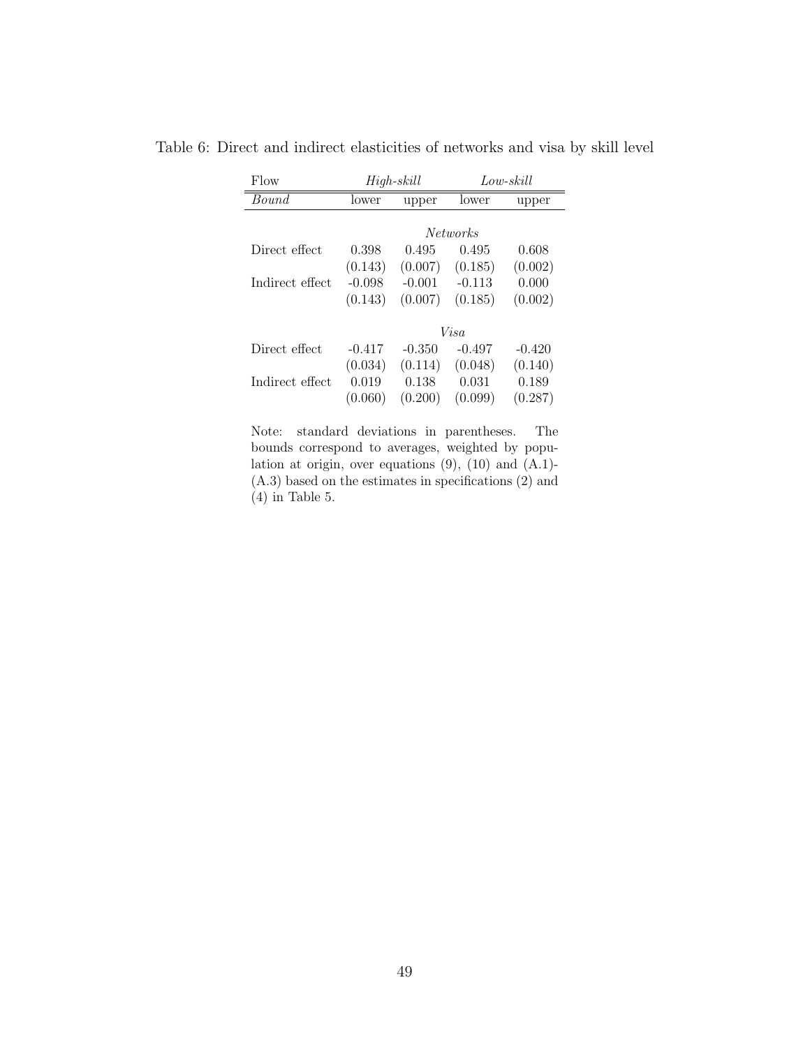Table 6: Direct and indirect elasticities of networks and visa by skill level

| Flow | *High-skill* | | *Low-skill* | |
|---|---|---|---|---|
| *Bound* | lower | upper | lower | upper |
| | | | *Networks* | |
| Direct effect | 0.398 | 0.495 | 0.495 | 0.608 |
| | (0.143) | (0.007) | (0.185) | (0.002) |
| Indirect effect | -0.098 | -0.001 | -0.113 | 0.000 |
| | (0.143) | (0.007) | (0.185) | (0.002) |
| | | | *Visa* | |
| Direct effect | -0.417 | -0.350 | -0.497 | -0.420 |
| | (0.034) | (0.114) | (0.048) | (0.140) |
| Indirect effect | 0.019 | 0.138 | 0.031 | 0.189 |
| | (0.060) | (0.200) | (0.099) | (0.287) |

Note: standard deviations in parentheses. The bounds correspond to averages, weighted by population at origin, over equations (9), (10) and (A.1)-(A.3) based on the estimates in specifications (2) and (4) in Table 5.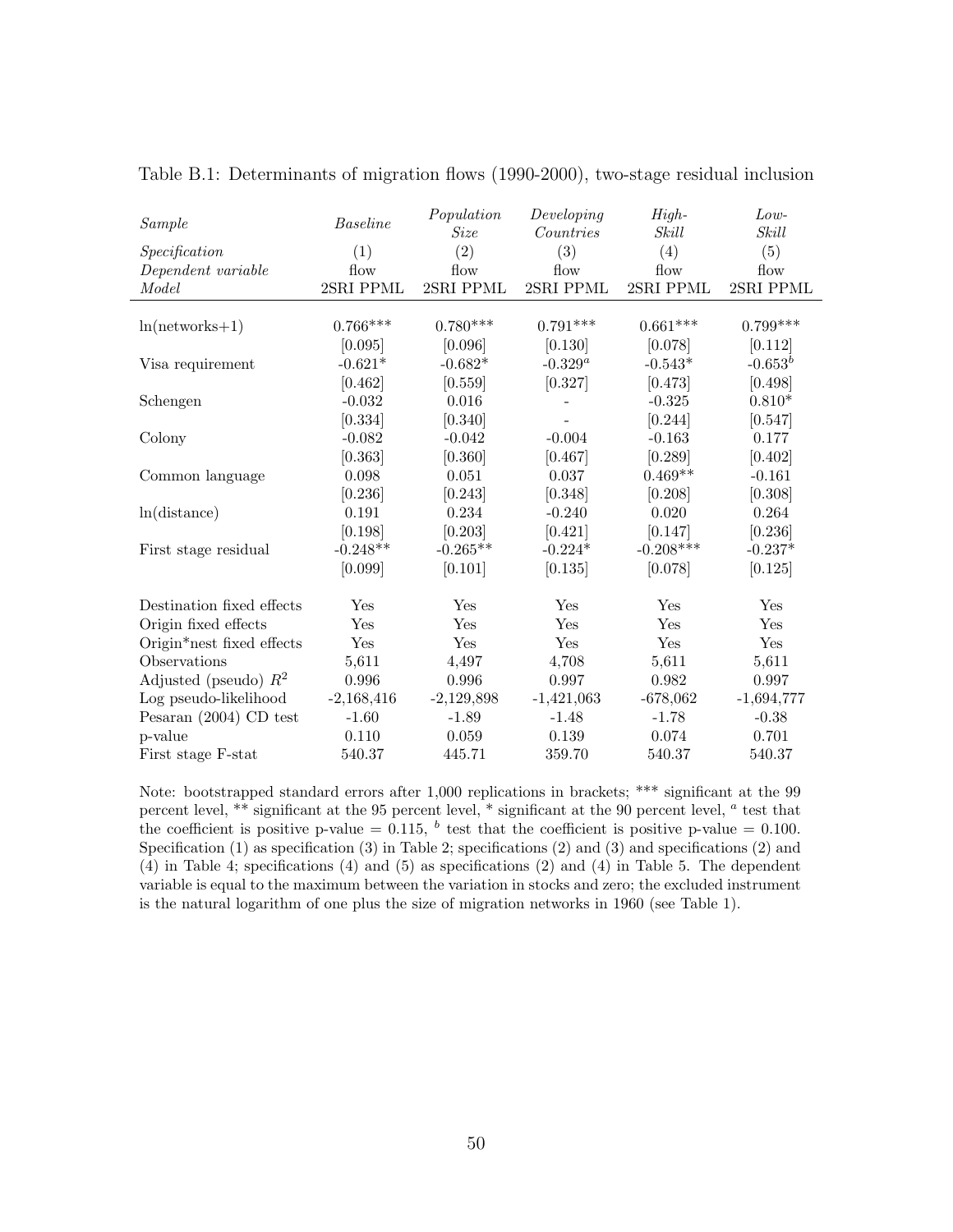Table B.1: Determinants of migration flows (1990-2000), two-stage residual inclusion

| *Sample* | *Baseline* | *Population Size* | *Developing Countries* | *High-Skill* | *Low-Skill* |
|---|---|---|---|---|---|
| *Specification* | (1) | (2) | (3) | (4) | (5) |
| *Dependent variable* | flow | flow | flow | flow | flow |
| *Model* | 2SRI PPML | 2SRI PPML | 2SRI PPML | 2SRI PPML | 2SRI PPML |
| ln(networks+1) | 0.766*** | 0.780*** | 0.791*** | 0.661*** | 0.799*** |
| | [0.095] | [0.096] | [0.130] | [0.078] | [0.112] |
| Visa requirement | -0.621* | -0.682* | -0.329[a] | -0.543* | -0.653[b] |
| | [0.462] | [0.559] | [0.327] | [0.473] | [0.498] |
| Schengen | -0.032 | 0.016 | - | -0.325 | 0.810* |
| | [0.334] | [0.340] | - | [0.244] | [0.547] |
| Colony | -0.082 | -0.042 | -0.004 | -0.163 | 0.177 |
| | [0.363] | [0.360] | [0.467] | [0.289] | [0.402] |
| Common language | 0.098 | 0.051 | 0.037 | 0.469** | -0.161 |
| | [0.236] | [0.243] | [0.348] | [0.208] | [0.308] |
| ln(distance) | 0.191 | 0.234 | -0.240 | 0.020 | 0.264 |
| | [0.198] | [0.203] | [0.421] | [0.147] | [0.236] |
| First stage residual | -0.248** | -0.265** | -0.224* | -0.208*** | -0.237* |
| | [0.099] | [0.101] | [0.135] | [0.078] | [0.125] |
| Destination fixed effects | Yes | Yes | Yes | Yes | Yes |
| Origin fixed effects | Yes | Yes | Yes | Yes | Yes |
| Origin*nest fixed effects | Yes | Yes | Yes | Yes | Yes |
| Observations | 5,611 | 4,497 | 4,708 | 5,611 | 5,611 |
| Adjusted (pseudo) $R^2$ | 0.996 | 0.996 | 0.997 | 0.982 | 0.997 |
| Log pseudo-likelihood | -2,168,416 | -2,129,898 | -1,421,063 | -678,062 | -1,694,777 |
| Pesaran (2004) CD test | -1.60 | -1.89 | -1.48 | -1.78 | -0.38 |
| p-value | 0.110 | 0.059 | 0.139 | 0.074 | 0.701 |
| First stage F-stat | 540.37 | 445.71 | 359.70 | 540.37 | 540.37 |

Note: bootstrapped standard errors after 1,000 replications in brackets; *** significant at the 99 percent level, ** significant at the 95 percent level, * significant at the 90 percent level, [a] test that the coefficient is positive p-value = 0.115, [b] test that the coefficient is positive p-value = 0.100. Specification (1) as specification (3) in Table 2; specifications (2) and (3) and specifications (2) and (4) in Table 4; specifications (4) and (5) as specifications (2) and (4) in Table 5. The dependent variable is equal to the maximum between the variation in stocks and zero; the excluded instrument is the natural logarithm of one plus the size of migration networks in 1960 (see Table 1).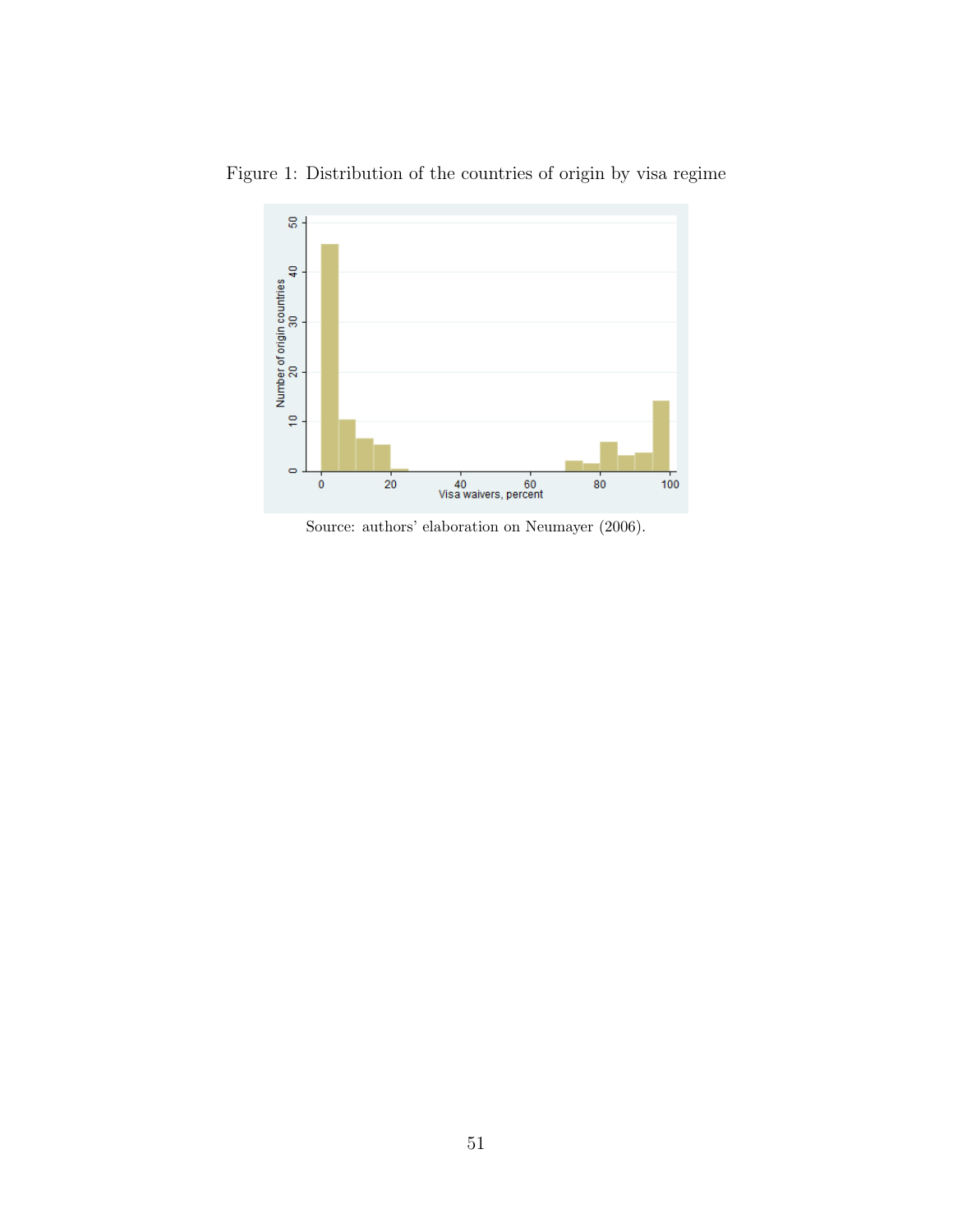Figure 1: Distribution of the countries of origin by visa regime

Source: authors' elaboration on Neumayer (2006).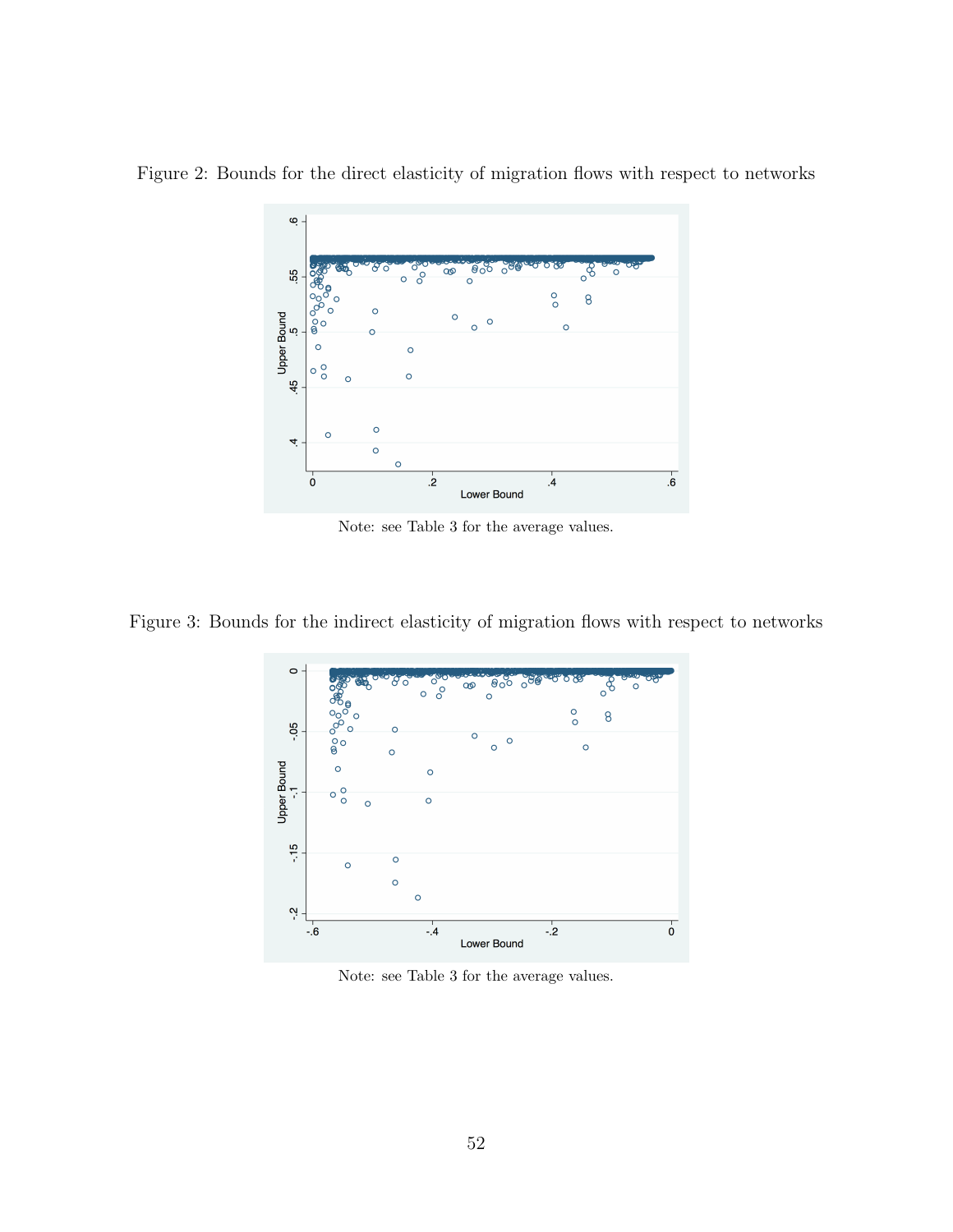Figure 2: Bounds for the direct elasticity of migration flows with respect to networks

Note: see Table 3 for the average values.

Figure 3: Bounds for the indirect elasticity of migration flows with respect to networks

Note: see Table 3 for the average values.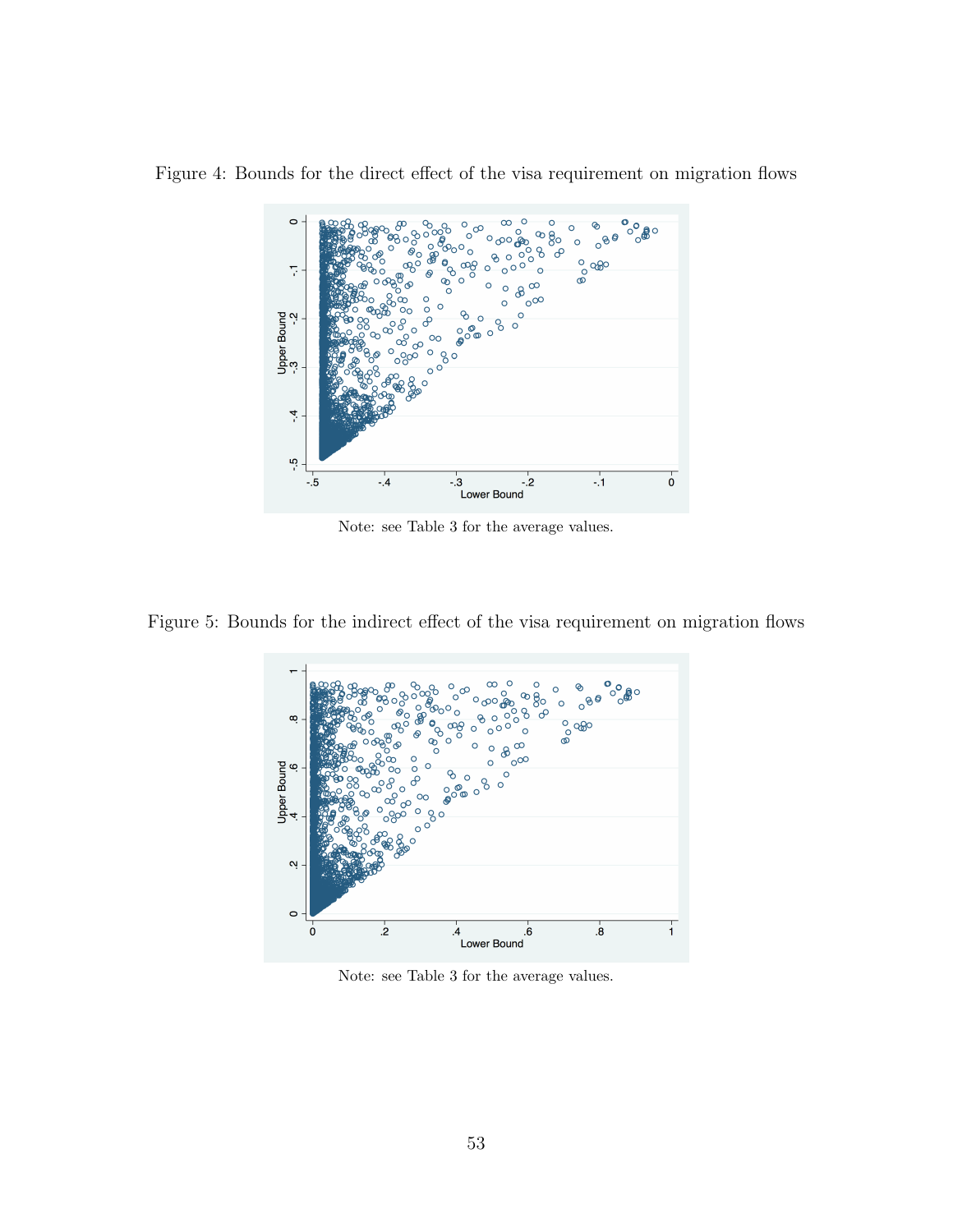Figure 4: Bounds for the direct effect of the visa requirement on migration flows

Upper Bound

0
-.1
-.2
-.3
-.4
-.5

-.5 -.4 -.3 -.2 -.1 0

Lower Bound

Note: see Table 3 for the average values.

Figure 5: Bounds for the indirect effect of the visa requirement on migration flows

Upper Bound

1
.8
.6
.4
.2
0

0 .2 .4 .6 .8 1

Lower Bound

Note: see Table 3 for the average values.